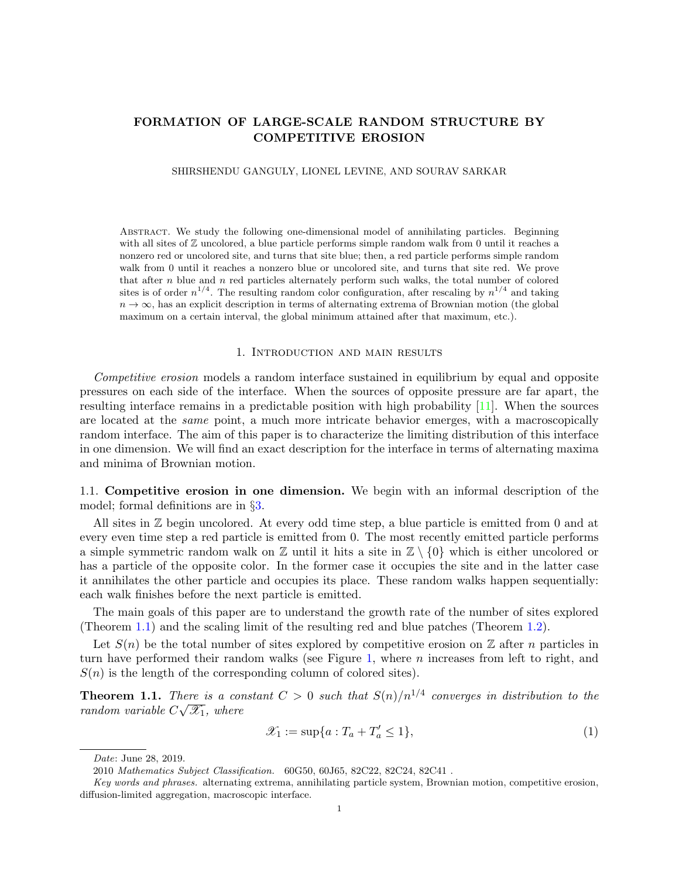# FORMATION OF LARGE-SCALE RANDOM STRUCTURE BY COMPETITIVE EROSION

SHIRSHENDU GANGULY, LIONEL LEVINE, AND SOURAV SARKAR

Abstract. We study the following one-dimensional model of annihilating particles. Beginning with all sites of $\mathbb{Z}$ uncolored, a blue particle performs simple random walk from 0 until it reaches a nonzero red or uncolored site, and turns that site blue; then, a red particle performs simple random walk from 0 until it reaches a nonzero blue or uncolored site, and turns that site red. We prove that after $n$ blue and $n$ red particles alternately perform such walks, the total number of colored sites is of order $n^{1/4}$. The resulting random color configuration, after rescaling by $n^{1/4}$ and taking $n \to \infty$, has an explicit description in terms of alternating extrema of Brownian motion (the global maximum on a certain interval, the global minimum attained after that maximum, etc.).

## 1. Introduction and main results

*Competitive erosion* models a random interface sustained in equilibrium by equal and opposite pressures on each side of the interface. When the sources of opposite pressure are far apart, the resulting interface remains in a predictable position with high probability [11]. When the sources are located at the *same* point, a much more intricate behavior emerges, with a macroscopically random interface. The aim of this paper is to characterize the limiting distribution of this interface in one dimension. We will find an exact description for the interface in terms of alternating maxima and minima of Brownian motion.

### 1.1. Competitive erosion in one dimension.

We begin with an informal description of the model; formal definitions are in §3.

All sites in $\mathbb{Z}$ begin uncolored. At every odd time step, a blue particle is emitted from 0 and at every even time step a red particle is emitted from 0. The most recently emitted particle performs a simple symmetric random walk on $\mathbb{Z}$ until it hits a site in $\mathbb{Z} \setminus \{0\}$ which is either uncolored or has a particle of the opposite color. In the former case it occupies the site and in the latter case it annihilates the other particle and occupies its place. These random walks happen sequentially: each walk finishes before the next particle is emitted.

The main goals of this paper are to understand the growth rate of the number of sites explored (Theorem 1.1) and the scaling limit of the resulting red and blue patches (Theorem 1.2).

Let $S(n)$ be the total number of sites explored by competitive erosion on $\mathbb{Z}$ after $n$ particles in turn have performed their random walks (see Figure 1, where $n$ increases from left to right, and $S(n)$ is the length of the corresponding column of colored sites).

**Theorem 1.1.** *There is a constant $C > 0$ such that $S(n)/n^{1/4}$ converges in distribution to the random variable $C\sqrt{\mathscr{X}_1}$, where*

$$\mathscr{X}_1 := \sup\{a : T_a + T'_a \leq 1\}, \tag{1}$$

*Date*: June 28, 2019.

2010 *Mathematics Subject Classification.* 60G50, 60J65, 82C22, 82C24, 82C41 .

*Key words and phrases.* alternating extrema, annihilating particle system, Brownian motion, competitive erosion, diffusion-limited aggregation, macroscopic interface.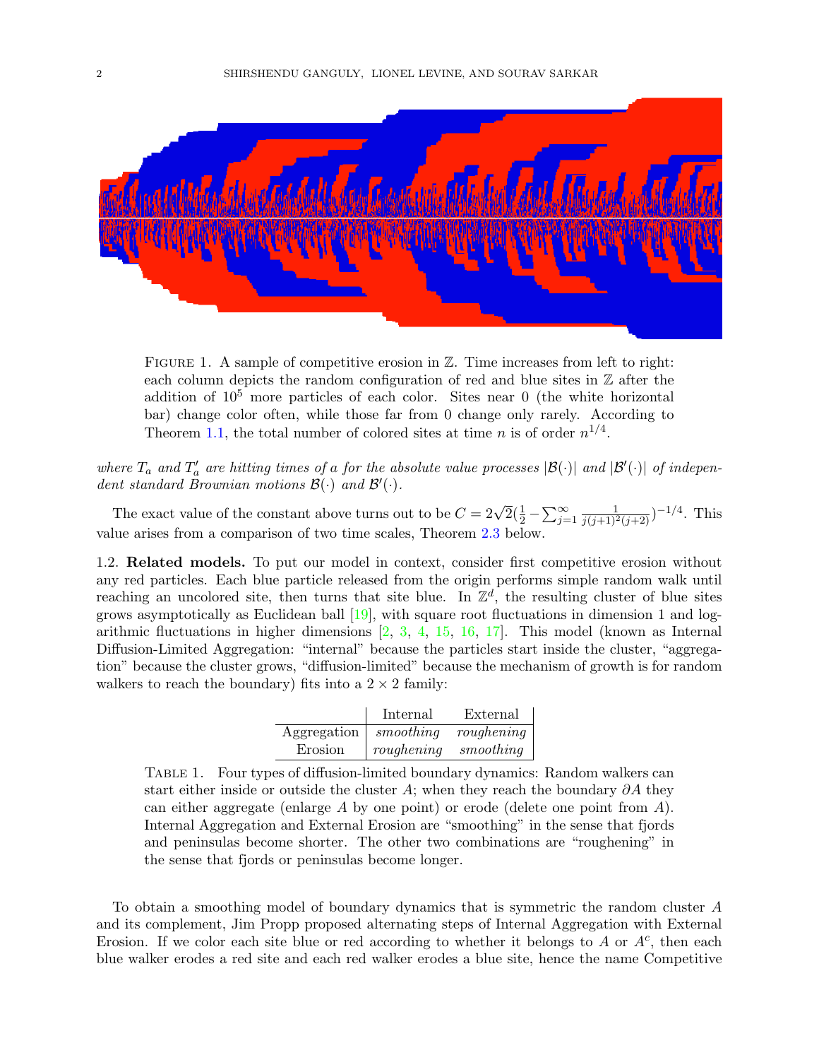FIGURE 1. A sample of competitive erosion in $\mathbb{Z}$. Time increases from left to right: each column depicts the random configuration of red and blue sites in $\mathbb{Z}$ after the addition of $10^5$ more particles of each color. Sites near 0 (the white horizontal bar) change color often, while those far from 0 change only rarely. According to Theorem 1.1, the total number of colored sites at time $n$ is of order $n^{1/4}$.

*where $T_a$ and $T'_a$ are hitting times of $a$ for the absolute value processes $|\mathcal{B}(\cdot)|$ and $|\mathcal{B}'(\cdot)|$ of independent standard Brownian motions $\mathcal{B}(\cdot)$ and $\mathcal{B}'(\cdot)$.*

The exact value of the constant above turns out to be $C = 2\sqrt{2}(\frac{1}{2} - \sum_{j=1}^{\infty} \frac{1}{j(j+1)^2(j+2)})^{-1/4}$. This value arises from a comparison of two time scales, Theorem 2.3 below.

1.2. **Related models.** To put our model in context, consider first competitive erosion without any red particles. Each blue particle released from the origin performs simple random walk until reaching an uncolored site, then turns that site blue. In $\mathbb{Z}^d$, the resulting cluster of blue sites grows asymptotically as Euclidean ball [19], with square root fluctuations in dimension 1 and logarithmic fluctuations in higher dimensions [2, 3, 4, 15, 16, 17]. This model (known as Internal Diffusion-Limited Aggregation: "internal" because the particles start inside the cluster, "aggregation" because the cluster grows, "diffusion-limited" because the mechanism of growth is for random walkers to reach the boundary) fits into a $2 \times 2$ family:

| | Internal | External |
|---|---|---|
| Aggregation | *smoothing* | *roughening* |
| Erosion | *roughening* | *smoothing* |

TABLE 1. Four types of diffusion-limited boundary dynamics: Random walkers can start either inside or outside the cluster $A$; when they reach the boundary $\partial A$ they can either aggregate (enlarge $A$ by one point) or erode (delete one point from $A$). Internal Aggregation and External Erosion are "smoothing" in the sense that fjords and peninsulas become shorter. The other two combinations are "roughening" in the sense that fjords or peninsulas become longer.

To obtain a smoothing model of boundary dynamics that is symmetric the random cluster $A$ and its complement, Jim Propp proposed alternating steps of Internal Aggregation with External Erosion. If we color each site blue or red according to whether it belongs to $A$ or $A^c$, then each blue walker erodes a red site and each red walker erodes a blue site, hence the name Competitive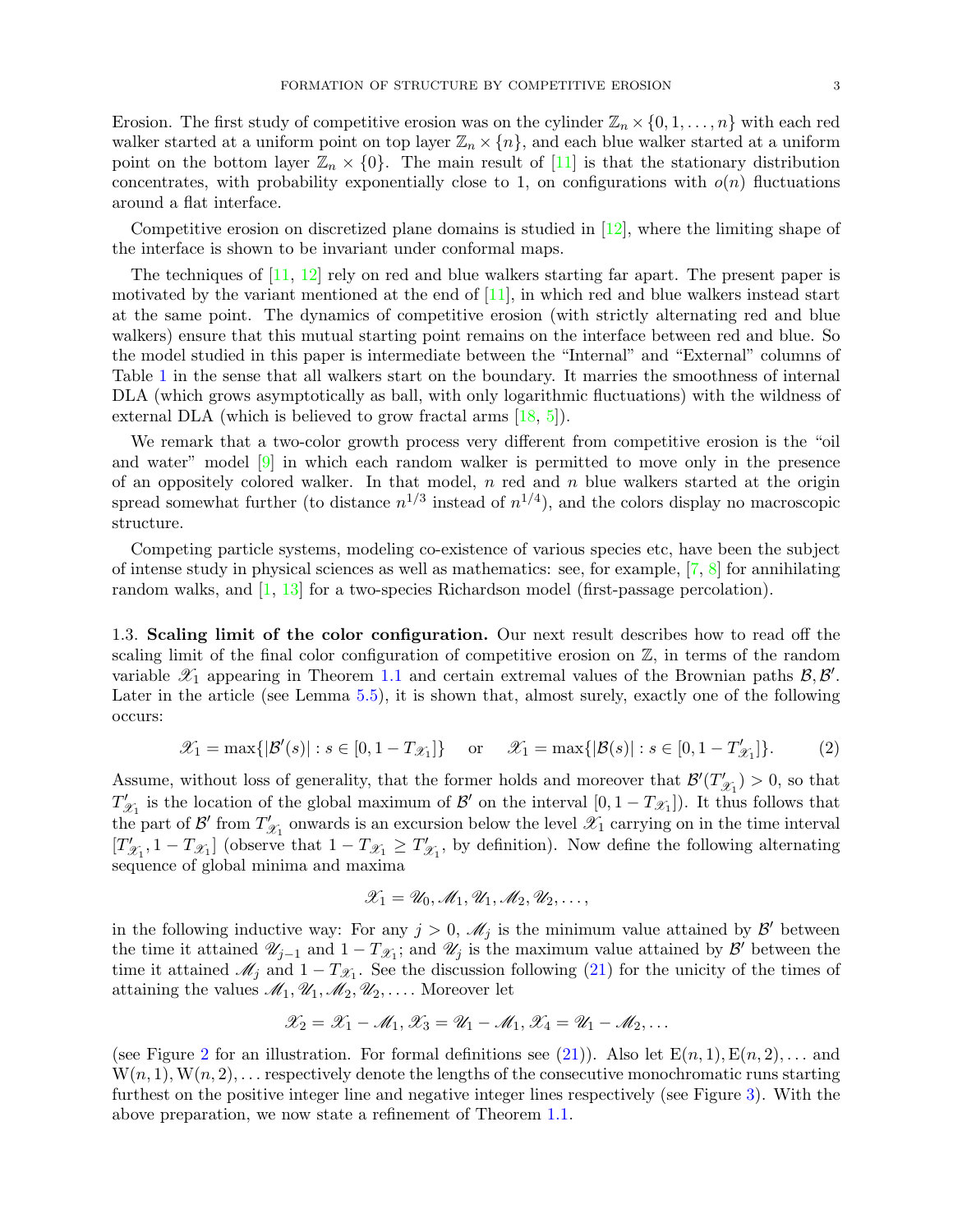Erosion. The first study of competitive erosion was on the cylinder $\mathbb{Z}_n \times \{0, 1, \ldots, n\}$ with each red walker started at a uniform point on top layer $\mathbb{Z}_n \times \{n\}$, and each blue walker started at a uniform point on the bottom layer $\mathbb{Z}_n \times \{0\}$. The main result of [11] is that the stationary distribution concentrates, with probability exponentially close to 1, on configurations with $o(n)$ fluctuations around a flat interface.

Competitive erosion on discretized plane domains is studied in [12], where the limiting shape of the interface is shown to be invariant under conformal maps.

The techniques of [11, 12] rely on red and blue walkers starting far apart. The present paper is motivated by the variant mentioned at the end of [11], in which red and blue walkers instead start at the same point. The dynamics of competitive erosion (with strictly alternating red and blue walkers) ensure that this mutual starting point remains on the interface between red and blue. So the model studied in this paper is intermediate between the "Internal" and "External" columns of Table 1 in the sense that all walkers start on the boundary. It marries the smoothness of internal DLA (which grows asymptotically as ball, with only logarithmic fluctuations) with the wildness of external DLA (which is believed to grow fractal arms [18, 5]).

We remark that a two-color growth process very different from competitive erosion is the "oil and water" model [9] in which each random walker is permitted to move only in the presence of an oppositely colored walker. In that model, $n$ red and $n$ blue walkers started at the origin spread somewhat further (to distance $n^{1/3}$ instead of $n^{1/4}$), and the colors display no macroscopic structure.

Competing particle systems, modeling co-existence of various species etc, have been the subject of intense study in physical sciences as well as mathematics: see, for example, [7, 8] for annihilating random walks, and [1, 13] for a two-species Richardson model (first-passage percolation).

### 1.3. Scaling limit of the color configuration.

Our next result describes how to read off the scaling limit of the final color configuration of competitive erosion on $\mathbb{Z}$, in terms of the random variable $\mathscr{X}_1$ appearing in Theorem 1.1 and certain extremal values of the Brownian paths $\mathcal{B}, \mathcal{B}'$. Later in the article (see Lemma 5.5), it is shown that, almost surely, exactly one of the following occurs:

$$\mathscr{X}_1 = \max\{|\mathcal{B}'(s)| : s \in [0, 1 - T_{\mathscr{X}_1}]\} \quad \text{ or } \quad \mathscr{X}_1 = \max\{|\mathcal{B}(s)| : s \in [0, 1 - T'_{\mathscr{X}_1}]\}. \tag{2}$$

Assume, without loss of generality, that the former holds and moreover that $\mathcal{B}'(T'_{\mathscr{X}_1}) > 0$, so that $T'_{\mathscr{X}_1}$ is the location of the global maximum of $\mathcal{B}'$ on the interval $[0, 1 - T_{\mathscr{X}_1}]$). It thus follows that the part of $\mathcal{B}'$ from $T'_{\mathscr{X}_1}$ onwards is an excursion below the level $\mathscr{X}_1$ carrying on in the time interval $[T'_{\mathscr{X}_1}, 1 - T_{\mathscr{X}_1}]$ (observe that $1 - T_{\mathscr{X}_1} \geq T'_{\mathscr{X}_1}$, by definition). Now define the following alternating sequence of global minima and maxima

$$\mathscr{X}_1 = \mathscr{U}_0, \mathscr{M}_1, \mathscr{U}_1, \mathscr{M}_2, \mathscr{U}_2, \ldots,$$

in the following inductive way: For any $j > 0$, $\mathscr{M}_j$ is the minimum value attained by $\mathcal{B}'$ between the time it attained $\mathscr{U}_{j-1}$ and $1 - T_{\mathscr{X}_1}$; and $\mathscr{U}_j$ is the maximum value attained by $\mathcal{B}'$ between the time it attained $\mathscr{M}_j$ and $1 - T_{\mathscr{X}_1}$. See the discussion following (21) for the unicity of the times of attaining the values $\mathscr{M}_1, \mathscr{U}_1, \mathscr{M}_2, \mathscr{U}_2, \ldots$. Moreover let

$$\mathscr{X}_2 = \mathscr{X}_1 - \mathscr{M}_1, \mathscr{X}_3 = \mathscr{U}_1 - \mathscr{M}_1, \mathscr{X}_4 = \mathscr{U}_1 - \mathscr{M}_2, \ldots$$

(see Figure 2 for an illustration. For formal definitions see (21)). Also let $\mathrm{E}(n, 1), \mathrm{E}(n, 2), \ldots$ and $\mathrm{W}(n, 1), \mathrm{W}(n, 2), \ldots$ respectively denote the lengths of the consecutive monochromatic runs starting furthest on the positive integer line and negative integer lines respectively (see Figure 3). With the above preparation, we now state a refinement of Theorem 1.1.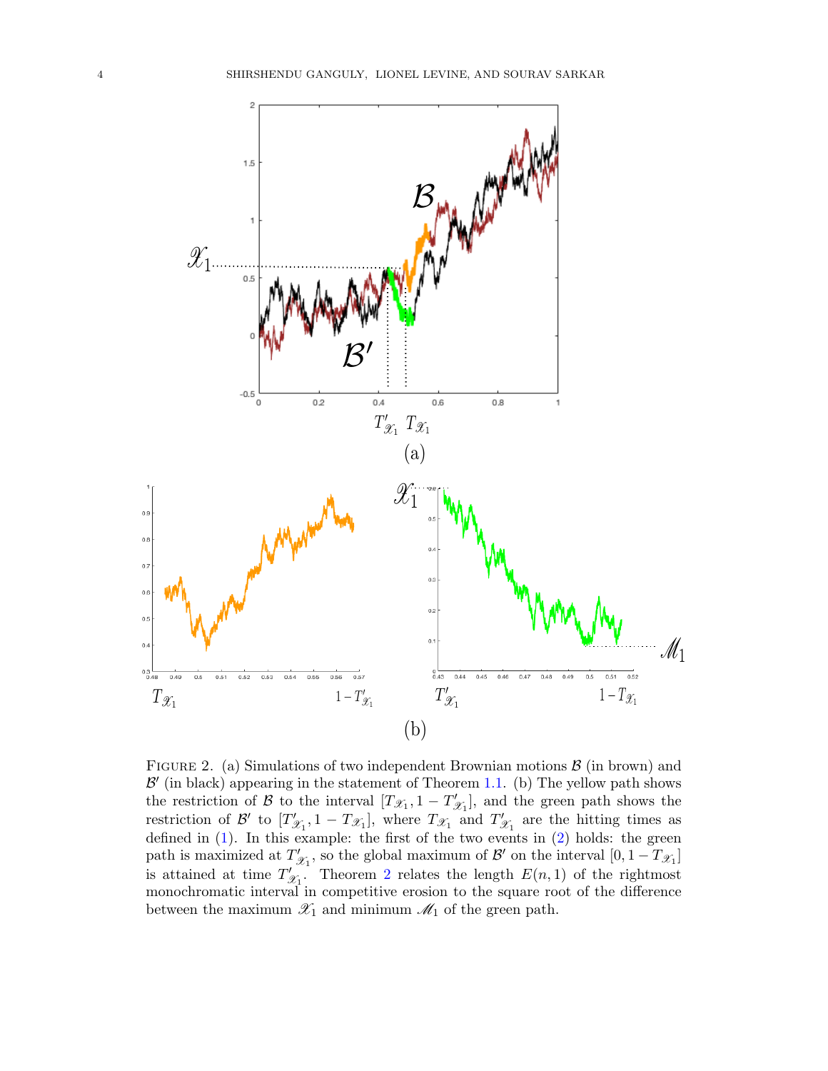FIGURE 2. (a) Simulations of two independent Brownian motions $\mathcal{B}$ (in brown) and $\mathcal{B}'$ (in black) appearing in the statement of Theorem 1.1. (b) The yellow path shows the restriction of $\mathcal{B}$ to the interval $[T_{\mathscr{X}_1}, 1 - T'_{\mathscr{X}_1}]$, and the green path shows the restriction of $\mathcal{B}'$ to $[T'_{\mathscr{X}_1}, 1 - T_{\mathscr{X}_1}]$, where $T_{\mathscr{X}_1}$ and $T'_{\mathscr{X}_1}$ are the hitting times as defined in (1). In this example: the first of the two events in (2) holds: the green path is maximized at $T'_{\mathscr{X}_1}$, so the global maximum of $\mathcal{B}'$ on the interval $[0, 1 - T_{\mathscr{X}_1}]$ is attained at time $T'_{\mathscr{X}_1}$. Theorem 2 relates the length $E(n, 1)$ of the rightmost monochromatic interval in competitive erosion to the square root of the difference between the maximum $\mathscr{X}_1$ and minimum $\mathscr{M}_1$ of the green path.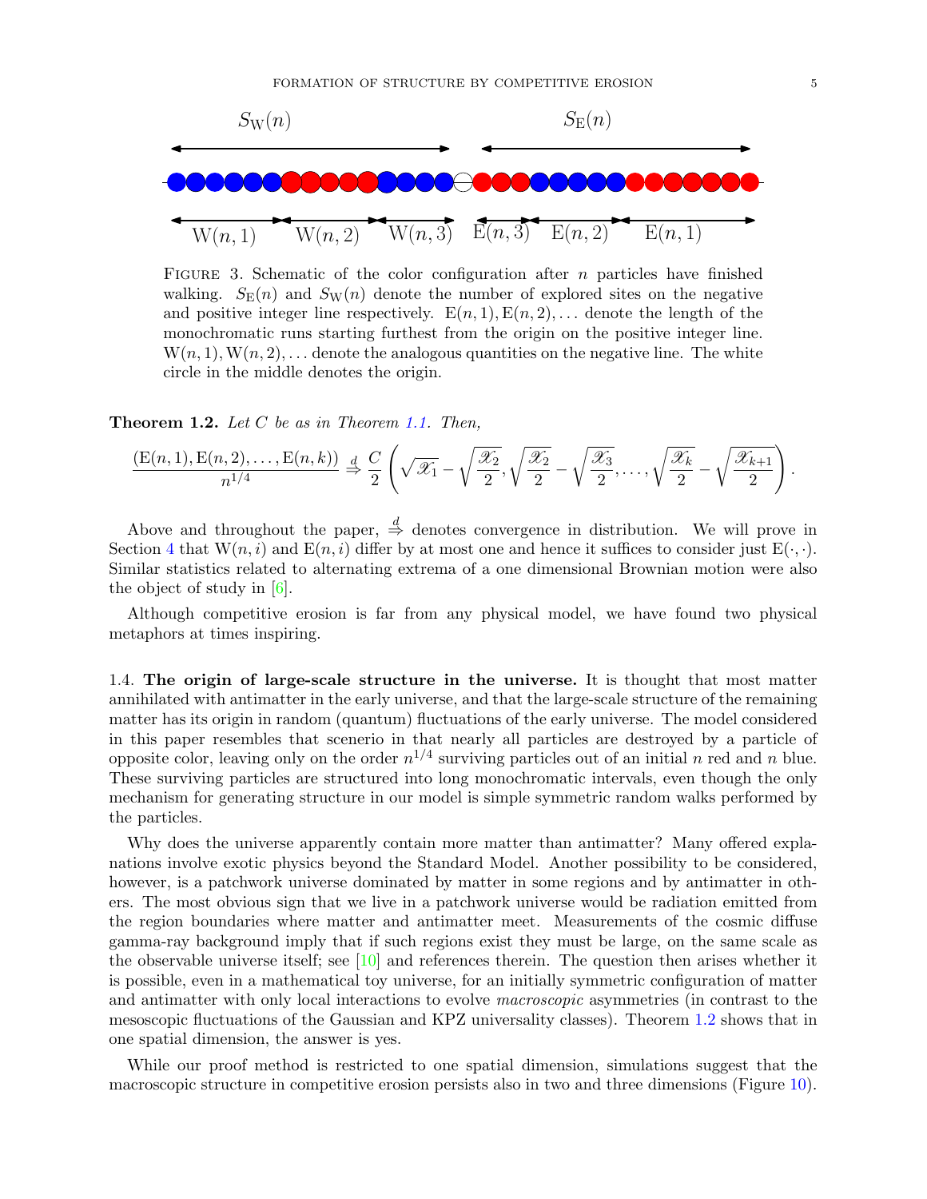FIGURE 3. Schematic of the color configuration after $n$ particles have finished walking. $S_{\mathrm{E}}(n)$ and $S_{\mathrm{W}}(n)$ denote the number of explored sites on the negative and positive integer line respectively. $\mathrm{E}(n,1), \mathrm{E}(n,2), \dots$ denote the length of the monochromatic runs starting furthest from the origin on the positive integer line. $\mathrm{W}(n,1), \mathrm{W}(n,2), \dots$ denote the analogous quantities on the negative line. The white circle in the middle denotes the origin.

**Theorem 1.2.** *Let $C$ be as in Theorem 1.1. Then,*

$$\frac{(\mathrm{E}(n,1), \mathrm{E}(n,2), \dots, \mathrm{E}(n,k))}{n^{1/4}} \overset{d}{\Rightarrow} \frac{C}{2}\left(\sqrt{\mathscr{X}_1} - \sqrt{\frac{\mathscr{X}_2}{2}}, \sqrt{\frac{\mathscr{X}_2}{2}} - \sqrt{\frac{\mathscr{X}_3}{2}}, \dots, \sqrt{\frac{\mathscr{X}_k}{2}} - \sqrt{\frac{\mathscr{X}_{k+1}}{2}}\right).$$

Above and throughout the paper, $\overset{d}{\Rightarrow}$ denotes convergence in distribution. We will prove in Section 4 that $\mathrm{W}(n,i)$ and $\mathrm{E}(n,i)$ differ by at most one and hence it suffices to consider just $\mathrm{E}(\cdot,\cdot)$. Similar statistics related to alternating extrema of a one dimensional Brownian motion were also the object of study in [6].

Although competitive erosion is far from any physical model, we have found two physical metaphors at times inspiring.

1.4. **The origin of large-scale structure in the universe.** It is thought that most matter annihilated with antimatter in the early universe, and that the large-scale structure of the remaining matter has its origin in random (quantum) fluctuations of the early universe. The model considered in this paper resembles that scenerio in that nearly all particles are destroyed by a particle of opposite color, leaving only on the order $n^{1/4}$ surviving particles out of an initial $n$ red and $n$ blue. These surviving particles are structured into long monochromatic intervals, even though the only mechanism for generating structure in our model is simple symmetric random walks performed by the particles.

Why does the universe apparently contain more matter than antimatter? Many offered explanations involve exotic physics beyond the Standard Model. Another possibility to be considered, however, is a patchwork universe dominated by matter in some regions and by antimatter in others. The most obvious sign that we live in a patchwork universe would be radiation emitted from the region boundaries where matter and antimatter meet. Measurements of the cosmic diffuse gamma-ray background imply that if such regions exist they must be large, on the same scale as the observable universe itself; see [10] and references therein. The question then arises whether it is possible, even in a mathematical toy universe, for an initially symmetric configuration of matter and antimatter with only local interactions to evolve *macroscopic* asymmetries (in contrast to the mesoscopic fluctuations of the Gaussian and KPZ universality classes). Theorem 1.2 shows that in one spatial dimension, the answer is yes.

While our proof method is restricted to one spatial dimension, simulations suggest that the macroscopic structure in competitive erosion persists also in two and three dimensions (Figure 10).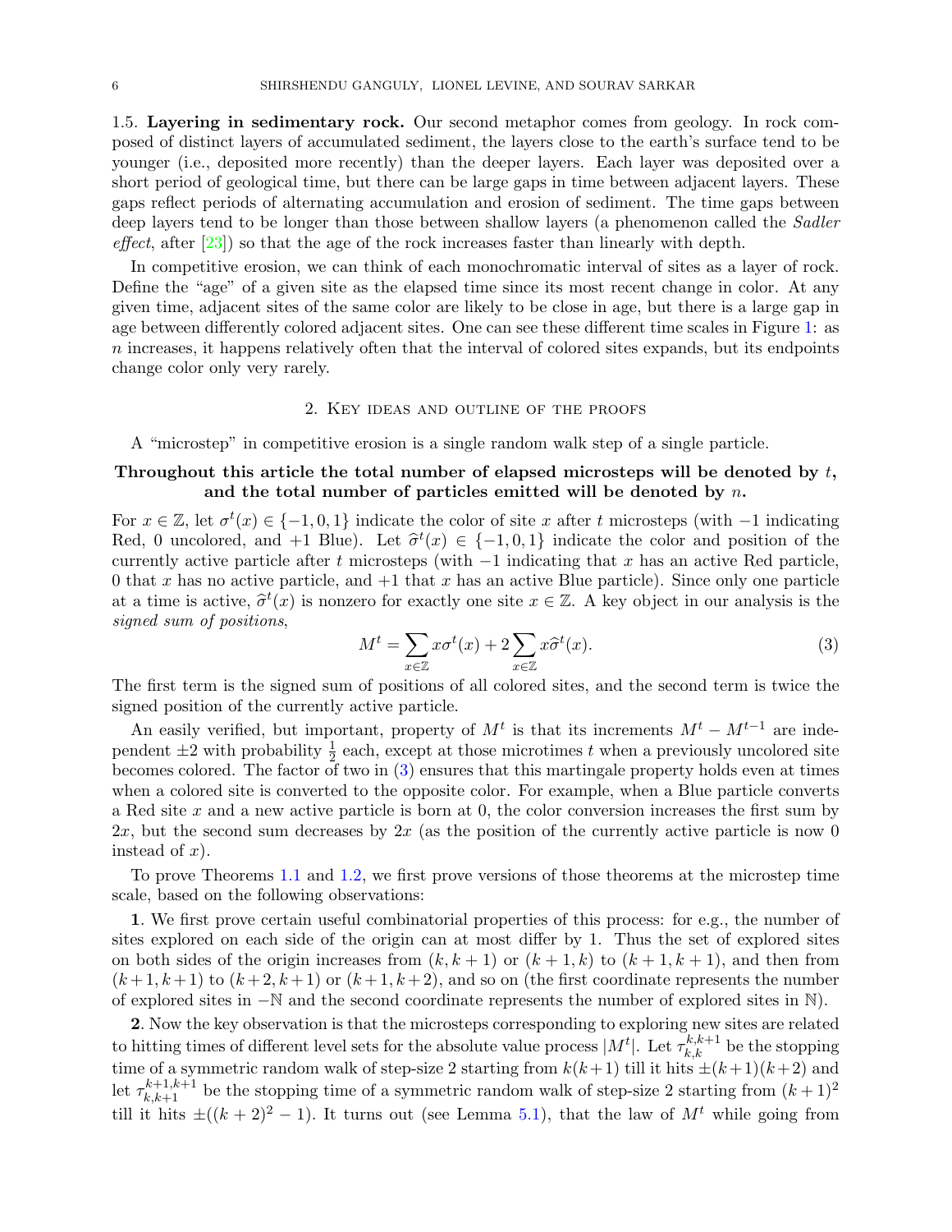1.5. **Layering in sedimentary rock.** Our second metaphor comes from geology. In rock composed of distinct layers of accumulated sediment, the layers close to the earth's surface tend to be younger (i.e., deposited more recently) than the deeper layers. Each layer was deposited over a short period of geological time, but there can be large gaps in time between adjacent layers. These gaps reflect periods of alternating accumulation and erosion of sediment. The time gaps between deep layers tend to be longer than those between shallow layers (a phenomenon called the *Sadler effect*, after [23]) so that the age of the rock increases faster than linearly with depth.

In competitive erosion, we can think of each monochromatic interval of sites as a layer of rock. Define the "age" of a given site as the elapsed time since its most recent change in color. At any given time, adjacent sites of the same color are likely to be close in age, but there is a large gap in age between differently colored adjacent sites. One can see these different time scales in Figure 1: as $n$ increases, it happens relatively often that the interval of colored sites expands, but its endpoints change color only very rarely.

## 2. Key ideas and outline of the proofs

A "microstep" in competitive erosion is a single random walk step of a single particle.

**Throughout this article the total number of elapsed microsteps will be denoted by $t$, and the total number of particles emitted will be denoted by $n$.**

For $x \in \mathbb{Z}$, let $\sigma^t(x) \in \{-1, 0, 1\}$ indicate the color of site $x$ after $t$ microsteps (with $-1$ indicating Red, 0 uncolored, and $+1$ Blue). Let $\widehat{\sigma}^t(x) \in \{-1, 0, 1\}$ indicate the color and position of the currently active particle after $t$ microsteps (with $-1$ indicating that $x$ has an active Red particle, 0 that $x$ has no active particle, and $+1$ that $x$ has an active Blue particle). Since only one particle at a time is active, $\widehat{\sigma}^t(x)$ is nonzero for exactly one site $x \in \mathbb{Z}$. A key object in our analysis is the *signed sum of positions*,

$$M^t = \sum_{x \in \mathbb{Z}} x\sigma^t(x) + 2\sum_{x \in \mathbb{Z}} x\widehat{\sigma}^t(x). \tag{3}$$

The first term is the signed sum of positions of all colored sites, and the second term is twice the signed position of the currently active particle.

An easily verified, but important, property of $M^t$ is that its increments $M^t - M^{t-1}$ are independent $\pm 2$ with probability $\frac{1}{2}$ each, except at those microtimes $t$ when a previously uncolored site becomes colored. The factor of two in (3) ensures that this martingale property holds even at times when a colored site is converted to the opposite color. For example, when a Blue particle converts a Red site $x$ and a new active particle is born at 0, the color conversion increases the first sum by $2x$, but the second sum decreases by $2x$ (as the position of the currently active particle is now 0 instead of $x$).

To prove Theorems 1.1 and 1.2, we first prove versions of those theorems at the microstep time scale, based on the following observations:

**1**. We first prove certain useful combinatorial properties of this process: for e.g., the number of sites explored on each side of the origin can at most differ by 1. Thus the set of explored sites on both sides of the origin increases from $(k, k+1)$ or $(k+1, k)$ to $(k+1, k+1)$, and then from $(k+1, k+1)$ to $(k+2, k+1)$ or $(k+1, k+2)$, and so on (the first coordinate represents the number of explored sites in $-\mathbb{N}$ and the second coordinate represents the number of explored sites in $\mathbb{N}$).

**2**. Now the key observation is that the microsteps corresponding to exploring new sites are related to hitting times of different level sets for the absolute value process $|M^t|$. Let $\tau_{k,k}^{k,k+1}$ be the stopping time of a symmetric random walk of step-size 2 starting from $k(k+1)$ till it hits $\pm(k+1)(k+2)$ and let $\tau_{k,k+1}^{k+1,k+1}$ be the stopping time of a symmetric random walk of step-size 2 starting from $(k+1)^2$ till it hits $\pm((k+2)^2 - 1)$. It turns out (see Lemma 5.1), that the law of $M^t$ while going from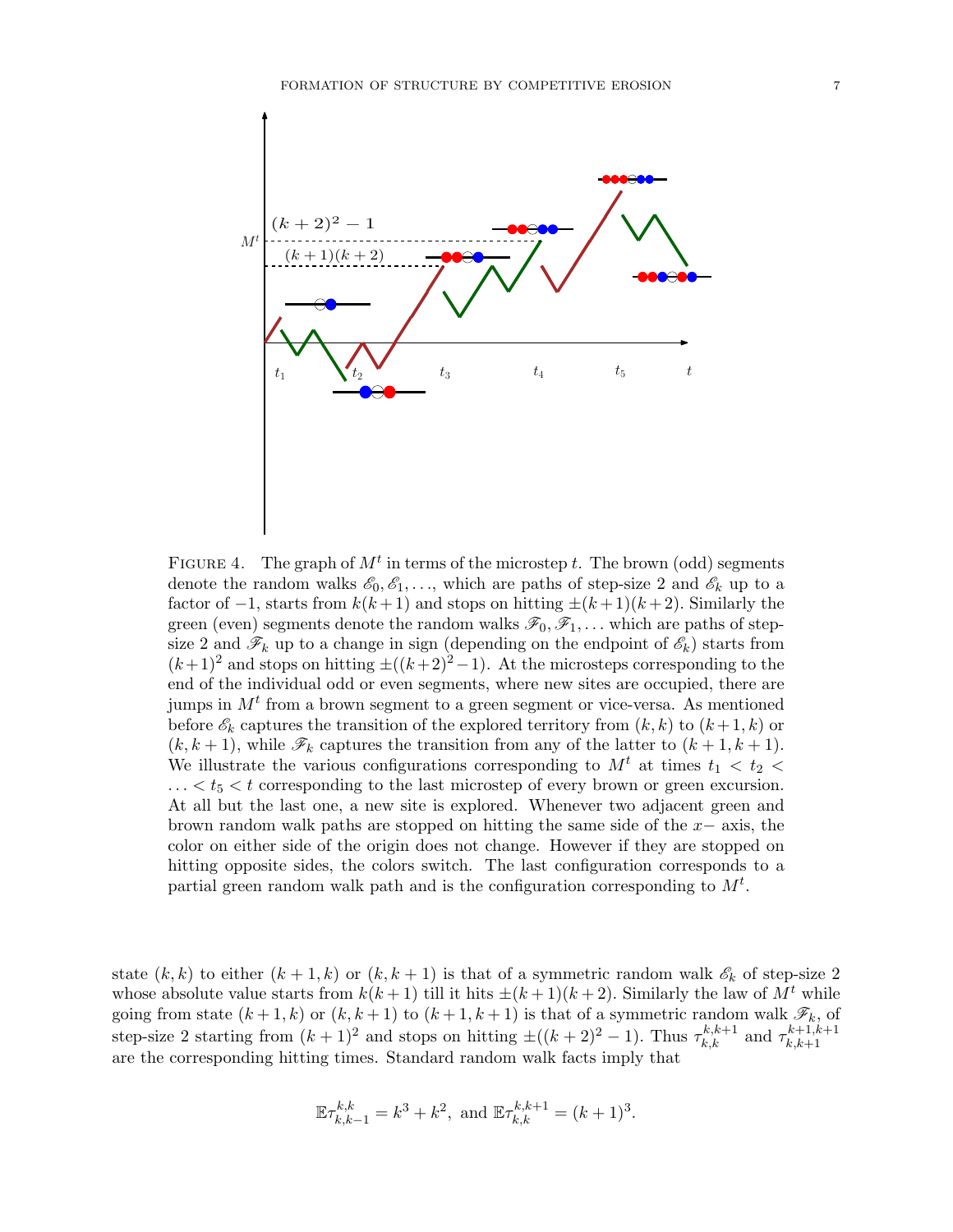FIGURE 4. The graph of $M^t$ in terms of the microstep $t$. The brown (odd) segments denote the random walks $\mathscr{E}_0, \mathscr{E}_1, \ldots$, which are paths of step-size 2 and $\mathscr{E}_k$ up to a factor of $-1$, starts from $k(k+1)$ and stops on hitting $\pm(k+1)(k+2)$. Similarly the green (even) segments denote the random walks $\mathscr{F}_0, \mathscr{F}_1, \ldots$ which are paths of step-size 2 and $\mathscr{F}_k$ up to a change in sign (depending on the endpoint of $\mathscr{E}_k$) starts from $(k+1)^2$ and stops on hitting $\pm((k+2)^2-1)$. At the microsteps corresponding to the end of the individual odd or even segments, where new sites are occupied, there are jumps in $M^t$ from a brown segment to a green segment or vice-versa. As mentioned before $\mathscr{E}_k$ captures the transition of the explored territory from $(k,k)$ to $(k+1,k)$ or $(k,k+1)$, while $\mathscr{F}_k$ captures the transition from any of the latter to $(k+1,k+1)$. We illustrate the various configurations corresponding to $M^t$ at times $t_1 < t_2 < \ldots < t_5 < t$ corresponding to the last microstep of every brown or green excursion. At all but the last one, a new site is explored. Whenever two adjacent green and brown random walk paths are stopped on hitting the same side of the $x-$ axis, the color on either side of the origin does not change. However if they are stopped on hitting opposite sides, the colors switch. The last configuration corresponds to a partial green random walk path and is the configuration corresponding to $M^t$.

state $(k,k)$ to either $(k+1,k)$ or $(k,k+1)$ is that of a symmetric random walk $\mathscr{E}_k$ of step-size 2 whose absolute value starts from $k(k+1)$ till it hits $\pm(k+1)(k+2)$. Similarly the law of $M^t$ while going from state $(k+1,k)$ or $(k,k+1)$ to $(k+1,k+1)$ is that of a symmetric random walk $\mathscr{F}_k$, of step-size 2 starting from $(k+1)^2$ and stops on hitting $\pm((k+2)^2-1)$. Thus $\tau_{k,k}^{k,k+1}$ and $\tau_{k,k+1}^{k+1,k+1}$ are the corresponding hitting times. Standard random walk facts imply that

$$\mathbb{E}\tau_{k,k-1}^{k,k} = k^3 + k^2, \text{ and } \mathbb{E}\tau_{k,k}^{k,k+1} = (k+1)^3.$$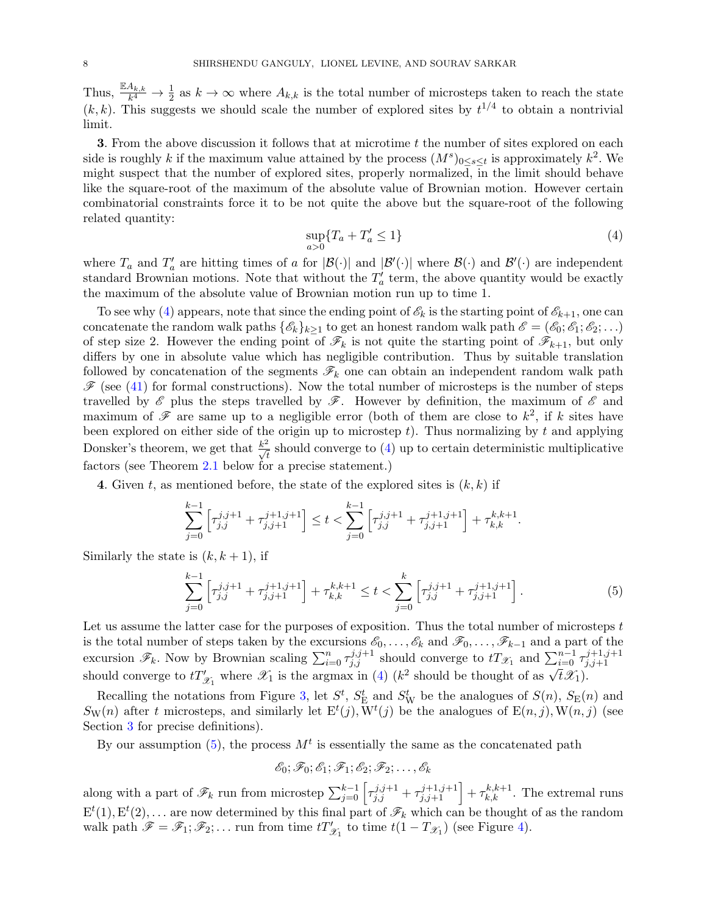Thus, $\frac{\mathbb{E}A_{k,k}}{k^4} \to \frac{1}{2}$ as $k \to \infty$ where $A_{k,k}$ is the total number of microsteps taken to reach the state $(k,k)$. This suggests we should scale the number of explored sites by $t^{1/4}$ to obtain a nontrivial limit.

**3**. From the above discussion it follows that at microtime $t$ the number of sites explored on each side is roughly $k$ if the maximum value attained by the process $(M^s)_{0 \le s \le t}$ is approximately $k^2$. We might suspect that the number of explored sites, properly normalized, in the limit should behave like the square-root of the maximum of the absolute value of Brownian motion. However certain combinatorial constraints force it to be not quite the above but the square-root of the following related quantity:

$$\sup_{a>0}\{T_a + T'_a \le 1\} \tag{4}$$

where $T_a$ and $T'_a$ are hitting times of $a$ for $|\mathcal{B}(\cdot)|$ and $|\mathcal{B}'(\cdot)|$ where $\mathcal{B}(\cdot)$ and $\mathcal{B}'(\cdot)$ are independent standard Brownian motions. Note that without the $T'_a$ term, the above quantity would be exactly the maximum of the absolute value of Brownian motion run up to time 1.

To see why (4) appears, note that since the ending point of $\mathscr{E}_k$ is the starting point of $\mathscr{E}_{k+1}$, one can concatenate the random walk paths $\{\mathscr{E}_k\}_{k\ge 1}$ to get an honest random walk path $\mathscr{E} = (\mathscr{E}_0; \mathscr{E}_1; \mathscr{E}_2; \ldots)$ of step size 2. However the ending point of $\mathscr{F}_k$ is not quite the starting point of $\mathscr{F}_{k+1}$, but only differs by one in absolute value which has negligible contribution. Thus by suitable translation followed by concatenation of the segments $\mathscr{F}_k$ one can obtain an independent random walk path $\mathscr{F}$ (see (41) for formal constructions). Now the total number of microsteps is the number of steps travelled by $\mathscr{E}$ plus the steps travelled by $\mathscr{F}$. However by definition, the maximum of $\mathscr{E}$ and maximum of $\mathscr{F}$ are same up to a negligible error (both of them are close to $k^2$, if $k$ sites have been explored on either side of the origin up to microstep $t$). Thus normalizing by $t$ and applying Donsker's theorem, we get that $\frac{k^2}{\sqrt{t}}$ should converge to (4) up to certain deterministic multiplicative factors (see Theorem 2.1 below for a precise statement.)

**4**. Given $t$, as mentioned before, the state of the explored sites is $(k,k)$ if

$$\sum_{j=0}^{k-1}\left[\tau_{j,j}^{j,j+1} + \tau_{j,j+1}^{j+1,j+1}\right] \le t < \sum_{j=0}^{k-1}\left[\tau_{j,j}^{j,j+1} + \tau_{j,j+1}^{j+1,j+1}\right] + \tau_{k,k}^{k,k+1}.$$

Similarly the state is $(k, k+1)$, if

$$\sum_{j=0}^{k-1}\left[\tau_{j,j}^{j,j+1} + \tau_{j,j+1}^{j+1,j+1}\right] + \tau_{k,k}^{k,k+1} \le t < \sum_{j=0}^{k}\left[\tau_{j,j}^{j,j+1} + \tau_{j,j+1}^{j+1,j+1}\right]. \tag{5}$$

Let us assume the latter case for the purposes of exposition. Thus the total number of microsteps $t$ is the total number of steps taken by the excursions $\mathscr{E}_0, \ldots, \mathscr{E}_k$ and $\mathscr{F}_0, \ldots, \mathscr{F}_{k-1}$ and a part of the excursion $\mathscr{F}_k$. Now by Brownian scaling $\sum_{i=0}^{n} \tau_{j,j}^{j,j+1}$ should converge to $tT_{\mathscr{X}_1}$ and $\sum_{i=0}^{n-1} \tau_{j,j+1}^{j+1,j+1}$ should converge to $tT'_{\mathscr{X}_1}$ where $\mathscr{X}_1$ is the argmax in (4) ($k^2$ should be thought of as $\sqrt{t}\mathscr{X}_1$).

Recalling the notations from Figure 3, let $S^t$, $S^t_{\mathrm{E}}$ and $S^t_{\mathrm{W}}$ be the analogues of $S(n)$, $S_{\mathrm{E}}(n)$ and $S_{\mathrm{W}}(n)$ after $t$ microsteps, and similarly let $\mathrm{E}^t(j), \mathrm{W}^t(j)$ be the analogues of $\mathrm{E}(n,j), \mathrm{W}(n,j)$ (see Section 3 for precise definitions).

By our assumption (5), the process $M^t$ is essentially the same as the concatenated path

$$\mathscr{E}_0; \mathscr{F}_0; \mathscr{E}_1; \mathscr{F}_1; \mathscr{E}_2; \mathscr{F}_2; \ldots, \mathscr{E}_k$$

along with a part of $\mathscr{F}_k$ run from microstep $\sum_{j=0}^{k-1}\left[\tau_{j,j}^{j,j+1} + \tau_{j,j+1}^{j+1,j+1}\right] + \tau_{k,k}^{k,k+1}$. The extremal runs $\mathrm{E}^t(1), \mathrm{E}^t(2), \ldots$ are now determined by this final part of $\mathscr{F}_k$ which can be thought of as the random walk path $\mathscr{F} = \mathscr{F}_1; \mathscr{F}_2; \ldots$ run from time $tT'_{\mathscr{X}_1}$ to time $t(1 - T_{\mathscr{X}_1})$ (see Figure 4).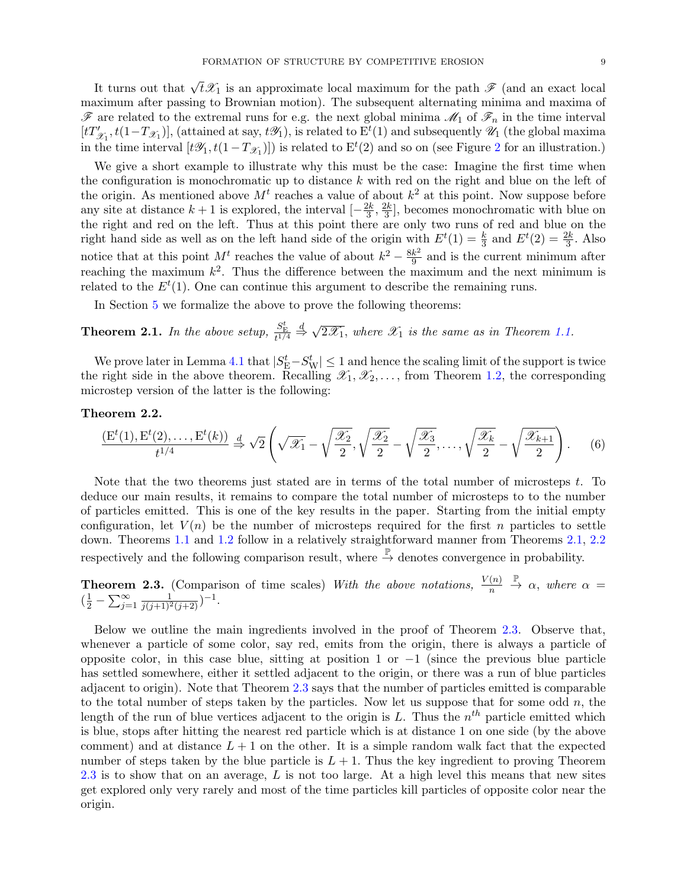It turns out that $\sqrt{t}\mathscr{X}_1$ is an approximate local maximum for the path $\mathscr{F}$ (and an exact local maximum after passing to Brownian motion). The subsequent alternating minima and maxima of $\mathscr{F}$ are related to the extremal runs for e.g. the next global minima $\mathscr{M}_1$ of $\mathscr{F}_n$ in the time interval $[tT'_{\mathscr{X}_1}, t(1-T_{\mathscr{X}_1})]$, (attained at say, $t\mathscr{Y}_1$), is related to $\mathrm{E}^t(1)$ and subsequently $\mathscr{U}_1$ (the global maxima in the time interval $[t\mathscr{Y}_1, t(1-T_{\mathscr{X}_1})]$) is related to $\mathrm{E}^t(2)$ and so on (see Figure 2 for an illustration.)

We give a short example to illustrate why this must be the case: Imagine the first time when the configuration is monochromatic up to distance $k$ with red on the right and blue on the left of the origin. As mentioned above $M^t$ reaches a value of about $k^2$ at this point. Now suppose before any site at distance $k+1$ is explored, the interval $[-\frac{2k}{3}, \frac{2k}{3}]$, becomes monochromatic with blue on the right and red on the left. Thus at this point there are only two runs of red and blue on the right hand side as well as on the left hand side of the origin with $E^t(1) = \frac{k}{3}$ and $E^t(2) = \frac{2k}{3}$. Also notice that at this point $M^t$ reaches the value of about $k^2 - \frac{8k^2}{9}$ and is the current minimum after reaching the maximum $k^2$. Thus the difference between the maximum and the next minimum is related to the $E^t(1)$. One can continue this argument to describe the remaining runs.

In Section 5 we formalize the above to prove the following theorems:

**Theorem 2.1.** *In the above setup, $\frac{S^t_{\mathrm{E}}}{t^{1/4}} \overset{d}{\Rightarrow} \sqrt{2\mathscr{X}_1}$, where $\mathscr{X}_1$ is the same as in Theorem 1.1.*

We prove later in Lemma 4.1 that $|S^t_{\mathrm{E}} - S^t_{\mathrm{W}}| \leq 1$ and hence the scaling limit of the support is twice the right side in the above theorem. Recalling $\mathscr{X}_1, \mathscr{X}_2, \ldots$, from Theorem 1.2, the corresponding microstep version of the latter is the following:

**Theorem 2.2.**

$$\frac{(\mathrm{E}^t(1), \mathrm{E}^t(2), \ldots, \mathrm{E}^t(k))}{t^{1/4}} \overset{d}{\Rightarrow} \sqrt{2}\left(\sqrt{\mathscr{X}_1} - \sqrt{\frac{\mathscr{X}_2}{2}}, \sqrt{\frac{\mathscr{X}_2}{2}} - \sqrt{\frac{\mathscr{X}_3}{2}}, \ldots, \sqrt{\frac{\mathscr{X}_k}{2}} - \sqrt{\frac{\mathscr{X}_{k+1}}{2}}\right). \tag{6}$$

Note that the two theorems just stated are in terms of the total number of microsteps $t$. To deduce our main results, it remains to compare the total number of microsteps to to the number of particles emitted. This is one of the key results in the paper. Starting from the initial empty configuration, let $V(n)$ be the number of microsteps required for the first $n$ particles to settle down. Theorems 1.1 and 1.2 follow in a relatively straightforward manner from Theorems 2.1, 2.2 respectively and the following comparison result, where $\overset{\mathbb{P}}{\to}$ denotes convergence in probability.

**Theorem 2.3.** (Comparison of time scales) *With the above notations, $\frac{V(n)}{n} \overset{\mathbb{P}}{\to} \alpha$, where $\alpha = (\frac{1}{2} - \sum_{j=1}^{\infty} \frac{1}{j(j+1)^2(j+2)})^{-1}$.*

Below we outline the main ingredients involved in the proof of Theorem 2.3. Observe that, whenever a particle of some color, say red, emits from the origin, there is always a particle of opposite color, in this case blue, sitting at position 1 or $-1$ (since the previous blue particle has settled somewhere, either it settled adjacent to the origin, or there was a run of blue particles adjacent to origin). Note that Theorem 2.3 says that the number of particles emitted is comparable to the total number of steps taken by the particles. Now let us suppose that for some odd $n$, the length of the run of blue vertices adjacent to the origin is $L$. Thus the $n^{th}$ particle emitted which is blue, stops after hitting the nearest red particle which is at distance 1 on one side (by the above comment) and at distance $L+1$ on the other. It is a simple random walk fact that the expected number of steps taken by the blue particle is $L+1$. Thus the key ingredient to proving Theorem 2.3 is to show that on an average, $L$ is not too large. At a high level this means that new sites get explored only very rarely and most of the time particles kill particles of opposite color near the origin.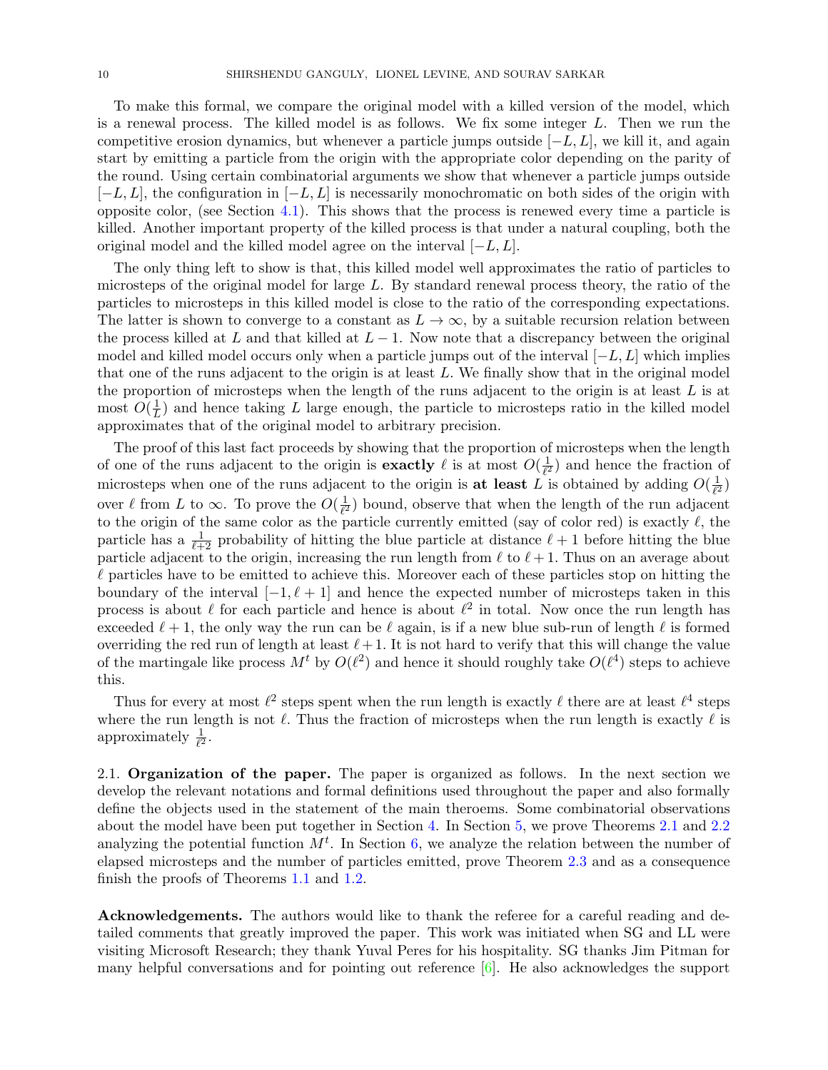To make this formal, we compare the original model with a killed version of the model, which is a renewal process. The killed model is as follows. We fix some integer $L$. Then we run the competitive erosion dynamics, but whenever a particle jumps outside $[-L, L]$, we kill it, and again start by emitting a particle from the origin with the appropriate color depending on the parity of the round. Using certain combinatorial arguments we show that whenever a particle jumps outside $[-L, L]$, the configuration in $[-L, L]$ is necessarily monochromatic on both sides of the origin with opposite color, (see Section 4.1). This shows that the process is renewed every time a particle is killed. Another important property of the killed process is that under a natural coupling, both the original model and the killed model agree on the interval $[-L, L]$.

The only thing left to show is that, this killed model well approximates the ratio of particles to microsteps of the original model for large $L$. By standard renewal process theory, the ratio of the particles to microsteps in this killed model is close to the ratio of the corresponding expectations. The latter is shown to converge to a constant as $L \to \infty$, by a suitable recursion relation between the process killed at $L$ and that killed at $L-1$. Now note that a discrepancy between the original model and killed model occurs only when a particle jumps out of the interval $[-L, L]$ which implies that one of the runs adjacent to the origin is at least $L$. We finally show that in the original model the proportion of microsteps when the length of the runs adjacent to the origin is at least $L$ is at most $O(\frac{1}{L})$ and hence taking $L$ large enough, the particle to microsteps ratio in the killed model approximates that of the original model to arbitrary precision.

The proof of this last fact proceeds by showing that the proportion of microsteps when the length of one of the runs adjacent to the origin is **exactly** $\ell$ is at most $O(\frac{1}{\ell^2})$ and hence the fraction of microsteps when one of the runs adjacent to the origin is **at least** $L$ is obtained by adding $O(\frac{1}{\ell^2})$ over $\ell$ from $L$ to $\infty$. To prove the $O(\frac{1}{\ell^2})$ bound, observe that when the length of the run adjacent to the origin of the same color as the particle currently emitted (say of color red) is exactly $\ell$, the particle has a $\frac{1}{\ell+2}$ probability of hitting the blue particle at distance $\ell+1$ before hitting the blue particle adjacent to the origin, increasing the run length from $\ell$ to $\ell+1$. Thus on an average about $\ell$ particles have to be emitted to achieve this. Moreover each of these particles stop on hitting the boundary of the interval $[-1, \ell+1]$ and hence the expected number of microsteps taken in this process is about $\ell$ for each particle and hence is about $\ell^2$ in total. Now once the run length has exceeded $\ell+1$, the only way the run can be $\ell$ again, is if a new blue sub-run of length $\ell$ is formed overriding the red run of length at least $\ell+1$. It is not hard to verify that this will change the value of the martingale like process $M^t$ by $O(\ell^2)$ and hence it should roughly take $O(\ell^4)$ steps to achieve this.

Thus for every at most $\ell^2$ steps spent when the run length is exactly $\ell$ there are at least $\ell^4$ steps where the run length is not $\ell$. Thus the fraction of microsteps when the run length is exactly $\ell$ is approximately $\frac{1}{\ell^2}$.

## 2.1. Organization of the paper.

The paper is organized as follows. In the next section we develop the relevant notations and formal definitions used throughout the paper and also formally define the objects used in the statement of the main theroems. Some combinatorial observations about the model have been put together in Section 4. In Section 5, we prove Theorems 2.1 and 2.2 analyzing the potential function $M^t$. In Section 6, we analyze the relation between the number of elapsed microsteps and the number of particles emitted, prove Theorem 2.3 and as a consequence finish the proofs of Theorems 1.1 and 1.2.

**Acknowledgements.** The authors would like to thank the referee for a careful reading and detailed comments that greatly improved the paper. This work was initiated when SG and LL were visiting Microsoft Research; they thank Yuval Peres for his hospitality. SG thanks Jim Pitman for many helpful conversations and for pointing out reference [6]. He also acknowledges the support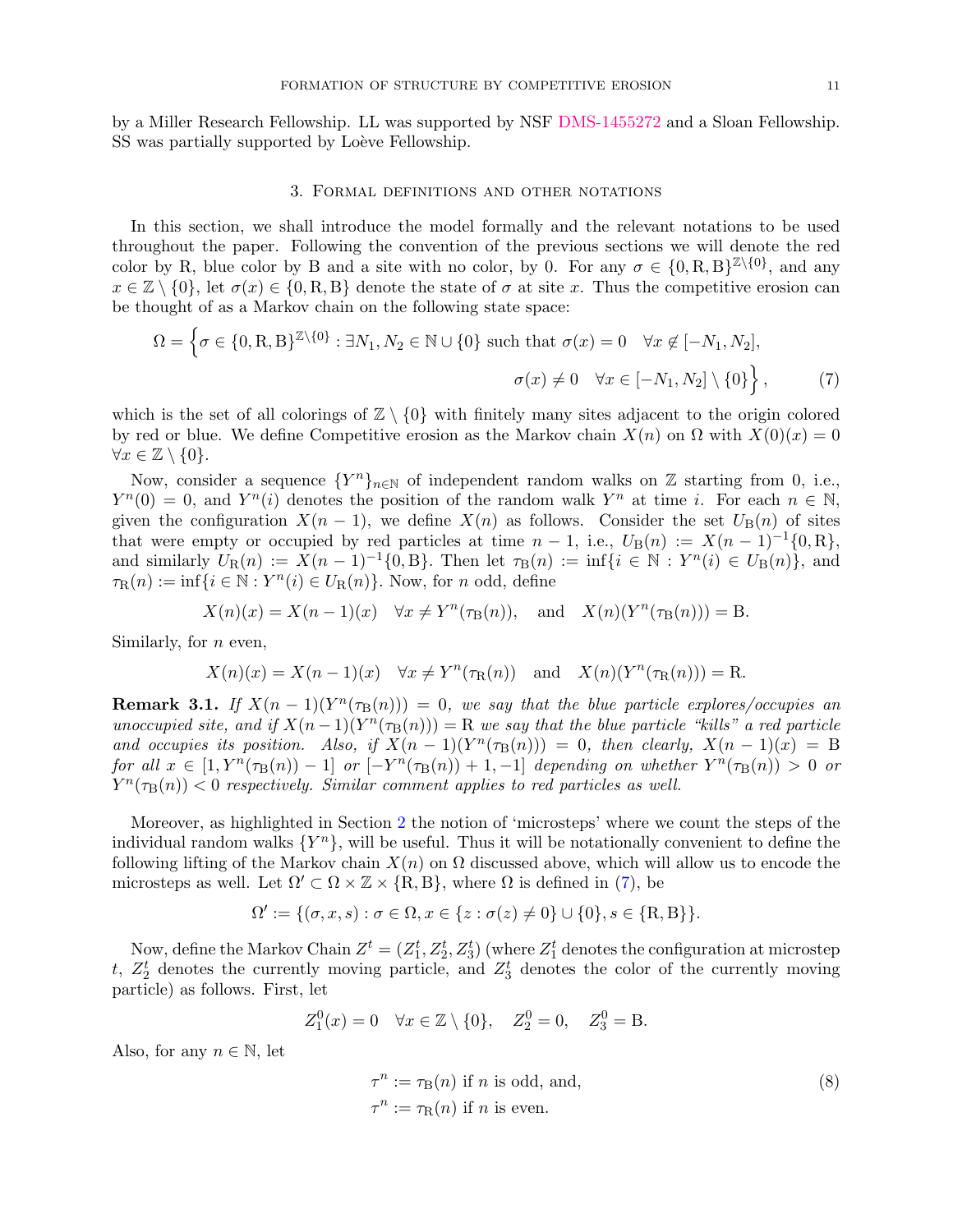by a Miller Research Fellowship. LL was supported by NSF DMS-1455272 and a Sloan Fellowship. SS was partially supported by Loève Fellowship.

## 3. Formal definitions and other notations

In this section, we shall introduce the model formally and the relevant notations to be used throughout the paper. Following the convention of the previous sections we will denote the red color by R, blue color by B and a site with no color, by 0. For any $\sigma \in \{0, \mathrm{R}, \mathrm{B}\}^{\mathbb{Z}\setminus\{0\}}$, and any $x \in \mathbb{Z} \setminus \{0\}$, let $\sigma(x) \in \{0, \mathrm{R}, \mathrm{B}\}$ denote the state of $\sigma$ at site $x$. Thus the competitive erosion can be thought of as a Markov chain on the following state space:

$$\Omega = \Big\{\sigma \in \{0, \mathrm{R}, \mathrm{B}\}^{\mathbb{Z}\setminus\{0\}} : \exists N_1, N_2 \in \mathbb{N}\cup\{0\} \text{ such that } \sigma(x) = 0 \quad \forall x \notin [-N_1, N_2],$$
$$\sigma(x) \neq 0 \quad \forall x \in [-N_1, N_2] \setminus \{0\}\Big\}, \tag{7}$$

which is the set of all colorings of $\mathbb{Z} \setminus \{0\}$ with finitely many sites adjacent to the origin colored by red or blue. We define Competitive erosion as the Markov chain $X(n)$ on $\Omega$ with $X(0)(x) = 0$ $\forall x \in \mathbb{Z} \setminus \{0\}$.

Now, consider a sequence $\{Y^n\}_{n\in\mathbb{N}}$ of independent random walks on $\mathbb{Z}$ starting from 0, i.e., $Y^n(0) = 0$, and $Y^n(i)$ denotes the position of the random walk $Y^n$ at time $i$. For each $n \in \mathbb{N}$, given the configuration $X(n-1)$, we define $X(n)$ as follows. Consider the set $U_{\mathrm{B}}(n)$ of sites that were empty or occupied by red particles at time $n-1$, i.e., $U_{\mathrm{B}}(n) := X(n-1)^{-1}\{0, \mathrm{R}\}$, and similarly $U_{\mathrm{R}}(n) := X(n-1)^{-1}\{0, \mathrm{B}\}$. Then let $\tau_{\mathrm{B}}(n) := \inf\{i \in \mathbb{N} : Y^n(i) \in U_{\mathrm{B}}(n)\}$, and $\tau_{\mathrm{R}}(n) := \inf\{i \in \mathbb{N} : Y^n(i) \in U_{\mathrm{R}}(n)\}$. Now, for $n$ odd, define

$$X(n)(x) = X(n-1)(x) \quad \forall x \neq Y^n(\tau_{\mathrm{B}}(n)), \quad \text{and} \quad X(n)(Y^n(\tau_{\mathrm{B}}(n))) = \mathrm{B}.$$

Similarly, for $n$ even,

$$X(n)(x) = X(n-1)(x) \quad \forall x \neq Y^n(\tau_{\mathrm{R}}(n)) \quad \text{and} \quad X(n)(Y^n(\tau_{\mathrm{R}}(n))) = \mathrm{R}.$$

**Remark 3.1.** *If $X(n-1)(Y^n(\tau_{\mathrm{B}}(n))) = 0$, we say that the blue particle explores/occupies an unoccupied site, and if $X(n-1)(Y^n(\tau_{\mathrm{B}}(n))) = \mathrm{R}$ we say that the blue particle "kills" a red particle and occupies its position. Also, if $X(n-1)(Y^n(\tau_{\mathrm{B}}(n))) = 0$, then clearly, $X(n-1)(x) = \mathrm{B}$ for all $x \in [1, Y^n(\tau_{\mathrm{B}}(n)) - 1]$ or $[-Y^n(\tau_{\mathrm{B}}(n)) + 1, -1]$ depending on whether $Y^n(\tau_{\mathrm{B}}(n)) > 0$ or $Y^n(\tau_{\mathrm{B}}(n)) < 0$ respectively. Similar comment applies to red particles as well.*

Moreover, as highlighted in Section 2 the notion of 'microsteps' where we count the steps of the individual random walks $\{Y^n\}$, will be useful. Thus it will be notationally convenient to define the following lifting of the Markov chain $X(n)$ on $\Omega$ discussed above, which will allow us to encode the microsteps as well. Let $\Omega' \subset \Omega \times \mathbb{Z} \times \{\mathrm{R}, \mathrm{B}\}$, where $\Omega$ is defined in (7), be

$$\Omega' := \{(\sigma, x, s) : \sigma \in \Omega, x \in \{z : \sigma(z) \neq 0\} \cup \{0\}, s \in \{\mathrm{R}, \mathrm{B}\}\}.$$

Now, define the Markov Chain $Z^t = (Z_1^t, Z_2^t, Z_3^t)$ (where $Z_1^t$ denotes the configuration at microstep $t$, $Z_2^t$ denotes the currently moving particle, and $Z_3^t$ denotes the color of the currently moving particle) as follows. First, let

$$Z_1^0(x) = 0 \quad \forall x \in \mathbb{Z} \setminus \{0\}, \quad Z_2^0 = 0, \quad Z_3^0 = \mathrm{B}.$$

Also, for any $n \in \mathbb{N}$, let

$$\tau^n := \tau_{\mathrm{B}}(n) \text{ if } n \text{ is odd, and,} \tag{8}$$
$$\tau^n := \tau_{\mathrm{R}}(n) \text{ if } n \text{ is even.}$$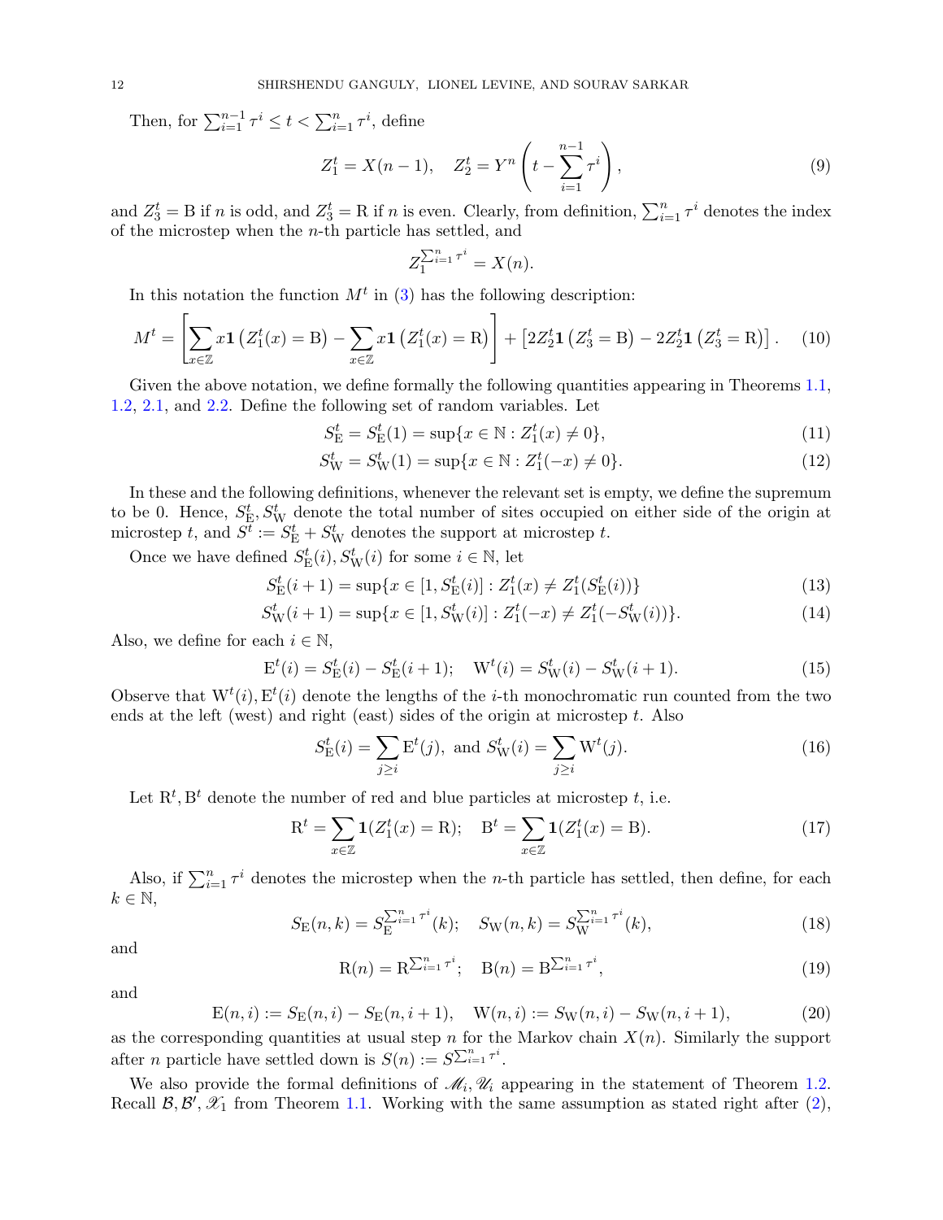Then, for $\sum_{i=1}^{n-1} \tau^i \le t < \sum_{i=1}^{n} \tau^i$, define

$$Z_1^t = X(n-1), \quad Z_2^t = Y^n\left(t - \sum_{i=1}^{n-1} \tau^i\right), \tag{9}$$

and $Z_3^t = \mathrm{B}$ if $n$ is odd, and $Z_3^t = \mathrm{R}$ if $n$ is even. Clearly, from definition, $\sum_{i=1}^{n} \tau^i$ denotes the index of the microstep when the $n$-th particle has settled, and

$$Z_1^{\sum_{i=1}^{n} \tau^i} = X(n).$$

In this notation the function $M^t$ in (3) has the following description:

$$M^t = \left[\sum_{x\in\mathbb{Z}} x\mathbf{1}\left(Z_1^t(x) = \mathrm{B}\right) - \sum_{x\in\mathbb{Z}} x\mathbf{1}\left(Z_1^t(x) = \mathrm{R}\right)\right] + \left[2Z_2^t\mathbf{1}\left(Z_3^t = \mathrm{B}\right) - 2Z_2^t\mathbf{1}\left(Z_3^t = \mathrm{R}\right)\right]. \tag{10}$$

Given the above notation, we define formally the following quantities appearing in Theorems 1.1, 1.2, 2.1, and 2.2. Define the following set of random variables. Let

$$S_{\mathrm{E}}^t = S_{\mathrm{E}}^t(1) = \sup\{x \in \mathbb{N} : Z_1^t(x) \ne 0\}, \tag{11}$$

$$S_{\mathrm{W}}^t = S_{\mathrm{W}}^t(1) = \sup\{x \in \mathbb{N} : Z_1^t(-x) \ne 0\}. \tag{12}$$

In these and the following definitions, whenever the relevant set is empty, we define the supremum to be 0. Hence, $S_{\mathrm{E}}^t, S_{\mathrm{W}}^t$ denote the total number of sites occupied on either side of the origin at microstep $t$, and $S^t := S_{\mathrm{E}}^t + S_{\mathrm{W}}^t$ denotes the support at microstep $t$.

Once we have defined $S_{\mathrm{E}}^t(i), S_{\mathrm{W}}^t(i)$ for some $i \in \mathbb{N}$, let

$$S_{\mathrm{E}}^t(i+1) = \sup\{x \in [1, S_{\mathrm{E}}^t(i)] : Z_1^t(x) \ne Z_1^t(S_{\mathrm{E}}^t(i))\} \tag{13}$$

$$S_{\mathrm{W}}^t(i+1) = \sup\{x \in [1, S_{\mathrm{W}}^t(i)] : Z_1^t(-x) \ne Z_1^t(-S_{\mathrm{W}}^t(i))\}. \tag{14}$$

Also, we define for each $i \in \mathbb{N}$,

$$\mathrm{E}^t(i) = S_{\mathrm{E}}^t(i) - S_{\mathrm{E}}^t(i+1); \quad \mathrm{W}^t(i) = S_{\mathrm{W}}^t(i) - S_{\mathrm{W}}^t(i+1). \tag{15}$$

Observe that $\mathrm{W}^t(i), \mathrm{E}^t(i)$ denote the lengths of the $i$-th monochromatic run counted from the two ends at the left (west) and right (east) sides of the origin at microstep $t$. Also

$$S_{\mathrm{E}}^t(i) = \sum_{j\ge i} \mathrm{E}^t(j), \text{ and } S_{\mathrm{W}}^t(i) = \sum_{j\ge i} \mathrm{W}^t(j). \tag{16}$$

Let $\mathrm{R}^t, \mathrm{B}^t$ denote the number of red and blue particles at microstep $t$, i.e.

$$\mathrm{R}^t = \sum_{x\in\mathbb{Z}} \mathbf{1}(Z_1^t(x) = \mathrm{R}); \quad \mathrm{B}^t = \sum_{x\in\mathbb{Z}} \mathbf{1}(Z_1^t(x) = \mathrm{B}). \tag{17}$$

Also, if $\sum_{i=1}^{n} \tau^i$ denotes the microstep when the $n$-th particle has settled, then define, for each $k \in \mathbb{N}$,

$$S_{\mathrm{E}}(n,k) = S_{\mathrm{E}}^{\sum_{i=1}^{n} \tau^i}(k); \quad S_{\mathrm{W}}(n,k) = S_{\mathrm{W}}^{\sum_{i=1}^{n} \tau^i}(k), \tag{18}$$

and

$$\mathrm{R}(n) = \mathrm{R}^{\sum_{i=1}^{n} \tau^i}; \quad \mathrm{B}(n) = \mathrm{B}^{\sum_{i=1}^{n} \tau^i}, \tag{19}$$

and

$$\mathrm{E}(n,i) := S_{\mathrm{E}}(n,i) - S_{\mathrm{E}}(n,i+1), \quad \mathrm{W}(n,i) := S_{\mathrm{W}}(n,i) - S_{\mathrm{W}}(n,i+1), \tag{20}$$

as the corresponding quantities at usual step $n$ for the Markov chain $X(n)$. Similarly the support after $n$ particle have settled down is $S(n) := S^{\sum_{i=1}^{n} \tau^i}$.

We also provide the formal definitions of $\mathscr{M}_i, \mathscr{U}_i$ appearing in the statement of Theorem 1.2. Recall $\mathcal{B}, \mathcal{B}', \mathscr{X}_1$ from Theorem 1.1. Working with the same assumption as stated right after (2),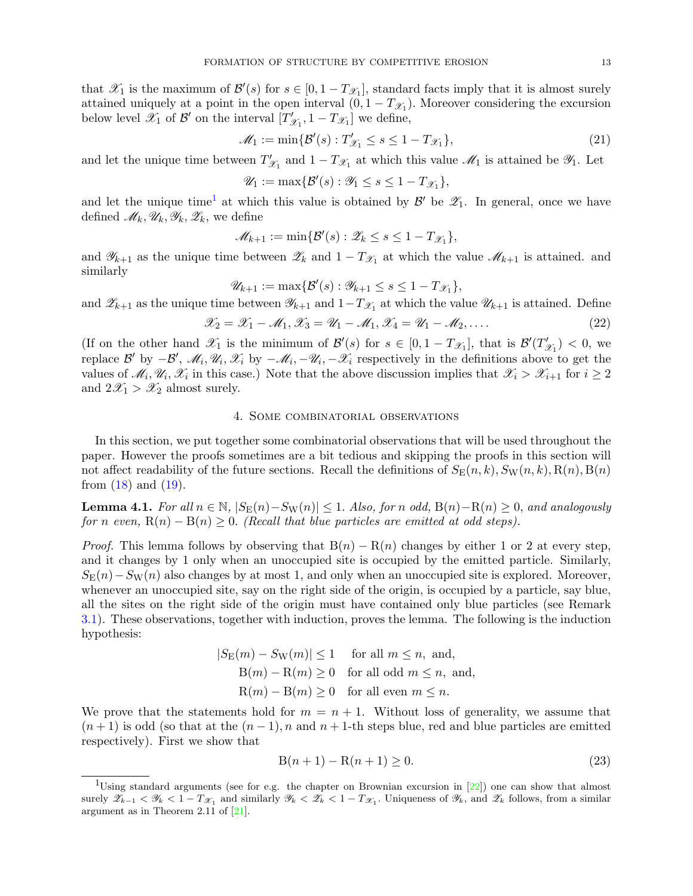that $\mathscr{X}_1$ is the maximum of $\mathcal{B}'(s)$ for $s \in [0, 1 - T_{\mathscr{X}_1}]$, standard facts imply that it is almost surely attained uniquely at a point in the open interval $(0, 1 - T_{\mathscr{X}_1})$. Moreover considering the excursion below level $\mathscr{X}_1$ of $\mathcal{B}'$ on the interval $[T'_{\mathscr{X}_1}, 1 - T_{\mathscr{X}_1}]$ we define,

$$\mathscr{M}_1 := \min\{\mathcal{B}'(s) : T'_{\mathscr{X}_1} \leq s \leq 1 - T_{\mathscr{X}_1}\}, \tag{21}$$

and let the unique time between $T'_{\mathscr{X}_1}$ and $1 - T_{\mathscr{X}_1}$ at which this value $\mathscr{M}_1$ is attained be $\mathscr{Y}_1$. Let

$$\mathscr{U}_1 := \max\{\mathcal{B}'(s) : \mathscr{Y}_1 \leq s \leq 1 - T_{\mathscr{X}_1}\},$$

and let the unique time[1] at which this value is obtained by $\mathcal{B}'$ be $\mathscr{Z}_1$. In general, once we have defined $\mathscr{M}_k, \mathscr{U}_k, \mathscr{Y}_k, \mathscr{Z}_k$, we define

$$\mathscr{M}_{k+1} := \min\{\mathcal{B}'(s) : \mathscr{Z}_k \leq s \leq 1 - T_{\mathscr{X}_1}\},$$

and $\mathscr{Y}_{k+1}$ as the unique time between $\mathscr{Z}_k$ and $1 - T_{\mathscr{X}_1}$ at which the value $\mathscr{M}_{k+1}$ is attained. and similarly

$$\mathscr{U}_{k+1} := \max\{\mathcal{B}'(s) : \mathscr{Y}_{k+1} \leq s \leq 1 - T_{\mathscr{X}_1}\},$$

and $\mathscr{Z}_{k+1}$ as the unique time between $\mathscr{Y}_{k+1}$ and $1 - T_{\mathscr{X}_1}$ at which the value $\mathscr{U}_{k+1}$ is attained. Define

$$\mathscr{X}_2 = \mathscr{X}_1 - \mathscr{M}_1, \mathscr{X}_3 = \mathscr{U}_1 - \mathscr{M}_1, \mathscr{X}_4 = \mathscr{U}_1 - \mathscr{M}_2, \ldots. \tag{22}$$

(If on the other hand $\mathscr{X}_1$ is the minimum of $\mathcal{B}'(s)$ for $s \in [0, 1 - T_{\mathscr{X}_1}]$, that is $\mathcal{B}'(T'_{\mathscr{X}_1}) < 0$, we replace $\mathcal{B}'$ by $-\mathcal{B}'$, $\mathscr{M}_i, \mathscr{U}_i, \mathscr{X}_i$ by $-\mathscr{M}_i, -\mathscr{U}_i, -\mathscr{X}_i$ respectively in the definitions above to get the values of $\mathscr{M}_i, \mathscr{U}_i, \mathscr{X}_i$ in this case.) Note that the above discussion implies that $\mathscr{X}_i > \mathscr{X}_{i+1}$ for $i \geq 2$ and $2\mathscr{X}_1 > \mathscr{X}_2$ almost surely.

## 4. Some combinatorial observations

In this section, we put together some combinatorial observations that will be used throughout the paper. However the proofs sometimes are a bit tedious and skipping the proofs in this section will not affect readability of the future sections. Recall the definitions of $S_{\mathrm{E}}(n,k), S_{\mathrm{W}}(n,k), \mathrm{R}(n), \mathrm{B}(n)$ from (18) and (19).

**Lemma 4.1.** *For all $n \in \mathbb{N}$, $|S_{\mathrm{E}}(n) - S_{\mathrm{W}}(n)| \leq 1$. Also, for $n$ odd, $\mathrm{B}(n) - \mathrm{R}(n) \geq 0$, and analogously for $n$ even, $\mathrm{R}(n) - \mathrm{B}(n) \geq 0$. (Recall that blue particles are emitted at odd steps).*

*Proof.* This lemma follows by observing that $\mathrm{B}(n) - \mathrm{R}(n)$ changes by either 1 or 2 at every step, and it changes by 1 only when an unoccupied site is occupied by the emitted particle. Similarly, $S_{\mathrm{E}}(n) - S_{\mathrm{W}}(n)$ also changes by at most 1, and only when an unoccupied site is explored. Moreover, whenever an unoccupied site, say on the right side of the origin, is occupied by a particle, say blue, all the sites on the right side of the origin must have contained only blue particles (see Remark 3.1). These observations, together with induction, proves the lemma. The following is the induction hypothesis:

$$\begin{aligned}
|S_{\mathrm{E}}(m) - S_{\mathrm{W}}(m)| &\leq 1 \quad \text{for all } m \leq n, \text{ and,} \\
\mathrm{B}(m) - \mathrm{R}(m) &\geq 0 \quad \text{for all odd } m \leq n, \text{ and,} \\
\mathrm{R}(m) - \mathrm{B}(m) &\geq 0 \quad \text{for all even } m \leq n.
\end{aligned}$$

We prove that the statements hold for $m = n+1$. Without loss of generality, we assume that $(n+1)$ is odd (so that at the $(n-1), n$ and $n+1$-th steps blue, red and blue particles are emitted respectively). First we show that

$$\mathrm{B}(n+1) - \mathrm{R}(n+1) \geq 0. \tag{23}$$

[1] Using standard arguments (see for e.g. the chapter on Brownian excursion in [22]) one can show that almost surely $\mathscr{Z}_{k-1} < \mathscr{Y}_k < 1 - T_{\mathscr{X}_1}$ and similarly $\mathscr{Y}_k < \mathscr{Z}_k < 1 - T_{\mathscr{X}_1}$. Uniqueness of $\mathscr{Y}_k$, and $\mathscr{Z}_k$ follows, from a similar argument as in Theorem 2.11 of [21].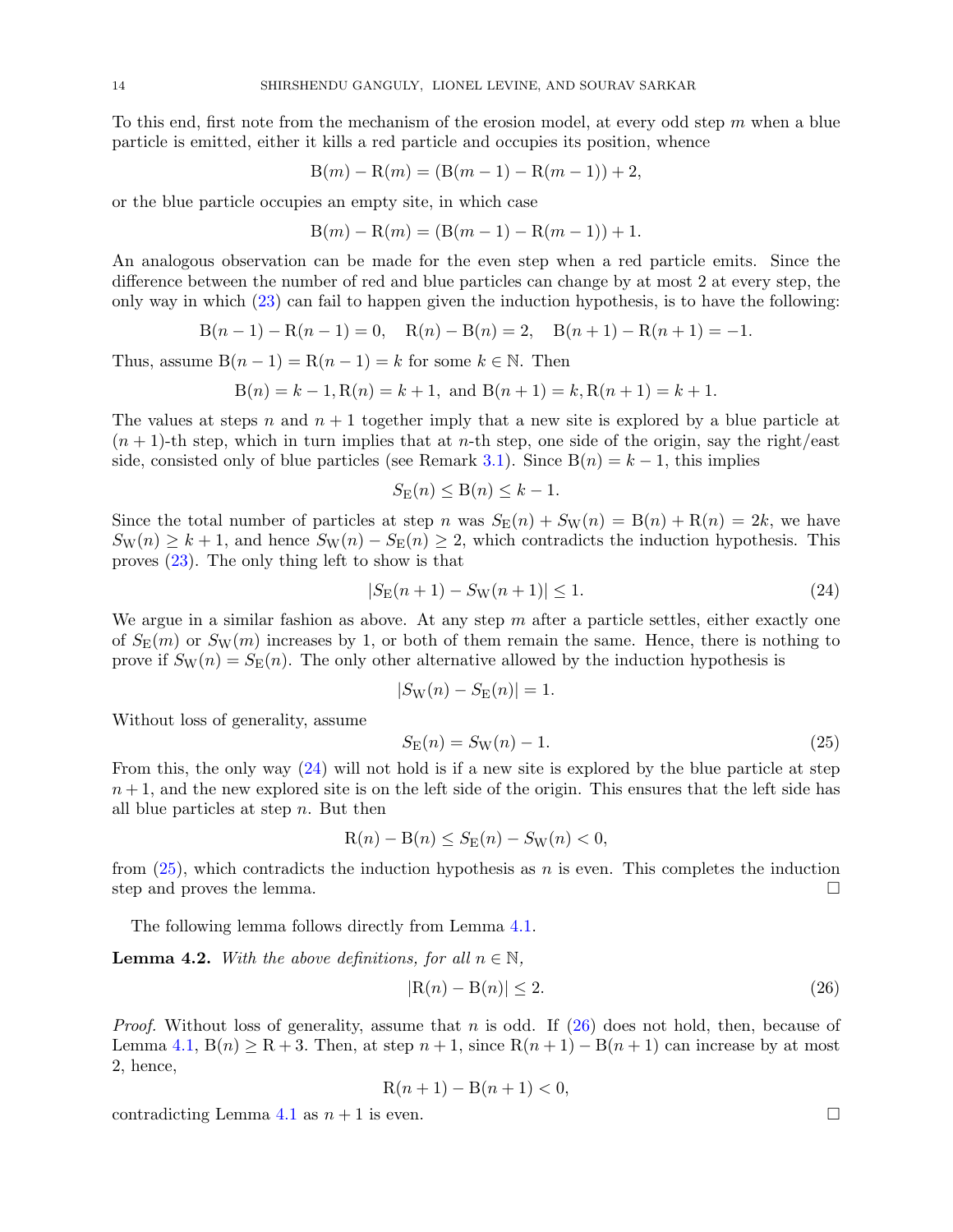To this end, first note from the mechanism of the erosion model, at every odd step $m$ when a blue particle is emitted, either it kills a red particle and occupies its position, whence

$$\mathrm{B}(m) - \mathrm{R}(m) = (\mathrm{B}(m-1) - \mathrm{R}(m-1)) + 2,$$

or the blue particle occupies an empty site, in which case

$$\mathrm{B}(m) - \mathrm{R}(m) = (\mathrm{B}(m-1) - \mathrm{R}(m-1)) + 1.$$

An analogous observation can be made for the even step when a red particle emits. Since the difference between the number of red and blue particles can change by at most 2 at every step, the only way in which (23) can fail to happen given the induction hypothesis, is to have the following:

$$\mathrm{B}(n-1) - \mathrm{R}(n-1) = 0, \quad \mathrm{R}(n) - \mathrm{B}(n) = 2, \quad \mathrm{B}(n+1) - \mathrm{R}(n+1) = -1.$$

Thus, assume $\mathrm{B}(n-1) = \mathrm{R}(n-1) = k$ for some $k \in \mathbb{N}$. Then

$$\mathrm{B}(n) = k-1, \mathrm{R}(n) = k+1, \text{ and } \mathrm{B}(n+1) = k, \mathrm{R}(n+1) = k+1.$$

The values at steps $n$ and $n+1$ together imply that a new site is explored by a blue particle at $(n+1)$-th step, which in turn implies that at $n$-th step, one side of the origin, say the right/east side, consisted only of blue particles (see Remark 3.1). Since $\mathrm{B}(n) = k-1$, this implies

$$S_{\mathrm{E}}(n) \leq \mathrm{B}(n) \leq k-1.$$

Since the total number of particles at step $n$ was $S_{\mathrm{E}}(n) + S_{\mathrm{W}}(n) = \mathrm{B}(n) + \mathrm{R}(n) = 2k$, we have $S_{\mathrm{W}}(n) \geq k+1$, and hence $S_{\mathrm{W}}(n) - S_{\mathrm{E}}(n) \geq 2$, which contradicts the induction hypothesis. This proves (23). The only thing left to show is that

$$|S_{\mathrm{E}}(n+1) - S_{\mathrm{W}}(n+1)| \leq 1. \tag{24}$$

We argue in a similar fashion as above. At any step $m$ after a particle settles, either exactly one of $S_{\mathrm{E}}(m)$ or $S_{\mathrm{W}}(m)$ increases by 1, or both of them remain the same. Hence, there is nothing to prove if $S_{\mathrm{W}}(n) = S_{\mathrm{E}}(n)$. The only other alternative allowed by the induction hypothesis is

$$|S_{\mathrm{W}}(n) - S_{\mathrm{E}}(n)| = 1.$$

Without loss of generality, assume

$$S_{\mathrm{E}}(n) = S_{\mathrm{W}}(n) - 1. \tag{25}$$

From this, the only way (24) will not hold is if a new site is explored by the blue particle at step $n+1$, and the new explored site is on the left side of the origin. This ensures that the left side has all blue particles at step $n$. But then

$$\mathrm{R}(n) - \mathrm{B}(n) \leq S_{\mathrm{E}}(n) - S_{\mathrm{W}}(n) < 0,$$

from (25), which contradicts the induction hypothesis as $n$ is even. This completes the induction step and proves the lemma. $\square$

The following lemma follows directly from Lemma 4.1.

**Lemma 4.2.** *With the above definitions, for all $n \in \mathbb{N}$,*

$$|\mathrm{R}(n) - \mathrm{B}(n)| \leq 2. \tag{26}$$

*Proof.* Without loss of generality, assume that $n$ is odd. If (26) does not hold, then, because of Lemma 4.1, $\mathrm{B}(n) \geq \mathrm{R} + 3$. Then, at step $n+1$, since $\mathrm{R}(n+1) - \mathrm{B}(n+1)$ can increase by at most 2, hence,

$$\mathrm{R}(n+1) - \mathrm{B}(n+1) < 0,$$

contradicting Lemma 4.1 as $n+1$ is even. $\square$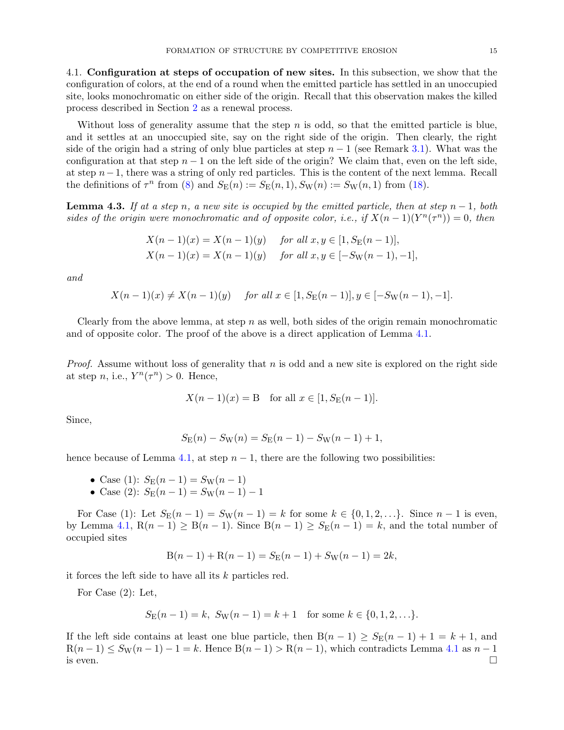4.1. **Configuration at steps of occupation of new sites.** In this subsection, we show that the configuration of colors, at the end of a round when the emitted particle has settled in an unoccupied site, looks monochromatic on either side of the origin. Recall that this observation makes the killed process described in Section 2 as a renewal process.

Without loss of generality assume that the step $n$ is odd, so that the emitted particle is blue, and it settles at an unoccupied site, say on the right side of the origin. Then clearly, the right side of the origin had a string of only blue particles at step $n-1$ (see Remark 3.1). What was the configuration at that step $n-1$ on the left side of the origin? We claim that, even on the left side, at step $n-1$, there was a string of only red particles. This is the content of the next lemma. Recall the definitions of $\tau^n$ from (8) and $S_{\mathrm{E}}(n) := S_{\mathrm{E}}(n,1), S_{\mathrm{W}}(n) := S_{\mathrm{W}}(n,1)$ from (18).

**Lemma 4.3.** *If at a step $n$, a new site is occupied by the emitted particle, then at step $n-1$, both sides of the origin were monochromatic and of opposite color, i.e., if $X(n-1)(Y^n(\tau^n)) = 0$, then*

$$X(n-1)(x) = X(n-1)(y) \quad \text{for all } x, y \in [1, S_{\mathrm{E}}(n-1)],$$
$$X(n-1)(x) = X(n-1)(y) \quad \text{for all } x, y \in [-S_{\mathrm{W}}(n-1), -1],$$

*and*

$$X(n-1)(x) \neq X(n-1)(y) \quad \text{for all } x \in [1, S_{\mathrm{E}}(n-1)], y \in [-S_{\mathrm{W}}(n-1), -1].$$

Clearly from the above lemma, at step $n$ as well, both sides of the origin remain monochromatic and of opposite color. The proof of the above is a direct application of Lemma 4.1.

*Proof.* Assume without loss of generality that $n$ is odd and a new site is explored on the right side at step $n$, i.e., $Y^n(\tau^n) > 0$. Hence,

$$X(n-1)(x) = \mathrm{B} \quad \text{for all } x \in [1, S_{\mathrm{E}}(n-1)].$$

Since,

$$S_{\mathrm{E}}(n) - S_{\mathrm{W}}(n) = S_{\mathrm{E}}(n-1) - S_{\mathrm{W}}(n-1) + 1,$$

hence because of Lemma 4.1, at step $n-1$, there are the following two possibilities:

- Case (1): $S_{\mathrm{E}}(n-1) = S_{\mathrm{W}}(n-1)$
- Case (2): $S_{\mathrm{E}}(n-1) = S_{\mathrm{W}}(n-1) - 1$

For Case (1): Let $S_{\mathrm{E}}(n-1) = S_{\mathrm{W}}(n-1) = k$ for some $k \in \{0, 1, 2, \ldots\}$. Since $n-1$ is even, by Lemma 4.1, $\mathrm{R}(n-1) \geq \mathrm{B}(n-1)$. Since $\mathrm{B}(n-1) \geq S_{\mathrm{E}}(n-1) = k$, and the total number of occupied sites

$$\mathrm{B}(n-1) + \mathrm{R}(n-1) = S_{\mathrm{E}}(n-1) + S_{\mathrm{W}}(n-1) = 2k,$$

it forces the left side to have all its $k$ particles red.

For Case (2): Let,

$$S_{\mathrm{E}}(n-1) = k, \; S_{\mathrm{W}}(n-1) = k+1 \quad \text{for some } k \in \{0, 1, 2, \ldots\}.$$

If the left side contains at least one blue particle, then $\mathrm{B}(n-1) \geq S_{\mathrm{E}}(n-1) + 1 = k+1$, and $\mathrm{R}(n-1) \leq S_{\mathrm{W}}(n-1) - 1 = k$. Hence $\mathrm{B}(n-1) > \mathrm{R}(n-1)$, which contradicts Lemma 4.1 as $n-1$ is even. $\square$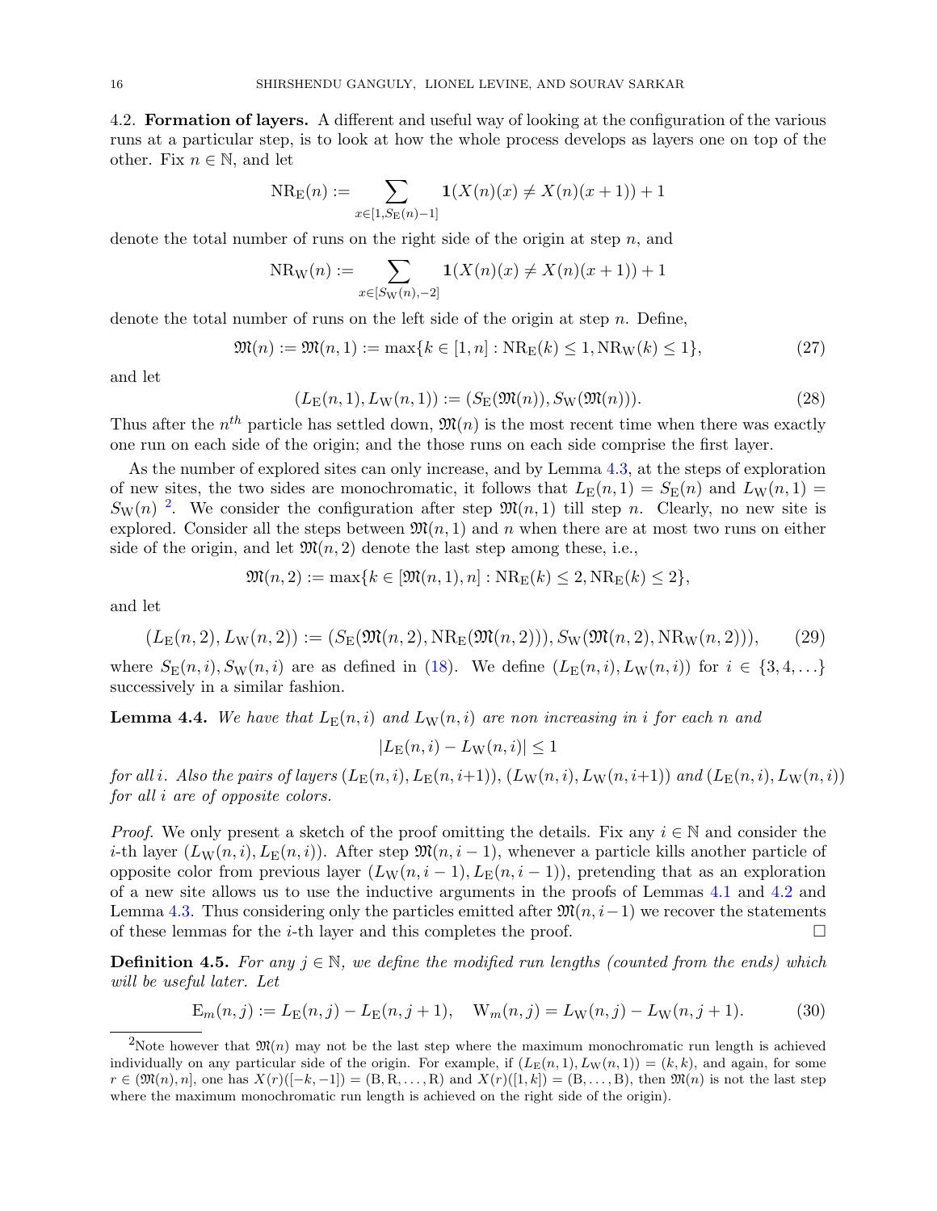4.2. **Formation of layers.** A different and useful way of looking at the configuration of the various runs at a particular step, is to look at how the whole process develops as layers one on top of the other. Fix $n \in \mathbb{N}$, and let

$$\mathrm{NR}_{\mathrm{E}}(n) := \sum_{x \in [1, S_{\mathrm{E}}(n)-1]} \mathbf{1}(X(n)(x) \neq X(n)(x+1)) + 1$$

denote the total number of runs on the right side of the origin at step $n$, and

$$\mathrm{NR}_{\mathrm{W}}(n) := \sum_{x \in [S_{\mathrm{W}}(n), -2]} \mathbf{1}(X(n)(x) \neq X(n)(x+1)) + 1$$

denote the total number of runs on the left side of the origin at step $n$. Define,

$$\mathfrak{M}(n) := \mathfrak{M}(n, 1) := \max\{k \in [1, n] : \mathrm{NR}_{\mathrm{E}}(k) \leq 1, \mathrm{NR}_{\mathrm{W}}(k) \leq 1\}, \tag{27}$$

and let

$$(L_{\mathrm{E}}(n, 1), L_{\mathrm{W}}(n, 1)) := (S_{\mathrm{E}}(\mathfrak{M}(n)), S_{\mathrm{W}}(\mathfrak{M}(n))). \tag{28}$$

Thus after the $n^{th}$ particle has settled down, $\mathfrak{M}(n)$ is the most recent time when there was exactly one run on each side of the origin; and the those runs on each side comprise the first layer.

As the number of explored sites can only increase, and by Lemma 4.3, at the steps of exploration of new sites, the two sides are monochromatic, it follows that $L_{\mathrm{E}}(n, 1) = S_{\mathrm{E}}(n)$ and $L_{\mathrm{W}}(n, 1) = S_{\mathrm{W}}(n)$ [2]. We consider the configuration after step $\mathfrak{M}(n, 1)$ till step $n$. Clearly, no new site is explored. Consider all the steps between $\mathfrak{M}(n, 1)$ and $n$ when there are at most two runs on either side of the origin, and let $\mathfrak{M}(n, 2)$ denote the last step among these, i.e.,

$$\mathfrak{M}(n, 2) := \max\{k \in [\mathfrak{M}(n, 1), n] : \mathrm{NR}_{\mathrm{E}}(k) \leq 2, \mathrm{NR}_{\mathrm{E}}(k) \leq 2\},$$

and let

$$(L_{\mathrm{E}}(n, 2), L_{\mathrm{W}}(n, 2)) := (S_{\mathrm{E}}(\mathfrak{M}(n, 2), \mathrm{NR}_{\mathrm{E}}(\mathfrak{M}(n, 2))), S_{\mathrm{W}}(\mathfrak{M}(n, 2), \mathrm{NR}_{\mathrm{W}}(n, 2))), \tag{29}$$

where $S_{\mathrm{E}}(n, i), S_{\mathrm{W}}(n, i)$ are as defined in (18). We define $(L_{\mathrm{E}}(n, i), L_{\mathrm{W}}(n, i))$ for $i \in \{3, 4, \ldots\}$ successively in a similar fashion.

**Lemma 4.4.** *We have that $L_{\mathrm{E}}(n, i)$ and $L_{\mathrm{W}}(n, i)$ are non increasing in $i$ for each $n$ and*

$$|L_{\mathrm{E}}(n, i) - L_{\mathrm{W}}(n, i)| \leq 1$$

*for all $i$. Also the pairs of layers $(L_{\mathrm{E}}(n, i), L_{\mathrm{E}}(n, i{+}1))$, $(L_{\mathrm{W}}(n, i), L_{\mathrm{W}}(n, i{+}1))$ and $(L_{\mathrm{E}}(n, i), L_{\mathrm{W}}(n, i))$ for all $i$ are of opposite colors.*

*Proof.* We only present a sketch of the proof omitting the details. Fix any $i \in \mathbb{N}$ and consider the $i$-th layer $(L_{\mathrm{W}}(n, i), L_{\mathrm{E}}(n, i))$. After step $\mathfrak{M}(n, i-1)$, whenever a particle kills another particle of opposite color from previous layer $(L_{\mathrm{W}}(n, i-1), L_{\mathrm{E}}(n, i-1))$, pretending that as an exploration of a new site allows us to use the inductive arguments in the proofs of Lemmas 4.1 and 4.2 and Lemma 4.3. Thus considering only the particles emitted after $\mathfrak{M}(n, i-1)$ we recover the statements of these lemmas for the $i$-th layer and this completes the proof. □

**Definition 4.5.** *For any $j \in \mathbb{N}$, we define the modified run lengths (counted from the ends) which will be useful later. Let*

$$\mathrm{E}_m(n, j) := L_{\mathrm{E}}(n, j) - L_{\mathrm{E}}(n, j+1), \quad \mathrm{W}_m(n, j) = L_{\mathrm{W}}(n, j) - L_{\mathrm{W}}(n, j+1). \tag{30}$$

---

[2] Note however that $\mathfrak{M}(n)$ may not be the last step where the maximum monochromatic run length is achieved individually on any particular side of the origin. For example, if $(L_{\mathrm{E}}(n, 1), L_{\mathrm{W}}(n, 1)) = (k, k)$, and again, for some $r \in (\mathfrak{M}(n), n]$, one has $X(r)([-k, -1]) = (\mathrm{B}, \mathrm{R}, \ldots, \mathrm{R})$ and $X(r)([1, k]) = (\mathrm{B}, \ldots, \mathrm{B})$, then $\mathfrak{M}(n)$ is not the last step where the maximum monochromatic run length is achieved on the right side of the origin).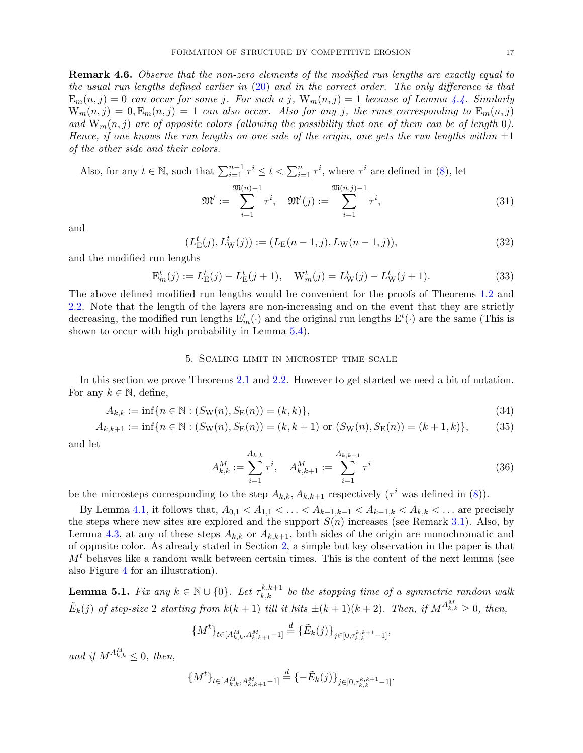**Remark 4.6.** *Observe that the non-zero elements of the modified run lengths are exactly equal to the usual run lengths defined earlier in (20) and in the correct order. The only difference is that $\mathrm{E}_m(n,j) = 0$ can occur for some $j$. For such a $j$, $\mathrm{W}_m(n,j) = 1$ because of Lemma 4.4. Similarly $\mathrm{W}_m(n,j) = 0, \mathrm{E}_m(n,j) = 1$ can also occur. Also for any $j$, the runs corresponding to $\mathrm{E}_m(n,j)$ and $\mathrm{W}_m(n,j)$ are of opposite colors (allowing the possibility that one of them can be of length 0). Hence, if one knows the run lengths on one side of the origin, one gets the run lengths within $\pm 1$ of the other side and their colors.*

Also, for any $t \in \mathbb{N}$, such that $\sum_{i=1}^{n-1} \tau^i \le t < \sum_{i=1}^{n} \tau^i$, where $\tau^i$ are defined in (8), let

$$\mathfrak{M}^t := \sum_{i=1}^{\mathfrak{M}(n)-1} \tau^i, \quad \mathfrak{M}^t(j) := \sum_{i=1}^{\mathfrak{M}(n,j)-1} \tau^i, \tag{31}$$

and

$$(L_{\mathrm{E}}^t(j), L_{\mathrm{W}}^t(j)) := (L_{\mathrm{E}}(n-1,j), L_{\mathrm{W}}(n-1,j)), \tag{32}$$

and the modified run lengths

$$\mathrm{E}_m^t(j) := L_{\mathrm{E}}^t(j) - L_{\mathrm{E}}^t(j+1), \quad \mathrm{W}_m^t(j) = L_{\mathrm{W}}^t(j) - L_{\mathrm{W}}^t(j+1). \tag{33}$$

The above defined modified run lengths would be convenient for the proofs of Theorems 1.2 and 2.2. Note that the length of the layers are non-increasing and on the event that they are strictly decreasing, the modified run lengths $\mathrm{E}_m^t(\cdot)$ and the original run lengths $\mathrm{E}^t(\cdot)$ are the same (This is shown to occur with high probability in Lemma 5.4).

## 5. Scaling limit in microstep time scale

In this section we prove Theorems 2.1 and 2.2. However to get started we need a bit of notation. For any $k \in \mathbb{N}$, define,

$$A_{k,k} := \inf\{n \in \mathbb{N} : (S_{\mathrm{W}}(n), S_{\mathrm{E}}(n)) = (k,k)\}, \tag{34}$$

$$A_{k,k+1} := \inf\{n \in \mathbb{N} : (S_{\mathrm{W}}(n), S_{\mathrm{E}}(n)) = (k,k+1) \text{ or } (S_{\mathrm{W}}(n), S_{\mathrm{E}}(n)) = (k+1,k)\}, \tag{35}$$

and let

$$A_{k,k}^M := \sum_{i=1}^{A_{k,k}} \tau^i, \quad A_{k,k+1}^M := \sum_{i=1}^{A_{k,k+1}} \tau^i \tag{36}$$

be the microsteps corresponding to the step $A_{k,k}, A_{k,k+1}$ respectively ($\tau^i$ was defined in (8)).

By Lemma 4.1, it follows that, $A_{0,1} < A_{1,1} < \ldots < A_{k-1,k-1} < A_{k-1,k} < A_{k,k} < \ldots$ are precisely the steps where new sites are explored and the support $S(n)$ increases (see Remark 3.1). Also, by Lemma 4.3, at any of these steps $A_{k,k}$ or $A_{k,k+1}$, both sides of the origin are monochromatic and of opposite color. As already stated in Section 2, a simple but key observation in the paper is that $M^t$ behaves like a random walk between certain times. This is the content of the next lemma (see also Figure 4 for an illustration).

**Lemma 5.1.** *Fix any $k \in \mathbb{N} \cup \{0\}$. Let $\tau_{k,k}^{k,k+1}$ be the stopping time of a symmetric random walk $\tilde{E}_k(j)$ of step-size 2 starting from $k(k+1)$ till it hits $\pm(k+1)(k+2)$. Then, if $M^{A_{k,k}^M} \ge 0$, then,*

$$\{M^t\}_{t \in [A_{k,k}^M, A_{k,k+1}^M - 1]} \stackrel{d}{=} \{\tilde{E}_k(j)\}_{j \in [0, \tau_{k,k}^{k,k+1} - 1]},$$

*and if $M^{A_{k,k}^M} \le 0$, then,*

$$\{M^t\}_{t \in [A_{k,k}^M, A_{k,k+1}^M - 1]} \stackrel{d}{=} \{-\tilde{E}_k(j)\}_{j \in [0, \tau_{k,k}^{k,k+1} - 1]}.$$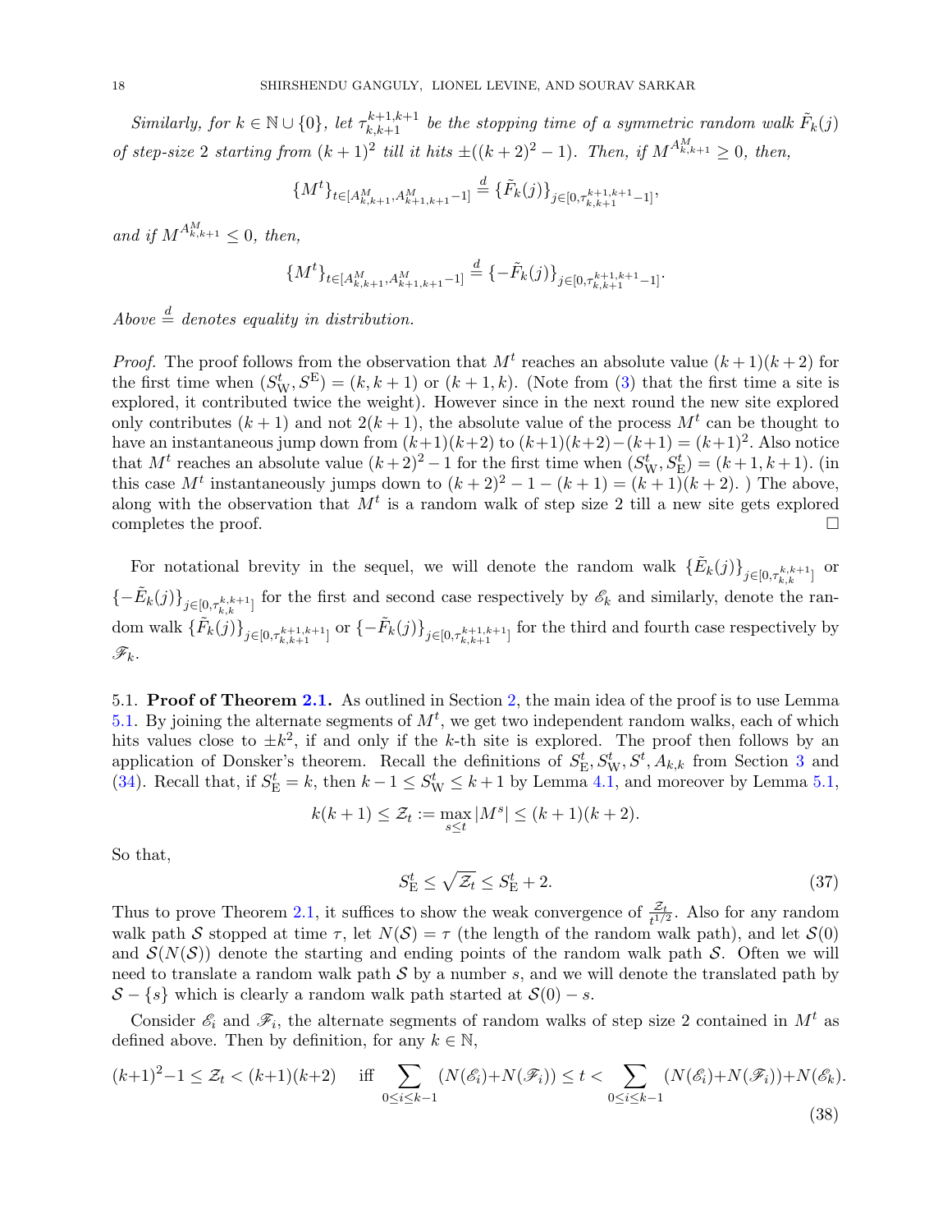*Similarly, for $k \in \mathbb{N} \cup \{0\}$, let $\tau_{k,k+1}^{k+1,k+1}$ be the stopping time of a symmetric random walk $\tilde{F}_k(j)$ of step-size 2 starting from $(k+1)^2$ till it hits $\pm((k+2)^2-1)$. Then, if $M^{A_{k,k+1}^M} \geq 0$, then,*

$$\{M^t\}_{t \in [A_{k,k+1}^M, A_{k+1,k+1}^M - 1]} \stackrel{d}{=} \{\tilde{F}_k(j)\}_{j \in [0, \tau_{k,k+1}^{k+1,k+1} - 1]},$$

*and if $M^{A_{k,k+1}^M} \leq 0$, then,*

$$\{M^t\}_{t \in [A_{k,k+1}^M, A_{k+1,k+1}^M - 1]} \stackrel{d}{=} \{-\tilde{F}_k(j)\}_{j \in [0, \tau_{k,k+1}^{k+1,k+1} - 1]}.$$

*Above $\stackrel{d}{=}$ denotes equality in distribution.*

*Proof.* The proof follows from the observation that $M^t$ reaches an absolute value $(k+1)(k+2)$ for the first time when $(S_{\mathrm{W}}^t, S^{\mathrm{E}}) = (k, k+1)$ or $(k+1, k)$. (Note from (3) that the first time a site is explored, it contributed twice the weight). However since in the next round the new site explored only contributes $(k+1)$ and not $2(k+1)$, the absolute value of the process $M^t$ can be thought to have an instantaneous jump down from $(k+1)(k+2)$ to $(k+1)(k+2)-(k+1) = (k+1)^2$. Also notice that $M^t$ reaches an absolute value $(k+2)^2-1$ for the first time when $(S_{\mathrm{W}}^t, S_{\mathrm{E}}^t) = (k+1, k+1)$. (in this case $M^t$ instantaneously jumps down to $(k+2)^2 - 1 - (k+1) = (k+1)(k+2)$. ) The above, along with the observation that $M^t$ is a random walk of step size 2 till a new site gets explored completes the proof. □

For notational brevity in the sequel, we will denote the random walk $\{\tilde{E}_k(j)\}_{j \in [0, \tau_{k,k}^{k,k+1}]}$ or $\{-\tilde{E}_k(j)\}_{j \in [0, \tau_{k,k}^{k,k+1}]}$ for the first and second case respectively by $\mathscr{E}_k$ and similarly, denote the random walk $\{\tilde{F}_k(j)\}_{j \in [0, \tau_{k,k+1}^{k+1,k+1}]}$ or $\{-\tilde{F}_k(j)\}_{j \in [0, \tau_{k,k+1}^{k+1,k+1}]}$ for the third and fourth case respectively by $\mathscr{F}_k$.

5.1. **Proof of Theorem 2.1.** As outlined in Section 2, the main idea of the proof is to use Lemma 5.1. By joining the alternate segments of $M^t$, we get two independent random walks, each of which hits values close to $\pm k^2$, if and only if the $k$-th site is explored. The proof then follows by an application of Donsker's theorem. Recall the definitions of $S_{\mathrm{E}}^t, S_{\mathrm{W}}^t, S^t, A_{k,k}$ from Section 3 and (34). Recall that, if $S_{\mathrm{E}}^t = k$, then $k-1 \leq S_{\mathrm{W}}^t \leq k+1$ by Lemma 4.1, and moreover by Lemma 5.1,

$$k(k+1) \leq \mathcal{Z}_t := \max_{s \leq t} |M^s| \leq (k+1)(k+2).$$

So that,

$$S_{\mathrm{E}}^t \leq \sqrt{\mathcal{Z}_t} \leq S_{\mathrm{E}}^t + 2. \tag{37}$$

Thus to prove Theorem 2.1, it suffices to show the weak convergence of $\frac{\mathcal{Z}_t}{t^{1/2}}$. Also for any random walk path $\mathcal{S}$ stopped at time $\tau$, let $N(\mathcal{S}) = \tau$ (the length of the random walk path), and let $\mathcal{S}(0)$ and $\mathcal{S}(N(\mathcal{S}))$ denote the starting and ending points of the random walk path $\mathcal{S}$. Often we will need to translate a random walk path $\mathcal{S}$ by a number $s$, and we will denote the translated path by $\mathcal{S} - \{s\}$ which is clearly a random walk path started at $\mathcal{S}(0) - s$.

Consider $\mathscr{E}_i$ and $\mathscr{F}_i$, the alternate segments of random walks of step size 2 contained in $M^t$ as defined above. Then by definition, for any $k \in \mathbb{N}$,

$$(k+1)^2 - 1 \leq \mathcal{Z}_t < (k+1)(k+2) \quad \text{iff} \sum_{0 \leq i \leq k-1} (N(\mathscr{E}_i) + N(\mathscr{F}_i)) \leq t < \sum_{0 \leq i \leq k-1} (N(\mathscr{E}_i) + N(\mathscr{F}_i)) + N(\mathscr{E}_k). \tag{38}$$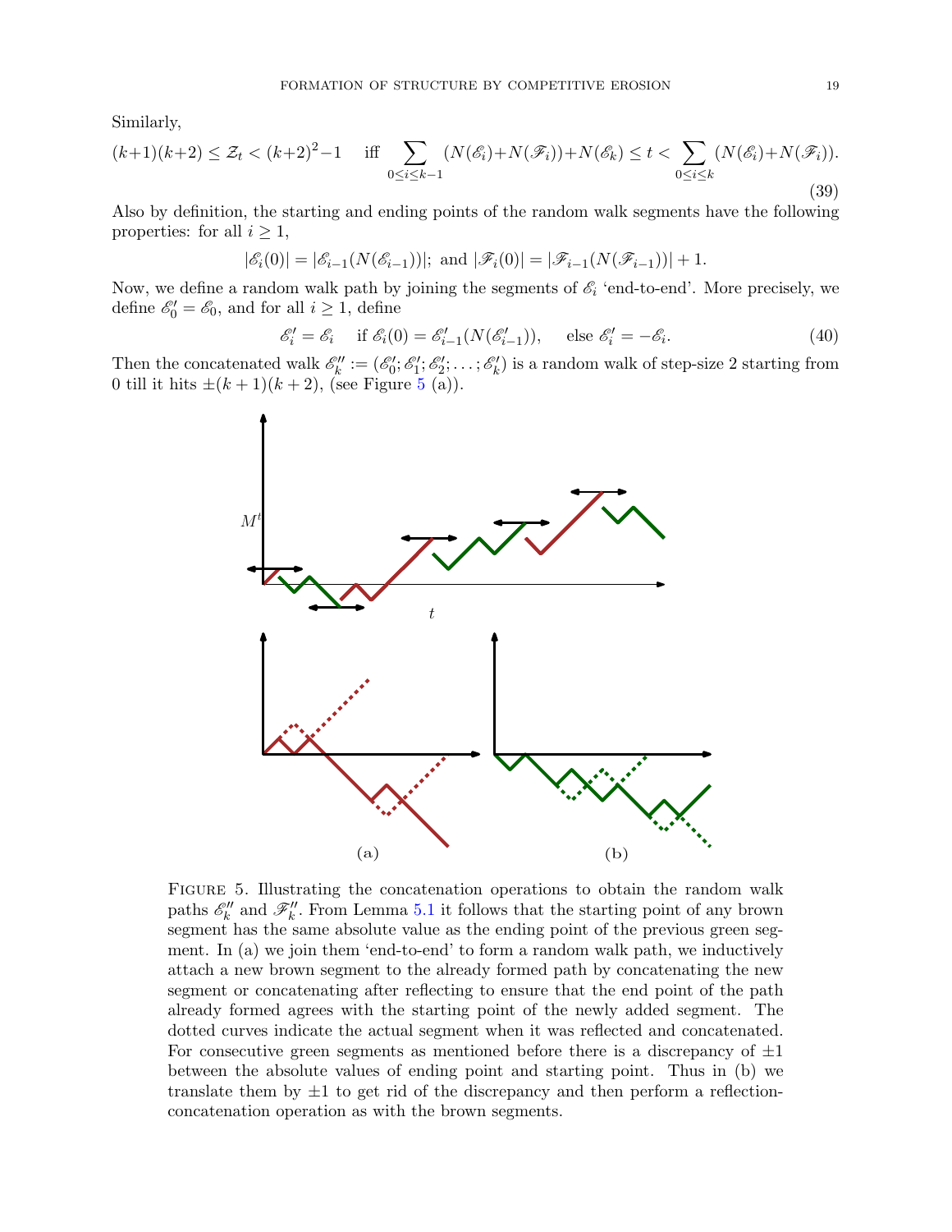Similarly,

$$(k+1)(k+2) \le \mathcal{Z}_t < (k+2)^2 - 1 \quad \text{iff} \sum_{0 \le i \le k-1} (N(\mathscr{E}_i) + N(\mathscr{F}_i)) + N(\mathscr{E}_k) \le t < \sum_{0 \le i \le k} (N(\mathscr{E}_i) + N(\mathscr{F}_i)). \tag{39}$$

Also by definition, the starting and ending points of the random walk segments have the following properties: for all $i \ge 1$,

$$|\mathscr{E}_i(0)| = |\mathscr{E}_{i-1}(N(\mathscr{E}_{i-1}))|; \text{ and } |\mathscr{F}_i(0)| = |\mathscr{F}_{i-1}(N(\mathscr{F}_{i-1}))| + 1.$$

Now, we define a random walk path by joining the segments of $\mathscr{E}_i$ 'end-to-end'. More precisely, we define $\mathscr{E}'_0 = \mathscr{E}_0$, and for all $i \ge 1$, define

$$\mathscr{E}'_i = \mathscr{E}_i \quad \text{if } \mathscr{E}_i(0) = \mathscr{E}'_{i-1}(N(\mathscr{E}'_{i-1})), \quad \text{else } \mathscr{E}'_i = -\mathscr{E}_i. \tag{40}$$

Then the concatenated walk $\mathscr{E}''_k := (\mathscr{E}'_0; \mathscr{E}'_1; \mathscr{E}'_2; \ldots; \mathscr{E}'_k)$ is a random walk of step-size 2 starting from 0 till it hits $\pm(k+1)(k+2)$, (see Figure 5 (a)).

Figure 5. Illustrating the concatenation operations to obtain the random walk paths $\mathscr{E}''_k$ and $\mathscr{F}''_k$. From Lemma 5.1 it follows that the starting point of any brown segment has the same absolute value as the ending point of the previous green segment. In (a) we join them 'end-to-end' to form a random walk path, we inductively attach a new brown segment to the already formed path by concatenating the new segment or concatenating after reflecting to ensure that the end point of the path already formed agrees with the starting point of the newly added segment. The dotted curves indicate the actual segment when it was reflected and concatenated. For consecutive green segments as mentioned before there is a discrepancy of $\pm 1$ between the absolute values of ending point and starting point. Thus in (b) we translate them by $\pm 1$ to get rid of the discrepancy and then perform a reflection-concatenation operation as with the brown segments.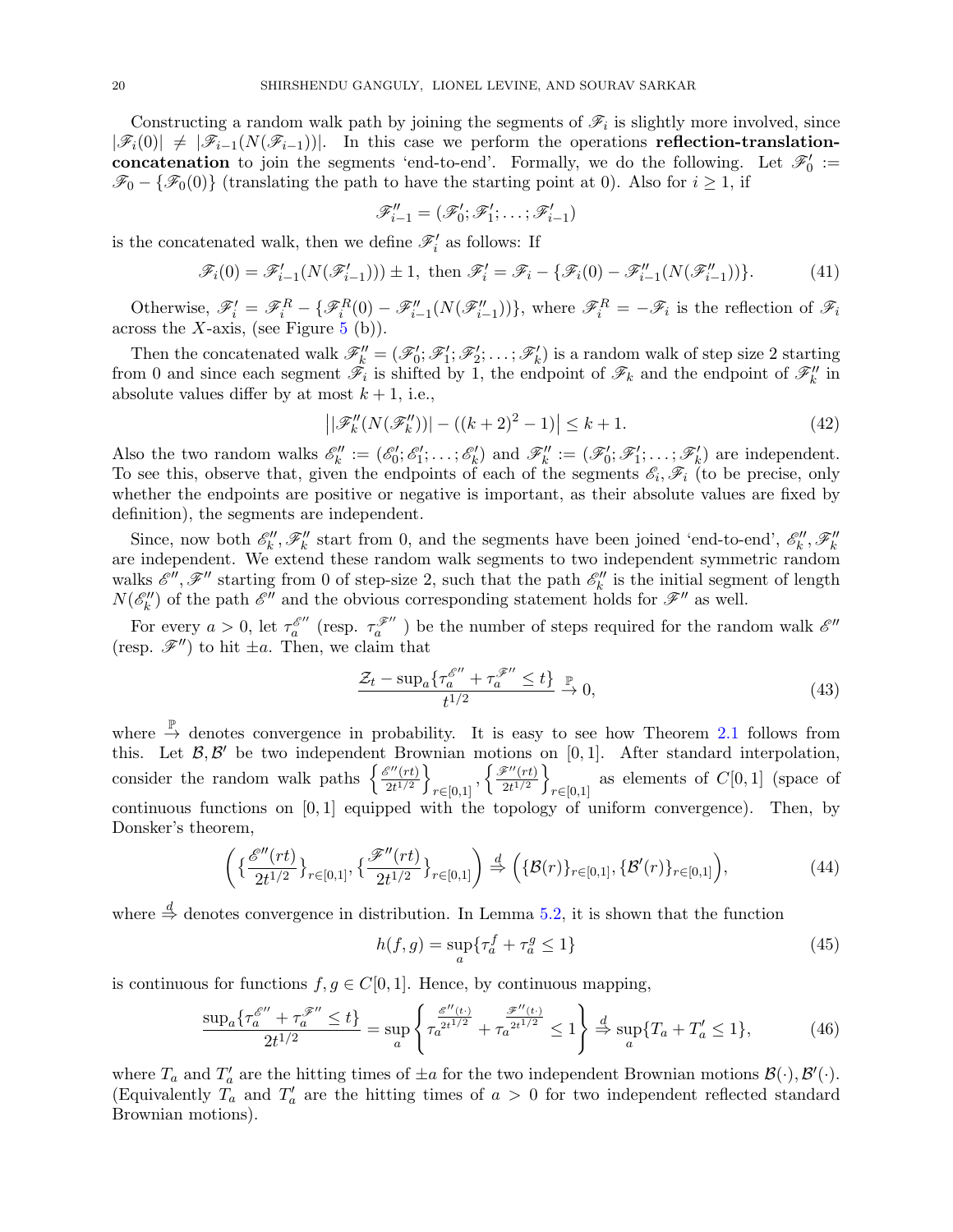Constructing a random walk path by joining the segments of $\mathscr{F}_i$ is slightly more involved, since $|\mathscr{F}_i(0)| \neq |\mathscr{F}_{i-1}(N(\mathscr{F}_{i-1}))|$. In this case we perform the operations **reflection-translation-concatenation** to join the segments 'end-to-end'. Formally, we do the following. Let $\mathscr{F}_0' := \mathscr{F}_0 - \{\mathscr{F}_0(0)\}$ (translating the path to have the starting point at 0). Also for $i \geq 1$, if

$$\mathscr{F}_{i-1}'' = (\mathscr{F}_0'; \mathscr{F}_1'; \ldots; \mathscr{F}_{i-1}')$$

is the concatenated walk, then we define $\mathscr{F}_i'$ as follows: If

$$\mathscr{F}_i(0) = \mathscr{F}_{i-1}'(N(\mathscr{F}_{i-1}')) \pm 1, \text{ then } \mathscr{F}_i' = \mathscr{F}_i - \{\mathscr{F}_i(0) - \mathscr{F}_{i-1}''(N(\mathscr{F}_{i-1}''))\}. \tag{41}$$

Otherwise, $\mathscr{F}_i' = \mathscr{F}_i^R - \{\mathscr{F}_i^R(0) - \mathscr{F}_{i-1}''(N(\mathscr{F}_{i-1}''))\}$, where $\mathscr{F}_i^R = -\mathscr{F}_i$ is the reflection of $\mathscr{F}_i$ across the $X$-axis, (see Figure 5 (b)).

Then the concatenated walk $\mathscr{F}_k'' = (\mathscr{F}_0'; \mathscr{F}_1'; \mathscr{F}_2'; \ldots; \mathscr{F}_k')$ is a random walk of step size 2 starting from 0 and since each segment $\mathscr{F}_i$ is shifted by 1, the endpoint of $\mathscr{F}_k$ and the endpoint of $\mathscr{F}_k''$ in absolute values differ by at most $k+1$, i.e.,

$$\big||\mathscr{F}_k''(N(\mathscr{F}_k''))| - ((k+2)^2 - 1)\big| \leq k+1. \tag{42}$$

Also the two random walks $\mathscr{E}_k'' := (\mathscr{E}_0'; \mathscr{E}_1'; \ldots; \mathscr{E}_k')$ and $\mathscr{F}_k'' := (\mathscr{F}_0'; \mathscr{F}_1'; \ldots; \mathscr{F}_k')$ are independent. To see this, observe that, given the endpoints of each of the segments $\mathscr{E}_i, \mathscr{F}_i$ (to be precise, only whether the endpoints are positive or negative is important, as their absolute values are fixed by definition), the segments are independent.

Since, now both $\mathscr{E}_k'', \mathscr{F}_k''$ start from 0, and the segments have been joined 'end-to-end', $\mathscr{E}_k'', \mathscr{F}_k''$ are independent. We extend these random walk segments to two independent symmetric random walks $\mathscr{E}'', \mathscr{F}''$ starting from 0 of step-size 2, such that the path $\mathscr{E}_k''$ is the initial segment of length $N(\mathscr{E}_k'')$ of the path $\mathscr{E}''$ and the obvious corresponding statement holds for $\mathscr{F}''$ as well.

For every $a > 0$, let $\tau_a^{\mathscr{E}''}$ (resp. $\tau_a^{\mathscr{F}''}$ ) be the number of steps required for the random walk $\mathscr{E}''$ (resp. $\mathscr{F}''$) to hit $\pm a$. Then, we claim that

$$\frac{\mathcal{Z}_t - \sup_a\{\tau_a^{\mathscr{E}''} + \tau_a^{\mathscr{F}''} \leq t\}}{t^{1/2}} \overset{\mathbb{P}}{\to} 0, \tag{43}$$

where $\overset{\mathbb{P}}{\to}$ denotes convergence in probability. It is easy to see how Theorem 2.1 follows from this. Let $\mathcal{B}, \mathcal{B}'$ be two independent Brownian motions on $[0,1]$. After standard interpolation, consider the random walk paths $\left\{\frac{\mathscr{E}''(rt)}{2t^{1/2}}\right\}_{r\in[0,1]}, \left\{\frac{\mathscr{F}''(rt)}{2t^{1/2}}\right\}_{r\in[0,1]}$ as elements of $C[0,1]$ (space of continuous functions on $[0,1]$ equipped with the topology of uniform convergence). Then, by Donsker's theorem,

$$\left(\Big\{\frac{\mathscr{E}''(rt)}{2t^{1/2}}\Big\}_{r\in[0,1]}, \Big\{\frac{\mathscr{F}''(rt)}{2t^{1/2}}\Big\}_{r\in[0,1]}\right) \overset{d}{\Rightarrow} \Big(\{\mathcal{B}(r)\}_{r\in[0,1]}, \{\mathcal{B}'(r)\}_{r\in[0,1]}\Big), \tag{44}$$

where $\overset{d}{\Rightarrow}$ denotes convergence in distribution. In Lemma 5.2, it is shown that the function

$$h(f,g) = \sup_a\{\tau_a^f + \tau_a^g \leq 1\} \tag{45}$$

is continuous for functions $f, g \in C[0,1]$. Hence, by continuous mapping,

$$\frac{\sup_a\{\tau_a^{\mathscr{E}''} + \tau_a^{\mathscr{F}''} \leq t\}}{2t^{1/2}} = \sup_a\left\{\tau_a^{\frac{\mathscr{E}''(t\cdot)}{2t^{1/2}}} + \tau_a^{\frac{\mathscr{F}''(t\cdot)}{2t^{1/2}}} \leq 1\right\} \overset{d}{\Rightarrow} \sup_a\{T_a + T_a' \leq 1\}, \tag{46}$$

where $T_a$ and $T_a'$ are the hitting times of $\pm a$ for the two independent Brownian motions $\mathcal{B}(\cdot), \mathcal{B}'(\cdot)$. (Equivalently $T_a$ and $T_a'$ are the hitting times of $a > 0$ for two independent reflected standard Brownian motions).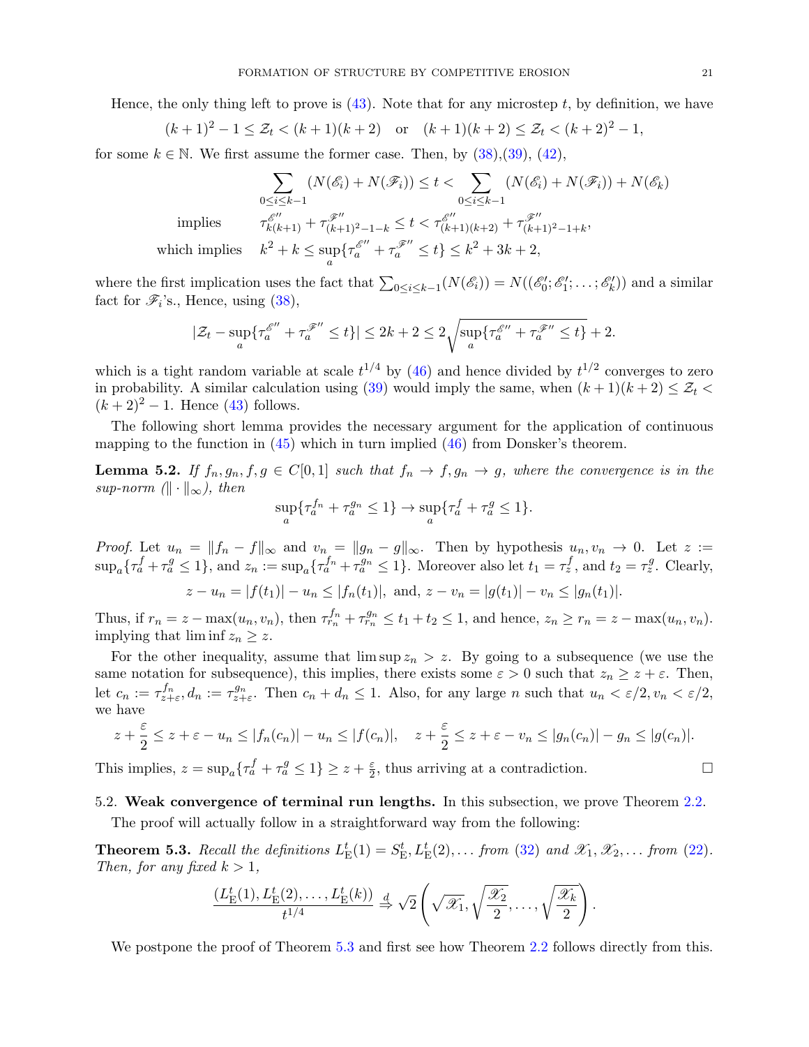Hence, the only thing left to prove is (43). Note that for any microstep $t$, by definition, we have

$$(k+1)^2 - 1 \leq \mathcal{Z}_t < (k+1)(k+2) \quad \text{or} \quad (k+1)(k+2) \leq \mathcal{Z}_t < (k+2)^2 - 1,$$

for some $k \in \mathbb{N}$. We first assume the former case. Then, by (38),(39), (42),

$$\begin{aligned}
&\sum_{0 \leq i \leq k-1} (N(\mathscr{E}_i) + N(\mathscr{F}_i)) \leq t < \sum_{0 \leq i \leq k-1} (N(\mathscr{E}_i) + N(\mathscr{F}_i)) + N(\mathscr{E}_k) \\
\text{implies} \quad & \tau^{\mathscr{E}''}_{k(k+1)} + \tau^{\mathscr{F}''}_{(k+1)^2-1-k} \leq t < \tau^{\mathscr{E}''}_{(k+1)(k+2)} + \tau^{\mathscr{F}''}_{(k+1)^2-1+k}, \\
\text{which implies} \quad & k^2 + k \leq \sup_a \{\tau^{\mathscr{E}''}_a + \tau^{\mathscr{F}''}_a \leq t\} \leq k^2 + 3k + 2,
\end{aligned}$$

where the first implication uses the fact that $\sum_{0 \leq i \leq k-1}(N(\mathscr{E}_i)) = N((\mathscr{E}'_0; \mathscr{E}'_1; \ldots; \mathscr{E}'_k))$ and a similar fact for $\mathscr{F}_i$'s., Hence, using (38),

$$|\mathcal{Z}_t - \sup_a \{\tau^{\mathscr{E}''}_a + \tau^{\mathscr{F}''}_a \leq t\}| \leq 2k + 2 \leq 2\sqrt{\sup_a \{\tau^{\mathscr{E}''}_a + \tau^{\mathscr{F}''}_a \leq t\}} + 2.$$

which is a tight random variable at scale $t^{1/4}$ by (46) and hence divided by $t^{1/2}$ converges to zero in probability. A similar calculation using (39) would imply the same, when $(k+1)(k+2) \leq \mathcal{Z}_t < (k+2)^2 - 1$. Hence (43) follows.

The following short lemma provides the necessary argument for the application of continuous mapping to the function in (45) which in turn implied (46) from Donsker's theorem.

**Lemma 5.2.** *If $f_n, g_n, f, g \in C[0,1]$ such that $f_n \to f, g_n \to g$, where the convergence is in the sup-norm ($\|\cdot\|_\infty$), then*

$$\sup_a \{\tau^{f_n}_a + \tau^{g_n}_a \leq 1\} \to \sup_a \{\tau^f_a + \tau^g_a \leq 1\}.$$

*Proof.* Let $u_n = \|f_n - f\|_\infty$ and $v_n = \|g_n - g\|_\infty$. Then by hypothesis $u_n, v_n \to 0$. Let $z := \sup_a \{\tau^f_a + \tau^g_a \leq 1\}$, and $z_n := \sup_a \{\tau^{f_n}_a + \tau^{g_n}_a \leq 1\}$. Moreover also let $t_1 = \tau^f_z$, and $t_2 = \tau^g_z$. Clearly,

$$z - u_n = |f(t_1)| - u_n \leq |f_n(t_1)|, \text{ and, } z - v_n = |g(t_1)| - v_n \leq |g_n(t_1)|.$$

Thus, if $r_n = z - \max(u_n, v_n)$, then $\tau^{f_n}_{r_n} + \tau^{g_n}_{r_n} \leq t_1 + t_2 \leq 1$, and hence, $z_n \geq r_n = z - \max(u_n, v_n)$. implying that $\liminf z_n \geq z$.

For the other inequality, assume that $\limsup z_n > z$. By going to a subsequence (we use the same notation for subsequence), this implies, there exists some $\varepsilon > 0$ such that $z_n \geq z + \varepsilon$. Then, let $c_n := \tau^{f_n}_{z+\varepsilon}, d_n := \tau^{g_n}_{z+\varepsilon}$. Then $c_n + d_n \leq 1$. Also, for any large $n$ such that $u_n < \varepsilon/2, v_n < \varepsilon/2$, we have

$$z + \frac{\varepsilon}{2} \leq z + \varepsilon - u_n \leq |f_n(c_n)| - u_n \leq |f(c_n)|, \quad z + \frac{\varepsilon}{2} \leq z + \varepsilon - v_n \leq |g_n(c_n)| - g_n \leq |g(c_n)|.$$

This implies, $z = \sup_a \{\tau^f_a + \tau^g_a \leq 1\} \geq z + \frac{\varepsilon}{2}$, thus arriving at a contradiction. $\square$

### 5.2. Weak convergence of terminal run lengths.

In this subsection, we prove Theorem 2.2.

The proof will actually follow in a straightforward way from the following:

**Theorem 5.3.** *Recall the definitions $L^t_{\mathrm{E}}(1) = S^t_{\mathrm{E}}, L^t_{\mathrm{E}}(2), \ldots$ from (32) and $\mathscr{X}_1, \mathscr{X}_2, \ldots$ from (22). Then, for any fixed $k > 1$,*

$$\frac{(L^t_{\mathrm{E}}(1), L^t_{\mathrm{E}}(2), \ldots, L^t_{\mathrm{E}}(k))}{t^{1/4}} \stackrel{d}{\Rightarrow} \sqrt{2}\left(\sqrt{\mathscr{X}_1}, \sqrt{\frac{\mathscr{X}_2}{2}}, \ldots, \sqrt{\frac{\mathscr{X}_k}{2}}\right).$$

We postpone the proof of Theorem 5.3 and first see how Theorem 2.2 follows directly from this.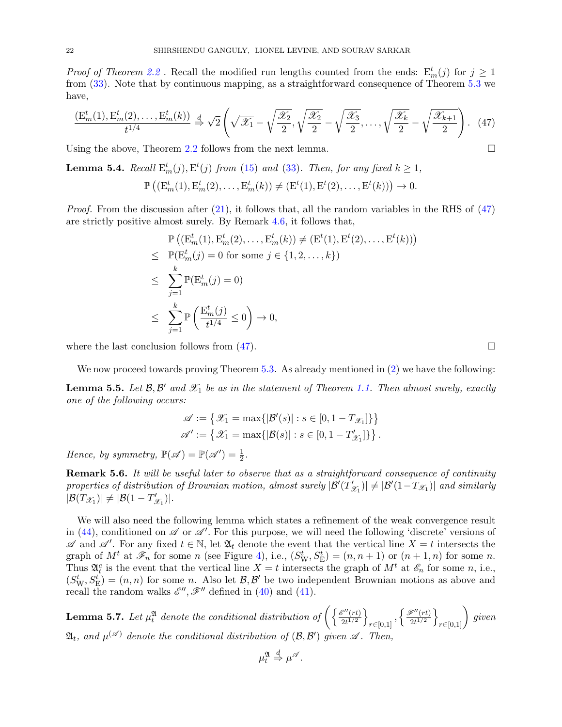*Proof of Theorem 2.2* . Recall the modified run lengths counted from the ends: $\mathrm{E}^t_m(j)$ for $j \geq 1$ from (33). Note that by continuous mapping, as a straightforward consequence of Theorem 5.3 we have,

$$\frac{(\mathrm{E}^t_m(1), \mathrm{E}^t_m(2), \dots, \mathrm{E}^t_m(k))}{t^{1/4}} \overset{d}{\Rightarrow} \sqrt{2}\left(\sqrt{\mathscr{X}_1} - \sqrt{\frac{\mathscr{X}_2}{2}}, \sqrt{\frac{\mathscr{X}_2}{2}} - \sqrt{\frac{\mathscr{X}_3}{2}}, \dots, \sqrt{\frac{\mathscr{X}_k}{2}} - \sqrt{\frac{\mathscr{X}_{k+1}}{2}}\right). \quad (47)$$

Using the above, Theorem 2.2 follows from the next lemma. □

**Lemma 5.4.** *Recall $\mathrm{E}^t_m(j), \mathrm{E}^t(j)$ from (15) and (33). Then, for any fixed $k \geq 1$,*

$$\mathbb{P}\left((\mathrm{E}^t_m(1), \mathrm{E}^t_m(2), \dots, \mathrm{E}^t_m(k)) \neq (\mathrm{E}^t(1), \mathrm{E}^t(2), \dots, \mathrm{E}^t(k))\right) \to 0.$$

*Proof.* From the discussion after (21), it follows that, all the random variables in the RHS of (47) are strictly positive almost surely. By Remark 4.6, it follows that,

$$\begin{aligned}
&\mathbb{P}\left((\mathrm{E}^t_m(1), \mathrm{E}^t_m(2), \dots, \mathrm{E}^t_m(k)) \neq (\mathrm{E}^t(1), \mathrm{E}^t(2), \dots, \mathrm{E}^t(k))\right) \\
\leq\ & \mathbb{P}(\mathrm{E}^t_m(j) = 0 \text{ for some } j \in \{1, 2, \dots, k\}) \\
\leq\ & \sum_{j=1}^{k} \mathbb{P}(\mathrm{E}^t_m(j) = 0) \\
\leq\ & \sum_{j=1}^{k} \mathbb{P}\left(\frac{\mathrm{E}^t_m(j)}{t^{1/4}} \leq 0\right) \to 0,
\end{aligned}$$

where the last conclusion follows from (47). □

We now proceed towards proving Theorem 5.3. As already mentioned in (2) we have the following:

**Lemma 5.5.** *Let $\mathcal{B}, \mathcal{B}'$ and $\mathscr{X}_1$ be as in the statement of Theorem 1.1. Then almost surely, exactly one of the following occurs:*

$$\begin{aligned}
\mathscr{A} &:= \left\{\mathscr{X}_1 = \max\{|\mathcal{B}'(s)| : s \in [0, 1 - T_{\mathscr{X}_1}]\}\right\} \\
\mathscr{A}' &:= \left\{\mathscr{X}_1 = \max\{|\mathcal{B}(s)| : s \in [0, 1 - T'_{\mathscr{X}_1}]\}\right\}.
\end{aligned}$$

*Hence, by symmetry, $\mathbb{P}(\mathscr{A}) = \mathbb{P}(\mathscr{A}') = \frac{1}{2}$.*

**Remark 5.6.** *It will be useful later to observe that as a straightforward consequence of continuity properties of distribution of Brownian motion, almost surely $|\mathcal{B}'(T'_{\mathscr{X}_1})| \neq |\mathcal{B}'(1-T_{\mathscr{X}_1})|$ and similarly $|\mathcal{B}(T_{\mathscr{X}_1})| \neq |\mathcal{B}(1 - T'_{\mathscr{X}_1})|$.*

We will also need the following lemma which states a refinement of the weak convergence result in (44), conditioned on $\mathscr{A}$ or $\mathscr{A}'$. For this purpose, we will need the following 'discrete' versions of $\mathscr{A}$ and $\mathscr{A}'$. For any fixed $t \in \mathbb{N}$, let $\mathfrak{A}_t$ denote the event that the vertical line $X = t$ intersects the graph of $M^t$ at $\mathscr{F}_n$ for some $n$ (see Figure 4), i.e., $(S^t_{\mathrm{W}}, S^t_{\mathrm{E}}) = (n, n+1)$ or $(n+1, n)$ for some $n$. Thus $\mathfrak{A}^c_t$ is the event that the vertical line $X = t$ intersects the graph of $M^t$ at $\mathscr{E}_n$ for some $n$, i.e., $(S^t_{\mathrm{W}}, S^t_{\mathrm{E}}) = (n, n)$ for some $n$. Also let $\mathcal{B}, \mathcal{B}'$ be two independent Brownian motions as above and recall the random walks $\mathscr{E}'', \mathscr{F}''$ defined in (40) and (41).

**Lemma 5.7.** *Let $\mu^{\mathfrak{A}}_t$ denote the conditional distribution of $\left(\left\{\frac{\mathscr{E}''(rt)}{2t^{1/2}}\right\}_{r\in[0,1]}, \left\{\frac{\mathscr{F}''(rt)}{2t^{1/2}}\right\}_{r\in[0,1]}\right)$ given $\mathfrak{A}_t$, and $\mu^{(\mathscr{A})}$ denote the conditional distribution of $(\mathcal{B}, \mathcal{B}')$ given $\mathscr{A}$. Then,*

$$\mu^{\mathfrak{A}}_t \overset{d}{\Rightarrow} \mu^{\mathscr{A}}.$$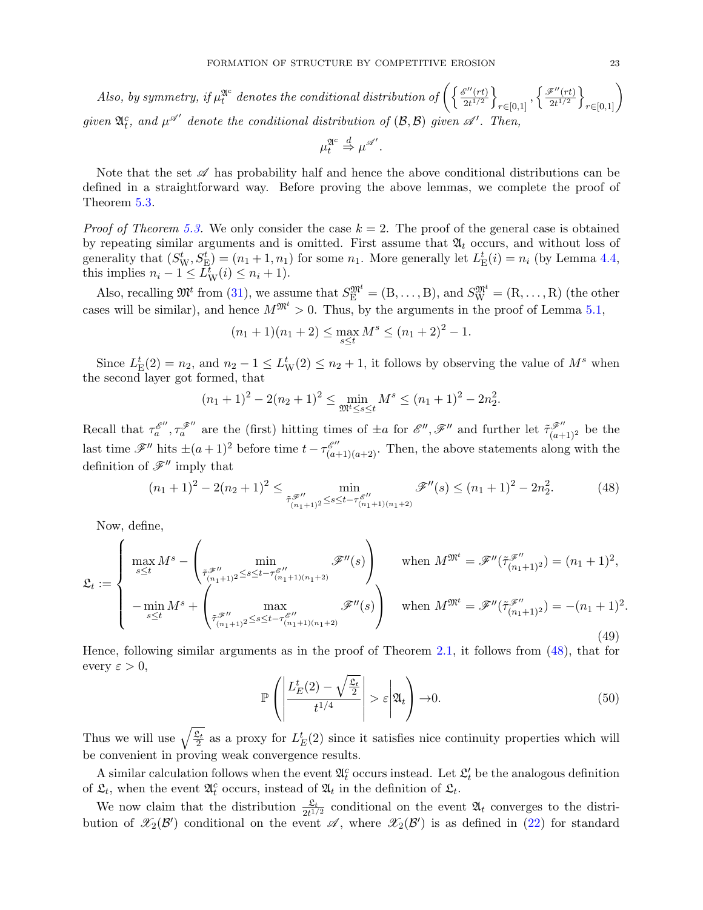*Also, by symmetry, if $\mu_t^{\mathfrak{A}^c}$ denotes the conditional distribution of $\left(\left\{\frac{\mathscr{E}''(rt)}{2t^{1/2}}\right\}_{r\in[0,1]}, \left\{\frac{\mathscr{F}''(rt)}{2t^{1/2}}\right\}_{r\in[0,1]}\right)$ given $\mathfrak{A}_t^c$, and $\mu^{\mathscr{A}'}$ denote the conditional distribution of $(\mathcal{B}, \mathcal{B})$ given $\mathscr{A}'$. Then,*

$$\mu_t^{\mathfrak{A}^c} \overset{d}{\Rightarrow} \mu^{\mathscr{A}'}.$$

Note that the set $\mathscr{A}$ has probability half and hence the above conditional distributions can be defined in a straightforward way. Before proving the above lemmas, we complete the proof of Theorem 5.3.

*Proof of Theorem 5.3.* We only consider the case $k = 2$. The proof of the general case is obtained by repeating similar arguments and is omitted. First assume that $\mathfrak{A}_t$ occurs, and without loss of generality that $(S_{\mathrm{W}}^t, S_{\mathrm{E}}^t) = (n_1+1, n_1)$ for some $n_1$. More generally let $L_{\mathrm{E}}^t(i) = n_i$ (by Lemma 4.4, this implies $n_i - 1 \le L_{\mathrm{W}}^t(i) \le n_i + 1$).

Also, recalling $\mathfrak{M}^t$ from (31), we assume that $S_{\mathrm{E}}^{\mathfrak{M}^t} = (\mathrm{B}, \ldots, \mathrm{B})$, and $S_{\mathrm{W}}^{\mathfrak{M}^t} = (\mathrm{R}, \ldots, \mathrm{R})$ (the other cases will be similar), and hence $M^{\mathfrak{M}^t} > 0$. Thus, by the arguments in the proof of Lemma 5.1,

$$(n_1+1)(n_1+2) \le \max_{s \le t} M^s \le (n_1+2)^2 - 1.$$

Since $L_{\mathrm{E}}^t(2) = n_2$, and $n_2 - 1 \le L_{\mathrm{W}}^t(2) \le n_2 + 1$, it follows by observing the value of $M^s$ when the second layer got formed, that

$$(n_1+1)^2 - 2(n_2+1)^2 \le \min_{\mathfrak{M}^t \le s \le t} M^s \le (n_1+1)^2 - 2n_2^2.$$

Recall that $\tau_a^{\mathscr{E}''}, \tau_a^{\mathscr{F}''}$ are the (first) hitting times of $\pm a$ for $\mathscr{E}'', \mathscr{F}''$ and further let $\tilde{\tau}_{(a+1)^2}^{\mathscr{F}''}$ be the last time $\mathscr{F}''$ hits $\pm(a+1)^2$ before time $t - \tau_{(a+1)(a+2)}^{\mathscr{E}''}$. Then, the above statements along with the definition of $\mathscr{F}''$ imply that

$$(n_1+1)^2 - 2(n_2+1)^2 \le \min_{\tilde{\tau}_{(n_1+1)^2}^{\mathscr{F}''} \le s \le t - \tau_{(n_1+1)(n_1+2)}^{\mathscr{E}''}} \mathscr{F}''(s) \le (n_1+1)^2 - 2n_2^2. \tag{48}$$

Now, define,

$$\mathfrak{L}_t := \begin{cases} \max\limits_{s\le t} M^s - \left(\min\limits_{\tilde{\tau}_{(n_1+1)^2}^{\mathscr{F}''} \le s \le t - \tau_{(n_1+1)(n_1+2)}^{\mathscr{E}''}} \mathscr{F}''(s)\right) & \text{when } M^{\mathfrak{M}^t} = \mathscr{F}''(\tilde{\tau}_{(n_1+1)^2}^{\mathscr{F}''}) = (n_1+1)^2, \\ -\min\limits_{s\le t} M^s + \left(\max\limits_{\tilde{\tau}_{(n_1+1)^2}^{\mathscr{F}''} \le s \le t - \tau_{(n_1+1)(n_1+2)}^{\mathscr{E}''}} \mathscr{F}''(s)\right) & \text{when } M^{\mathfrak{M}^t} = \mathscr{F}''(\tilde{\tau}_{(n_1+1)^2}^{\mathscr{F}''}) = -(n_1+1)^2. \end{cases} \tag{49}$$

Hence, following similar arguments as in the proof of Theorem 2.1, it follows from (48), that for every $\varepsilon > 0$,

$$\mathbb{P}\left(\left|\frac{L_E^t(2) - \sqrt{\frac{\mathfrak{L}_t}{2}}}{t^{1/4}}\right| > \varepsilon \middle| \mathfrak{A}_t\right) \to 0. \tag{50}$$

Thus we will use $\sqrt{\frac{\mathfrak{L}_t}{2}}$ as a proxy for $L_E^t(2)$ since it satisfies nice continuity properties which will be convenient in proving weak convergence results.

A similar calculation follows when the event $\mathfrak{A}_t^c$ occurs instead. Let $\mathfrak{L}_t'$ be the analogous definition of $\mathfrak{L}_t$, when the event $\mathfrak{A}_t^c$ occurs, instead of $\mathfrak{A}_t$ in the definition of $\mathfrak{L}_t$.

We now claim that the distribution $\frac{\mathfrak{L}_t}{2t^{1/2}}$ conditional on the event $\mathfrak{A}_t$ converges to the distribution of $\mathscr{X}_2(\mathcal{B}')$ conditional on the event $\mathscr{A}$, where $\mathscr{X}_2(\mathcal{B}')$ is as defined in (22) for standard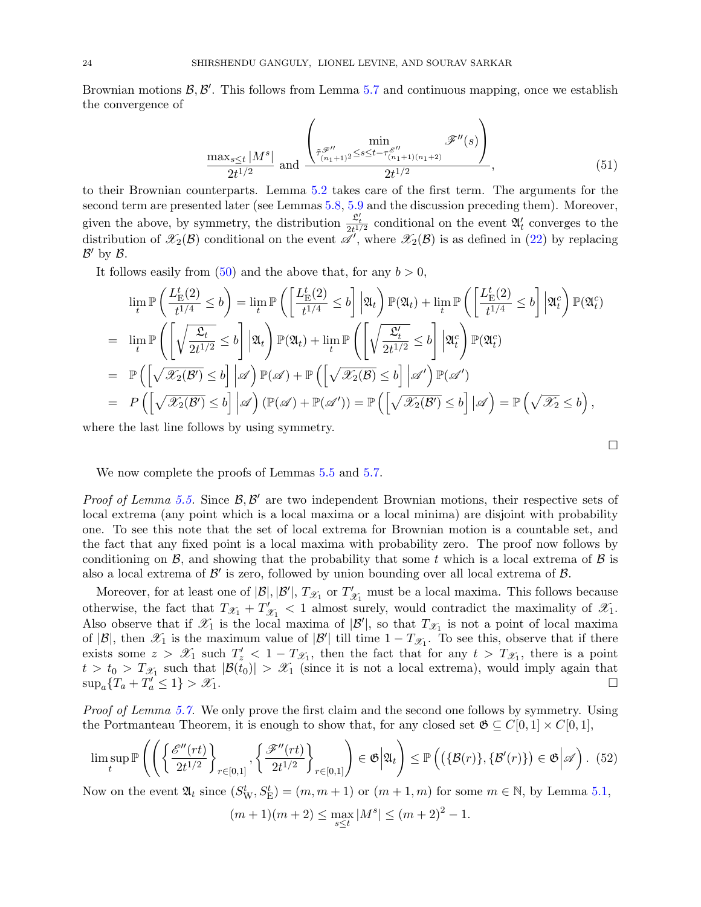Brownian motions $\mathcal{B}, \mathcal{B}'$. This follows from Lemma 5.7 and continuous mapping, once we establish the convergence of

$$\frac{\max_{s\le t}|M^s|}{2t^{1/2}} \text{ and } \frac{\left(\min_{\tilde{\tau}^{\mathscr{F}''}_{(n_1+1)^2}\le s\le t-\tau^{\mathscr{E}''}_{(n_1+1)(n_1+2)}} \mathscr{F}''(s)\right)}{2t^{1/2}}, \tag{51}$$

to their Brownian counterparts. Lemma 5.2 takes care of the first term. The arguments for the second term are presented later (see Lemmas 5.8, 5.9 and the discussion preceding them). Moreover, given the above, by symmetry, the distribution $\frac{\mathfrak{L}'_t}{2t^{1/2}}$ conditional on the event $\mathfrak{A}'_t$ converges to the distribution of $\mathscr{X}_2(\mathcal{B})$ conditional on the event $\mathscr{A}'$, where $\mathscr{X}_2(\mathcal{B})$ is as defined in (22) by replacing $\mathcal{B}'$ by $\mathcal{B}$.

It follows easily from (50) and the above that, for any $b>0$,

$$\begin{aligned}
&\lim_t \mathbb{P}\left(\frac{L^t_{\mathrm{E}}(2)}{t^{1/4}}\le b\right) = \lim_t \mathbb{P}\left(\left[\frac{L^t_{\mathrm{E}}(2)}{t^{1/4}}\le b\right]\Big|\mathfrak{A}_t\right)\mathbb{P}(\mathfrak{A}_t) + \lim_t \mathbb{P}\left(\left[\frac{L^t_{\mathrm{E}}(2)}{t^{1/4}}\le b\right]\Big|\mathfrak{A}^c_t\right)\mathbb{P}(\mathfrak{A}^c_t)\\
=\ & \lim_t \mathbb{P}\left(\left[\sqrt{\frac{\mathfrak{L}_t}{2t^{1/2}}}\le b\right]\Big|\mathfrak{A}_t\right)\mathbb{P}(\mathfrak{A}_t) + \lim_t \mathbb{P}\left(\left[\sqrt{\frac{\mathfrak{L}'_t}{2t^{1/2}}}\le b\right]\Big|\mathfrak{A}^c_t\right)\mathbb{P}(\mathfrak{A}^c_t)\\
=\ & \mathbb{P}\left(\left[\sqrt{\mathscr{X}_2(\mathcal{B}')}\le b\right]\Big|\mathscr{A}\right)\mathbb{P}(\mathscr{A}) + \mathbb{P}\left(\left[\sqrt{\mathscr{X}_2(\mathcal{B})}\le b\right]\Big|\mathscr{A}'\right)\mathbb{P}(\mathscr{A}')\\
=\ & P\left(\left[\sqrt{\mathscr{X}_2(\mathcal{B}')}\le b\right]\Big|\mathscr{A}\right)(\mathbb{P}(\mathscr{A})+\mathbb{P}(\mathscr{A}')) = \mathbb{P}\left(\left[\sqrt{\mathscr{X}_2(\mathcal{B}')}\le b\right]|\mathscr{A}\right) = \mathbb{P}\left(\sqrt{\mathscr{X}_2}\le b\right),
\end{aligned}$$

where the last line follows by using symmetry.

∎

We now complete the proofs of Lemmas 5.5 and 5.7.

*Proof of Lemma 5.5.* Since $\mathcal{B}, \mathcal{B}'$ are two independent Brownian motions, their respective sets of local extrema (any point which is a local maxima or a local minima) are disjoint with probability one. To see this note that the set of local extrema for Brownian motion is a countable set, and the fact that any fixed point is a local maxima with probability zero. The proof now follows by conditioning on $\mathcal{B}$, and showing that the probability that some $t$ which is a local extrema of $\mathcal{B}$ is also a local extrema of $\mathcal{B}'$ is zero, followed by union bounding over all local extrema of $\mathcal{B}$.

Moreover, for at least one of $|\mathcal{B}|, |\mathcal{B}'|$, $T_{\mathscr{X}_1}$ or $T'_{\mathscr{X}_1}$ must be a local maxima. This follows because otherwise, the fact that $T_{\mathscr{X}_1}+T'_{\mathscr{X}_1}<1$ almost surely, would contradict the maximality of $\mathscr{X}_1$. Also observe that if $\mathscr{X}_1$ is the local maxima of $|\mathcal{B}'|$, so that $T_{\mathscr{X}_1}$ is not a point of local maxima of $|\mathcal{B}|$, then $\mathscr{X}_1$ is the maximum value of $|\mathcal{B}'|$ till time $1-T_{\mathscr{X}_1}$. To see this, observe that if there exists some $z>\mathscr{X}_1$ such $T'_z<1-T_{\mathscr{X}_1}$, then the fact that for any $t>T_{\mathscr{X}_1}$, there is a point $t>t_0>T_{\mathscr{X}_1}$ such that $|\mathcal{B}(t_0)|>\mathscr{X}_1$ (since it is not a local extrema), would imply again that $\sup_a\{T_a+T'_a\le 1\}>\mathscr{X}_1$. ∎

*Proof of Lemma 5.7.* We only prove the first claim and the second one follows by symmetry. Using the Portmanteau Theorem, it is enough to show that, for any closed set $\mathfrak{G}\subseteq C[0,1]\times C[0,1]$,

$$\limsup_t \mathbb{P}\left(\left(\left\{\frac{\mathscr{E}''(rt)}{2t^{1/2}}\right\}_{r\in[0,1]},\left\{\frac{\mathscr{F}''(rt)}{2t^{1/2}}\right\}_{r\in[0,1]}\right)\in\mathfrak{G}\Big|\mathfrak{A}_t\right)\le \mathbb{P}\left(\left(\{\mathcal{B}(r)\},\{\mathcal{B}'(r)\}\right)\in\mathfrak{G}\Big|\mathscr{A}\right). \tag{52}$$

Now on the event $\mathfrak{A}_t$ since $(S^t_{\mathrm{W}}, S^t_{\mathrm{E}}) = (m, m+1)$ or $(m+1, m)$ for some $m\in\mathbb{N}$, by Lemma 5.1,

$$(m+1)(m+2)\le \max_{s\le t}|M^s|\le (m+2)^2-1.$$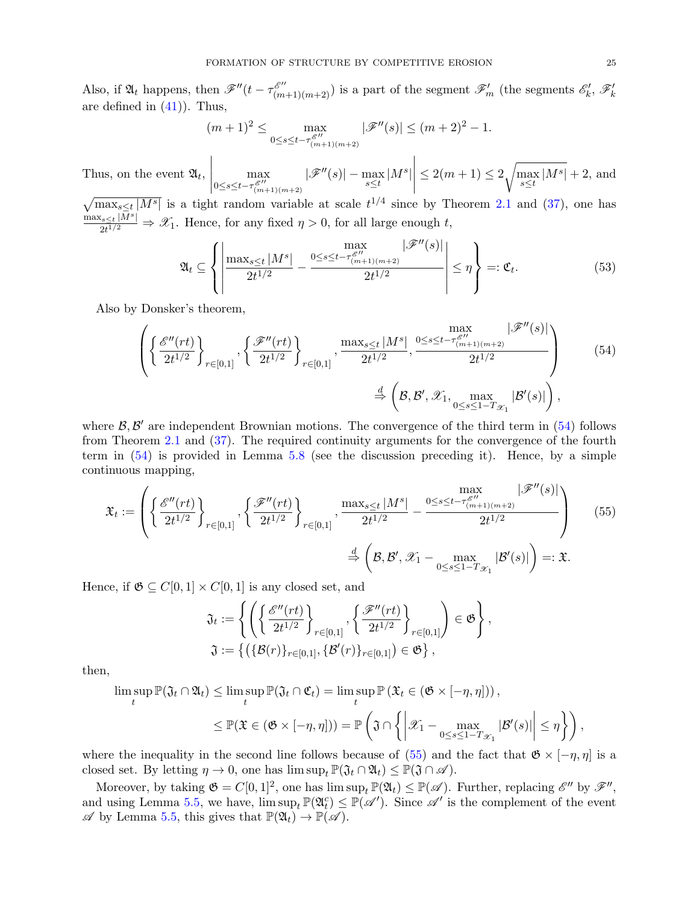Also, if $\mathfrak{A}_t$ happens, then $\mathscr{F}''(t-\tau^{\mathscr{E}''}_{(m+1)(m+2)})$ is a part of the segment $\mathscr{F}'_m$ (the segments $\mathscr{E}'_k$, $\mathscr{F}'_k$ are defined in (41)). Thus,

$$(m+1)^2 \le \max_{0\le s\le t-\tau^{\mathscr{E}''}_{(m+1)(m+2)}} |\mathscr{F}''(s)| \le (m+2)^2-1.$$

Thus, on the event $\mathfrak{A}_t$, $\left|\max_{0\le s\le t-\tau^{\mathscr{E}''}_{(m+1)(m+2)}} |\mathscr{F}''(s)| - \max_{s\le t}|M^s|\right| \le 2(m+1) \le 2\sqrt{\max_{s\le t}|M^s|}+2$, and $\sqrt{\max_{s\le t}|M^s|}$ is a tight random variable at scale $t^{1/4}$ since by Theorem 2.1 and (37), one has $\frac{\max_{s\le t}|M^s|}{2t^{1/2}} \Rightarrow \mathscr{X}_1$. Hence, for any fixed $\eta>0$, for all large enough $t$,

$$\mathfrak{A}_t \subseteq \left\{ \left| \frac{\max_{s\le t}|M^s|}{2t^{1/2}} - \frac{\max_{0\le s\le t-\tau^{\mathscr{E}''}_{(m+1)(m+2)}} |\mathscr{F}''(s)|}{2t^{1/2}} \right| \le \eta \right\} =: \mathfrak{C}_t. \tag{53}$$

Also by Donsker's theorem,

$$\left( \left\{ \frac{\mathscr{E}''(rt)}{2t^{1/2}} \right\}_{r\in[0,1]}, \left\{ \frac{\mathscr{F}''(rt)}{2t^{1/2}} \right\}_{r\in[0,1]}, \frac{\max_{s\le t}|M^s|}{2t^{1/2}}, \frac{\max_{0\le s\le t-\tau^{\mathscr{E}''}_{(m+1)(m+2)}} |\mathscr{F}''(s)|}{2t^{1/2}} \right) \tag{54}$$
$$\stackrel{d}{\Rightarrow} \left( \mathcal{B}, \mathcal{B}', \mathscr{X}_1, \max_{0\le s\le 1-T_{\mathscr{X}_1}} |\mathcal{B}'(s)| \right),$$

where $\mathcal{B}, \mathcal{B}'$ are independent Brownian motions. The convergence of the third term in (54) follows from Theorem 2.1 and (37). The required continuity arguments for the convergence of the fourth term in (54) is provided in Lemma 5.8 (see the discussion preceding it). Hence, by a simple continuous mapping,

$$\mathfrak{X}_t := \left( \left\{ \frac{\mathscr{E}''(rt)}{2t^{1/2}} \right\}_{r\in[0,1]}, \left\{ \frac{\mathscr{F}''(rt)}{2t^{1/2}} \right\}_{r\in[0,1]}, \frac{\max_{s\le t}|M^s|}{2t^{1/2}} - \frac{\max_{0\le s\le t-\tau^{\mathscr{E}''}_{(m+1)(m+2)}} |\mathscr{F}''(s)|}{2t^{1/2}} \right) \tag{55}$$
$$\stackrel{d}{\Rightarrow} \left( \mathcal{B}, \mathcal{B}', \mathscr{X}_1 - \max_{0\le s\le 1-T_{\mathscr{X}_1}} |\mathcal{B}'(s)| \right) =: \mathfrak{X}.$$

Hence, if $\mathfrak{G} \subseteq C[0,1]\times C[0,1]$ is any closed set, and

$$\mathfrak{J}_t := \left\{ \left( \left\{ \frac{\mathscr{E}''(rt)}{2t^{1/2}} \right\}_{r\in[0,1]}, \left\{ \frac{\mathscr{F}''(rt)}{2t^{1/2}} \right\}_{r\in[0,1]} \right) \in \mathfrak{G} \right\},$$
$$\mathfrak{J} := \left\{ \left( \{\mathcal{B}(r)\}_{r\in[0,1]}, \{\mathcal{B}'(r)\}_{r\in[0,1]} \right) \in \mathfrak{G} \right\},$$

then,

$$\limsup_t \mathbb{P}(\mathfrak{J}_t \cap \mathfrak{A}_t) \le \limsup_t \mathbb{P}(\mathfrak{J}_t \cap \mathfrak{C}_t) = \limsup_t \mathbb{P}\left(\mathfrak{X}_t \in (\mathfrak{G}\times[-\eta,\eta])\right),$$
$$\le \mathbb{P}(\mathfrak{X} \in (\mathfrak{G}\times[-\eta,\eta])) = \mathbb{P}\left( \mathfrak{J} \cap \left\{ \left| \mathscr{X}_1 - \max_{0\le s\le 1-T_{\mathscr{X}_1}} |\mathcal{B}'(s)| \right| \le \eta \right\} \right),$$

where the inequality in the second line follows because of (55) and the fact that $\mathfrak{G}\times[-\eta,\eta]$ is a closed set. By letting $\eta\to 0$, one has $\limsup_t \mathbb{P}(\mathfrak{J}_t\cap\mathfrak{A}_t) \le \mathbb{P}(\mathfrak{J}\cap\mathscr{A})$.

Moreover, by taking $\mathfrak{G} = C[0,1]^2$, one has $\limsup_t \mathbb{P}(\mathfrak{A}_t) \le \mathbb{P}(\mathscr{A})$. Further, replacing $\mathscr{E}''$ by $\mathscr{F}''$, and using Lemma 5.5, we have, $\limsup_t \mathbb{P}(\mathfrak{A}_t^c) \le \mathbb{P}(\mathscr{A}')$. Since $\mathscr{A}'$ is the complement of the event $\mathscr{A}$ by Lemma 5.5, this gives that $\mathbb{P}(\mathfrak{A}_t) \to \mathbb{P}(\mathscr{A})$.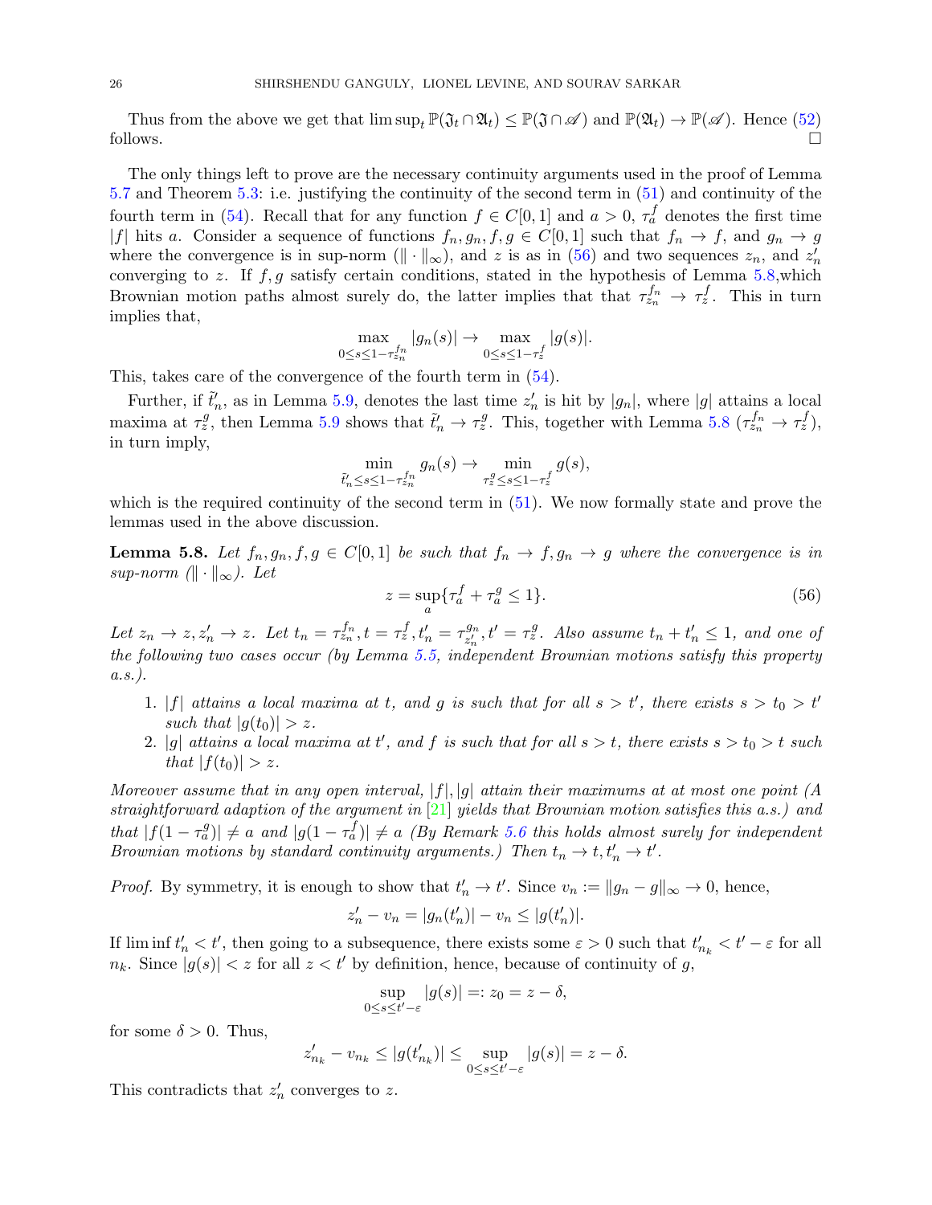Thus from the above we get that $\limsup_t \mathbb{P}(\mathfrak{J}_t \cap \mathfrak{A}_t) \le \mathbb{P}(\mathfrak{J} \cap \mathscr{A})$ and $\mathbb{P}(\mathfrak{A}_t) \to \mathbb{P}(\mathscr{A})$. Hence (52) follows. $\square$

The only things left to prove are the necessary continuity arguments used in the proof of Lemma 5.7 and Theorem 5.3: i.e. justifying the continuity of the second term in (51) and continuity of the fourth term in (54). Recall that for any function $f \in C[0,1]$ and $a > 0$, $\tau_a^f$ denotes the first time $|f|$ hits $a$. Consider a sequence of functions $f_n, g_n, f, g \in C[0,1]$ such that $f_n \to f$, and $g_n \to g$ where the convergence is in sup-norm ($\| \cdot \|_\infty$), and $z$ is as in (56) and two sequences $z_n$, and $z_n'$ converging to $z$. If $f, g$ satisfy certain conditions, stated in the hypothesis of Lemma 5.8,which Brownian motion paths almost surely do, the latter implies that that $\tau_{z_n}^{f_n} \to \tau_z^f$. This in turn implies that,

$$\max_{0 \le s \le 1 - \tau_{z_n}^{f_n}} |g_n(s)| \to \max_{0 \le s \le 1 - \tau_z^f} |g(s)|.$$

This, takes care of the convergence of the fourth term in (54).

Further, if $\tilde{t}_n'$, as in Lemma 5.9, denotes the last time $z_n'$ is hit by $|g_n|$, where $|g|$ attains a local maxima at $\tau_z^g$, then Lemma 5.9 shows that $\tilde{t}_n' \to \tau_z^g$. This, together with Lemma 5.8 ($\tau_{z_n}^{f_n} \to \tau_z^f$), in turn imply,

$$\min_{\tilde{t}_n' \le s \le 1 - \tau_{z_n}^{f_n}} g_n(s) \to \min_{\tau_z^g \le s \le 1 - \tau_z^f} g(s),$$

which is the required continuity of the second term in (51). We now formally state and prove the lemmas used in the above discussion.

**Lemma 5.8.** *Let $f_n, g_n, f, g \in C[0,1]$ be such that $f_n \to f, g_n \to g$ where the convergence is in sup-norm ($\| \cdot \|_\infty$). Let*

$$z = \sup_a \{\tau_a^f + \tau_a^g \le 1\}. \tag{56}$$

*Let $z_n \to z, z_n' \to z$. Let $t_n = \tau_{z_n}^{f_n}, t = \tau_z^f, t_n' = \tau_{z_n'}^{g_n}, t' = \tau_z^g$. Also assume $t_n + t_n' \le 1$, and one of the following two cases occur (by Lemma 5.5, independent Brownian motions satisfy this property a.s.).*

1. *$|f|$ attains a local maxima at $t$, and $g$ is such that for all $s > t'$, there exists $s > t_0 > t'$ such that $|g(t_0)| > z$.*
2. *$|g|$ attains a local maxima at $t'$, and $f$ is such that for all $s > t$, there exists $s > t_0 > t$ such that $|f(t_0)| > z$.*

*Moreover assume that in any open interval, $|f|, |g|$ attain their maximums at at most one point (A straightforward adaption of the argument in [21] yields that Brownian motion satisfies this a.s.) and that $|f(1 - \tau_a^g)| \neq a$ and $|g(1 - \tau_a^f)| \neq a$ (By Remark 5.6 this holds almost surely for independent Brownian motions by standard continuity arguments.) Then $t_n \to t, t_n' \to t'$.*

*Proof.* By symmetry, it is enough to show that $t_n' \to t'$. Since $v_n := \|g_n - g\|_\infty \to 0$, hence,

$$z_n' - v_n = |g_n(t_n')| - v_n \le |g(t_n')|.$$

If $\liminf t_n' < t'$, then going to a subsequence, there exists some $\varepsilon > 0$ such that $t_{n_k}' < t' - \varepsilon$ for all $n_k$. Since $|g(s)| < z$ for all $z < t'$ by definition, hence, because of continuity of $g$,

$$\sup_{0 \le s \le t' - \varepsilon} |g(s)| =: z_0 = z - \delta,$$

for some $\delta > 0$. Thus,

$$z_{n_k}' - v_{n_k} \le |g(t_{n_k}')| \le \sup_{0 \le s \le t' - \varepsilon} |g(s)| = z - \delta.$$

This contradicts that $z_n'$ converges to $z$.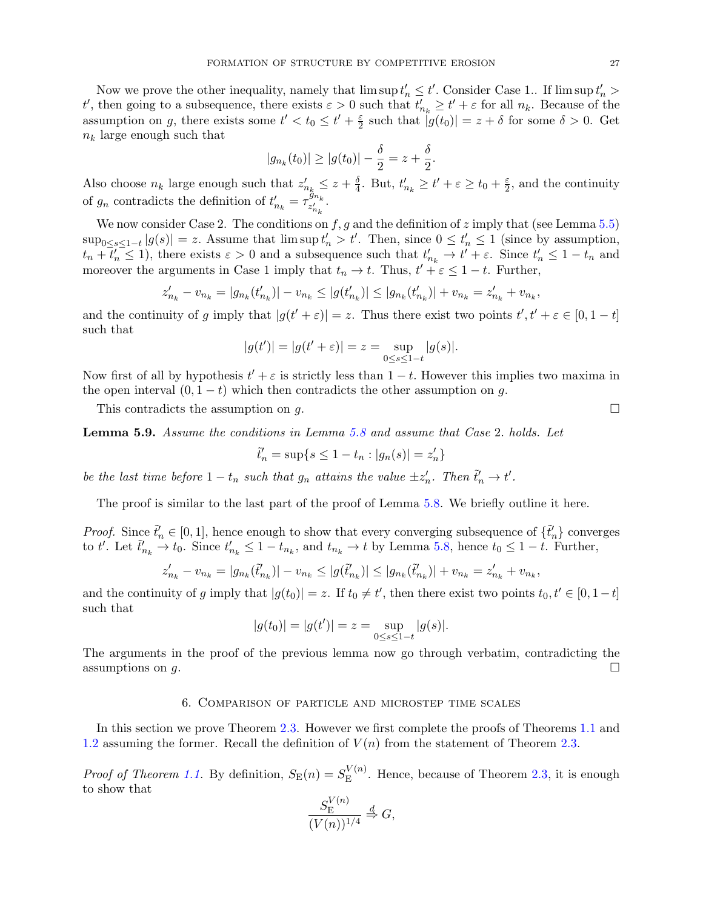Now we prove the other inequality, namely that $\limsup t'_n \le t'$. Consider Case 1.. If $\limsup t'_n > t'$, then going to a subsequence, there exists $\varepsilon > 0$ such that $t'_{n_k} \ge t' + \varepsilon$ for all $n_k$. Because of the assumption on $g$, there exists some $t' < t_0 \le t' + \frac{\varepsilon}{2}$ such that $|g(t_0)| = z + \delta$ for some $\delta > 0$. Get $n_k$ large enough such that

$$|g_{n_k}(t_0)| \ge |g(t_0)| - \frac{\delta}{2} = z + \frac{\delta}{2}.$$

Also choose $n_k$ large enough such that $z'_{n_k} \le z + \frac{\delta}{4}$. But, $t'_{n_k} \ge t' + \varepsilon \ge t_0 + \frac{\varepsilon}{2}$, and the continuity of $g_n$ contradicts the definition of $t'_{n_k} = \tau^{g_{n_k}}_{z'_{n_k}}$.

We now consider Case 2. The conditions on $f, g$ and the definition of $z$ imply that (see Lemma 5.5) $\sup_{0 \le s \le 1-t} |g(s)| = z$. Assume that $\limsup t'_n > t'$. Then, since $0 \le t'_n \le 1$ (since by assumption, $t_n + t'_n \le 1$), there exists $\varepsilon > 0$ and a subsequence such that $t'_{n_k} \to t' + \varepsilon$. Since $t'_n \le 1 - t_n$ and moreover the arguments in Case 1 imply that $t_n \to t$. Thus, $t' + \varepsilon \le 1 - t$. Further,

$$z'_{n_k} - v_{n_k} = |g_{n_k}(t'_{n_k})| - v_{n_k} \le |g(t'_{n_k})| \le |g_{n_k}(t'_{n_k})| + v_{n_k} = z'_{n_k} + v_{n_k},$$

and the continuity of $g$ imply that $|g(t' + \varepsilon)| = z$. Thus there exist two points $t', t' + \varepsilon \in [0, 1-t]$ such that

$$|g(t')| = |g(t' + \varepsilon)| = z = \sup_{0 \le s \le 1-t} |g(s)|.$$

Now first of all by hypothesis $t' + \varepsilon$ is strictly less than $1 - t$. However this implies two maxima in the open interval $(0, 1-t)$ which then contradicts the other assumption on $g$.

This contradicts the assumption on $g$. □

**Lemma 5.9.** *Assume the conditions in Lemma 5.8 and assume that Case 2. holds. Let*

$$\tilde{t}'_n = \sup\{s \le 1 - t_n : |g_n(s)| = z'_n\}$$

*be the last time before $1 - t_n$ such that $g_n$ attains the value $\pm z'_n$. Then $\tilde{t}'_n \to t'$.*

The proof is similar to the last part of the proof of Lemma 5.8. We briefly outline it here.

*Proof.* Since $\tilde{t}'_n \in [0,1]$, hence enough to show that every converging subsequence of $\{\tilde{t}'_n\}$ converges to $t'$. Let $\tilde{t}'_{n_k} \to t_0$. Since $t'_{n_k} \le 1 - t_{n_k}$, and $t_{n_k} \to t$ by Lemma 5.8, hence $t_0 \le 1 - t$. Further,

$$z'_{n_k} - v_{n_k} = |g_{n_k}(\tilde{t}'_{n_k})| - v_{n_k} \le |g(\tilde{t}'_{n_k})| \le |g_{n_k}(\tilde{t}'_{n_k})| + v_{n_k} = z'_{n_k} + v_{n_k},$$

and the continuity of $g$ imply that $|g(t_0)| = z$. If $t_0 \neq t'$, then there exist two points $t_0, t' \in [0, 1-t]$ such that

$$|g(t_0)| = |g(t')| = z = \sup_{0 \le s \le 1-t} |g(s)|.$$

The arguments in the proof of the previous lemma now go through verbatim, contradicting the assumptions on $g$. □

## 6. Comparison of particle and microstep time scales

In this section we prove Theorem 2.3. However we first complete the proofs of Theorems 1.1 and 1.2 assuming the former. Recall the definition of $V(n)$ from the statement of Theorem 2.3.

*Proof of Theorem 1.1.* By definition, $S_{\mathrm{E}}(n) = S_{\mathrm{E}}^{V(n)}$. Hence, because of Theorem 2.3, it is enough to show that

$$\frac{S_{\mathrm{E}}^{V(n)}}{(V(n))^{1/4}} \overset{d}{\Rightarrow} G,$$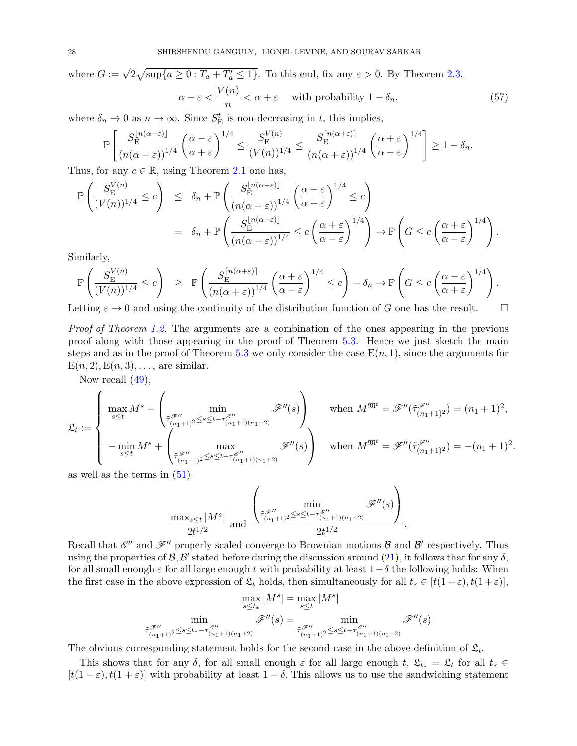where $G := \sqrt{2}\sqrt{\sup\{a \geq 0 : T_a + T'_a \leq 1\}}$. To this end, fix any $\varepsilon > 0$. By Theorem 2.3,

$$\alpha - \varepsilon < \frac{V(n)}{n} < \alpha + \varepsilon \quad \text{with probability } 1 - \delta_n, \tag{57}$$

where $\delta_n \to 0$ as $n \to \infty$. Since $S_{\mathrm{E}}^t$ is non-decreasing in $t$, this implies,

$$\mathbb{P}\left[\frac{S_{\mathrm{E}}^{\lfloor n(\alpha-\varepsilon)\rfloor}}{(n(\alpha-\varepsilon))^{1/4}}\left(\frac{\alpha-\varepsilon}{\alpha+\varepsilon}\right)^{1/4} \leq \frac{S_{\mathrm{E}}^{V(n)}}{(V(n))^{1/4}} \leq \frac{S_{\mathrm{E}}^{\lceil n(\alpha+\varepsilon)\rceil}}{(n(\alpha+\varepsilon))^{1/4}}\left(\frac{\alpha+\varepsilon}{\alpha-\varepsilon}\right)^{1/4}\right] \geq 1 - \delta_n.$$

Thus, for any $c \in \mathbb{R}$, using Theorem 2.1 one has,

$$\begin{aligned}
\mathbb{P}\left(\frac{S_{\mathrm{E}}^{V(n)}}{(V(n))^{1/4}} \leq c\right) &\leq \delta_n + \mathbb{P}\left(\frac{S_{\mathrm{E}}^{\lfloor n(\alpha-\varepsilon)\rfloor}}{(n(\alpha-\varepsilon))^{1/4}}\left(\frac{\alpha-\varepsilon}{\alpha+\varepsilon}\right)^{1/4} \leq c\right) \\
&= \delta_n + \mathbb{P}\left(\frac{S_{\mathrm{E}}^{\lfloor n(\alpha-\varepsilon)\rfloor}}{(n(\alpha-\varepsilon))^{1/4}} \leq c\left(\frac{\alpha+\varepsilon}{\alpha-\varepsilon}\right)^{1/4}\right) \to \mathbb{P}\left(G \leq c\left(\frac{\alpha+\varepsilon}{\alpha-\varepsilon}\right)^{1/4}\right).
\end{aligned}$$

Similarly,

$$\mathbb{P}\left(\frac{S_{\mathrm{E}}^{V(n)}}{(V(n))^{1/4}} \leq c\right) \geq \mathbb{P}\left(\frac{S_{\mathrm{E}}^{\lceil n(\alpha+\varepsilon)\rceil}}{(n(\alpha+\varepsilon))^{1/4}}\left(\frac{\alpha+\varepsilon}{\alpha-\varepsilon}\right)^{1/4} \leq c\right) - \delta_n \to \mathbb{P}\left(G \leq c\left(\frac{\alpha-\varepsilon}{\alpha+\varepsilon}\right)^{1/4}\right).$$

Letting $\varepsilon \to 0$ and using the continuity of the distribution function of $G$ one has the result. $\square$

*Proof of Theorem 1.2.* The arguments are a combination of the ones appearing in the previous proof along with those appearing in the proof of Theorem 5.3. Hence we just sketch the main steps and as in the proof of Theorem 5.3 we only consider the case $\mathrm{E}(n, 1)$, since the arguments for $\mathrm{E}(n, 2), \mathrm{E}(n, 3), \ldots,$ are similar.

Now recall (49),

$$\mathfrak{L}_t := \begin{cases} \max\limits_{s \leq t} M^s - \left(\min\limits_{\tilde{\tau}^{\mathscr{F}''}_{(n_1+1)^2} \leq s \leq t - \tau^{\mathscr{E}''}_{(n_1+1)(n_1+2)}} \mathscr{F}''(s)\right) & \text{when } M^{\mathfrak{M}^t} = \mathscr{F}''(\tilde{\tau}^{\mathscr{F}''}_{(n_1+1)^2}) = (n_1+1)^2, \\ -\min\limits_{s \leq t} M^s + \left(\max\limits_{\tilde{\tau}^{\mathscr{F}''}_{(n_1+1)^2} \leq s \leq t - \tau^{\mathscr{E}''}_{(n_1+1)(n_1+2)}} \mathscr{F}''(s)\right) & \text{when } M^{\mathfrak{M}^t} = \mathscr{F}''(\tilde{\tau}^{\mathscr{F}''}_{(n_1+1)^2}) = -(n_1+1)^2. \end{cases}$$

as well as the terms in (51),

$$\frac{\max_{s \leq t} |M^s|}{2t^{1/2}} \text{ and } \frac{\left(\min\limits_{\tilde{\tau}^{\mathscr{F}''}_{(n_1+1)^2} \leq s \leq t - \tau^{\mathscr{E}''}_{(n_1+1)(n_1+2)}} \mathscr{F}''(s)\right)}{2t^{1/2}},$$

Recall that $\mathscr{E}''$ and $\mathscr{F}''$ properly scaled converge to Brownian motions $\mathcal{B}$ and $\mathcal{B}'$ respectively. Thus using the properties of $\mathcal{B}, \mathcal{B}'$ stated before during the discussion around (21), it follows that for any $\delta$, for all small enough $\varepsilon$ for all large enough $t$ with probability at least $1-\delta$ the following holds: When the first case in the above expression of $\mathfrak{L}_t$ holds, then simultaneously for all $t_* \in [t(1-\varepsilon), t(1+\varepsilon)]$,

$$\max_{s \leq t_*} |M^s| = \max_{s \leq t} |M^s|$$

$$\min_{\tilde{\tau}^{\mathscr{F}''}_{(n_1+1)^2} \leq s \leq t_* - \tau^{\mathscr{E}''}_{(n_1+1)(n_1+2)}} \mathscr{F}''(s) = \min_{\tilde{\tau}^{\mathscr{F}''}_{(n_1+1)^2} \leq s \leq t - \tau^{\mathscr{E}''}_{(n_1+1)(n_1+2)}} \mathscr{F}''(s)$$

The obvious corresponding statement holds for the second case in the above definition of $\mathfrak{L}_t$.

This shows that for any $\delta$, for all small enough $\varepsilon$ for all large enough $t$, $\mathfrak{L}_{t_*} = \mathfrak{L}_t$ for all $t_* \in [t(1-\varepsilon), t(1+\varepsilon)]$ with probability at least $1-\delta$. This allows us to use the sandwiching statement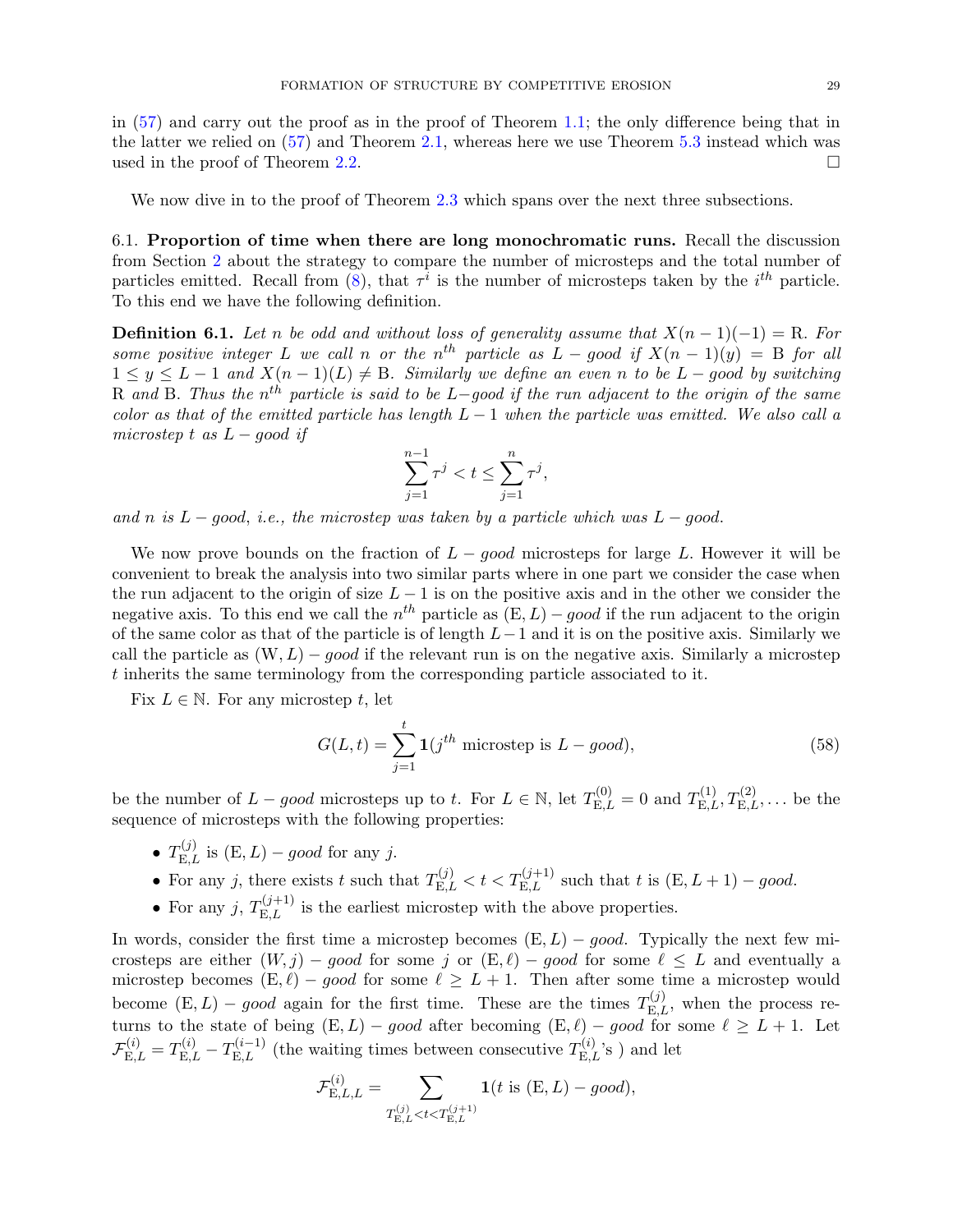in (57) and carry out the proof as in the proof of Theorem 1.1; the only difference being that in the latter we relied on (57) and Theorem 2.1, whereas here we use Theorem 5.3 instead which was used in the proof of Theorem 2.2. □

We now dive in to the proof of Theorem 2.3 which spans over the next three subsections.

6.1. **Proportion of time when there are long monochromatic runs.** Recall the discussion from Section 2 about the strategy to compare the number of microsteps and the total number of particles emitted. Recall from (8), that $\tau^i$ is the number of microsteps taken by the $i^{th}$ particle. To this end we have the following definition.

**Definition 6.1.** *Let $n$ be odd and without loss of generality assume that $X(n-1)(-1) = \mathrm{R}$. For some positive integer $L$ we call $n$ or the $n^{th}$ particle as $L - good$ if $X(n-1)(y) = \mathrm{B}$ for all $1 \le y \le L-1$ and $X(n-1)(L) \ne \mathrm{B}$. Similarly we define an even $n$ to be $L - good$ by switching $\mathrm{R}$ and $\mathrm{B}$. Thus the $n^{th}$ particle is said to be $L-$good if the run adjacent to the origin of the same color as that of the emitted particle has length $L-1$ when the particle was emitted. We also call a microstep $t$ as $L - good$ if*

$$\sum_{j=1}^{n-1} \tau^j < t \le \sum_{j=1}^{n} \tau^j,$$

*and $n$ is $L - good$, i.e., the microstep was taken by a particle which was $L - good$.*

We now prove bounds on the fraction of $L - good$ microsteps for large $L$. However it will be convenient to break the analysis into two similar parts where in one part we consider the case when the run adjacent to the origin of size $L-1$ is on the positive axis and in the other we consider the negative axis. To this end we call the $n^{th}$ particle as $(\mathrm{E}, L) - good$ if the run adjacent to the origin of the same color as that of the particle is of length $L-1$ and it is on the positive axis. Similarly we call the particle as $(\mathrm{W}, L) - good$ if the relevant run is on the negative axis. Similarly a microstep $t$ inherits the same terminology from the corresponding particle associated to it.

Fix $L \in \mathbb{N}$. For any microstep $t$, let

$$G(L,t) = \sum_{j=1}^{t} \mathbf{1}(j^{th} \text{ microstep is } L - good), \tag{58}$$

be the number of $L - good$ microsteps up to $t$. For $L \in \mathbb{N}$, let $T^{(0)}_{\mathrm{E},L} = 0$ and $T^{(1)}_{\mathrm{E},L}, T^{(2)}_{\mathrm{E},L}, \ldots$ be the sequence of microsteps with the following properties:

- $T^{(j)}_{\mathrm{E},L}$ is $(\mathrm{E}, L) - good$ for any $j$.
- For any $j$, there exists $t$ such that $T^{(j)}_{\mathrm{E},L} < t < T^{(j+1)}_{\mathrm{E},L}$ such that $t$ is $(\mathrm{E}, L+1) - good$.
- For any $j$, $T^{(j+1)}_{\mathrm{E},L}$ is the earliest microstep with the above properties.

In words, consider the first time a microstep becomes $(\mathrm{E}, L) - good$. Typically the next few microsteps are either $(W, j) - good$ for some $j$ or $(\mathrm{E}, \ell) - good$ for some $\ell \le L$ and eventually a microstep becomes $(\mathrm{E}, \ell) - good$ for some $\ell \ge L+1$. Then after some time a microstep would become $(\mathrm{E}, L) - good$ again for the first time. These are the times $T^{(j)}_{\mathrm{E},L}$, when the process returns to the state of being $(\mathrm{E}, L) - good$ after becoming $(\mathrm{E}, \ell) - good$ for some $\ell \ge L+1$. Let $\mathcal{F}^{(i)}_{\mathrm{E},L} = T^{(i)}_{\mathrm{E},L} - T^{(i-1)}_{\mathrm{E},L}$ (the waiting times between consecutive $T^{(i)}_{\mathrm{E},L}$'s ) and let

$$\mathcal{F}^{(i)}_{\mathrm{E},L,L} = \sum_{T^{(j)}_{\mathrm{E},L} < t < T^{(j+1)}_{\mathrm{E},L}} \mathbf{1}(t \text{ is } (\mathrm{E}, L) - good),$$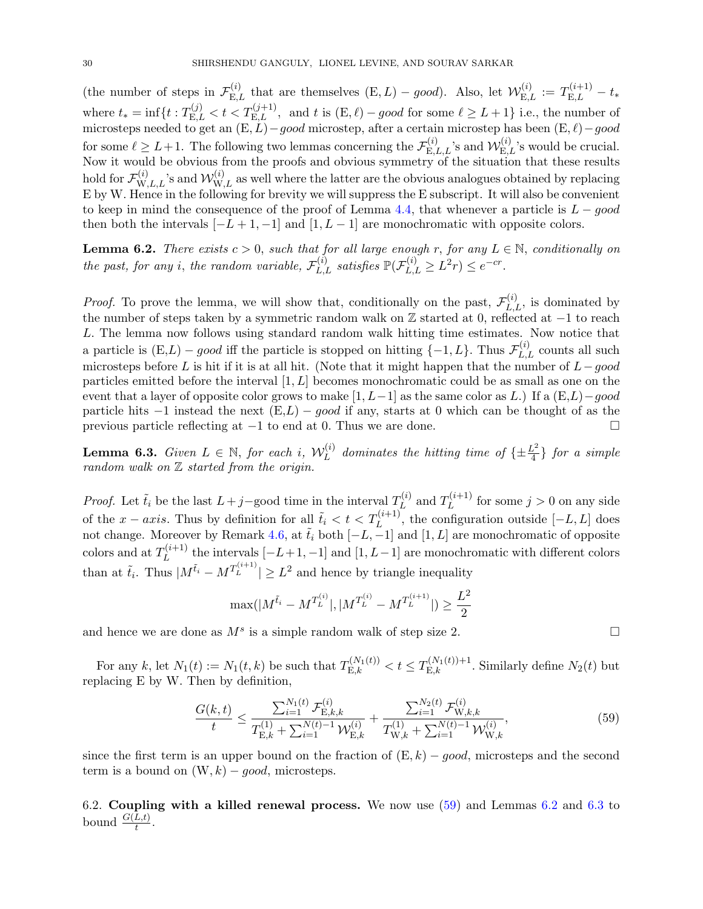(the number of steps in $\mathcal{F}^{(i)}_{\mathrm{E},L}$ that are themselves $(\mathrm{E},L)-good$). Also, let $\mathcal{W}^{(i)}_{\mathrm{E},L} := T^{(i+1)}_{\mathrm{E},L} - t_*$ where $t_* = \inf\{t : T^{(j)}_{\mathrm{E},L} < t < T^{(j+1)}_{\mathrm{E},L},$ and $t$ is $(\mathrm{E},\ell)-good$ for some $\ell \geq L+1\}$ i.e., the number of microsteps needed to get an $(\mathrm{E},L)-good$ microstep, after a certain microstep has been $(\mathrm{E},\ell)-good$ for some $\ell \geq L+1$. The following two lemmas concerning the $\mathcal{F}^{(i)}_{\mathrm{E},L,L}$'s and $\mathcal{W}^{(i)}_{\mathrm{E},L}$'s would be crucial. Now it would be obvious from the proofs and obvious symmetry of the situation that these results hold for $\mathcal{F}^{(i)}_{\mathrm{W},L,L}$'s and $\mathcal{W}^{(i)}_{\mathrm{W},L}$ as well where the latter are the obvious analogues obtained by replacing E by W. Hence in the following for brevity we will suppress the E subscript. It will also be convenient to keep in mind the consequence of the proof of Lemma 4.4, that whenever a particle is $L-good$ then both the intervals $[-L+1,-1]$ and $[1,L-1]$ are monochromatic with opposite colors.

**Lemma 6.2.** *There exists $c>0$, such that for all large enough $r$, for any $L\in\mathbb{N}$, conditionally on the past, for any $i$, the random variable, $\mathcal{F}^{(i)}_{L,L}$ satisfies $\mathbb{P}(\mathcal{F}^{(i)}_{L,L}\geq L^2 r)\leq e^{-cr}$.*

*Proof.* To prove the lemma, we will show that, conditionally on the past, $\mathcal{F}^{(i)}_{L,L}$, is dominated by the number of steps taken by a symmetric random walk on $\mathbb{Z}$ started at 0, reflected at $-1$ to reach $L$. The lemma now follows using standard random walk hitting time estimates. Now notice that a particle is $(\mathrm{E},L)-good$ iff the particle is stopped on hitting $\{-1,L\}$. Thus $\mathcal{F}^{(i)}_{L,L}$ counts all such microsteps before $L$ is hit if it is at all hit. (Note that it might happen that the number of $L-good$ particles emitted before the interval $[1,L]$ becomes monochromatic could be as small as one on the event that a layer of opposite color grows to make $[1,L-1]$ as the same color as $L$.) If a $(\mathrm{E},L)-good$ particle hits $-1$ instead the next $(\mathrm{E},L)-good$ if any, starts at 0 which can be thought of as the previous particle reflecting at $-1$ to end at 0. Thus we are done. □

**Lemma 6.3.** *Given $L\in\mathbb{N}$, for each $i$, $\mathcal{W}^{(i)}_L$ dominates the hitting time of $\{\pm\frac{L^2}{4}\}$ for a simple random walk on $\mathbb{Z}$ started from the origin.*

*Proof.* Let $\tilde{t}_i$ be the last $L+j-$good time in the interval $T^{(i)}_L$ and $T^{(i+1)}_L$ for some $j>0$ on any side of the $x-axis$. Thus by definition for all $\tilde{t}_i < t < T^{(i+1)}_L$, the configuration outside $[-L,L]$ does not change. Moreover by Remark 4.6, at $\tilde{t}_i$ both $[-L,-1]$ and $[1,L]$ are monochromatic of opposite colors and at $T^{(i+1)}_L$ the intervals $[-L+1,-1]$ and $[1,L-1]$ are monochromatic with different colors than at $\tilde{t}_i$. Thus $|M^{\tilde{t}_i} - M^{T^{(i+1)}_L}|\geq L^2$ and hence by triangle inequality

$$\max(|M^{\tilde{t}_i} - M^{T^{(i)}_L}|, |M^{T^{(i)}_L} - M^{T^{(i+1)}_L}|)\geq \frac{L^2}{2}$$

and hence we are done as $M^s$ is a simple random walk of step size 2. □

For any $k$, let $N_1(t) := N_1(t,k)$ be such that $T^{(N_1(t))}_{\mathrm{E},k} < t \leq T^{(N_1(t))+1}_{\mathrm{E},k}$. Similarly define $N_2(t)$ but replacing E by W. Then by definition,

$$\frac{G(k,t)}{t} \leq \frac{\sum_{i=1}^{N_1(t)}\mathcal{F}^{(i)}_{\mathrm{E},k,k}}{T^{(1)}_{\mathrm{E},k} + \sum_{i=1}^{N(t)-1}\mathcal{W}^{(i)}_{\mathrm{E},k}} + \frac{\sum_{i=1}^{N_2(t)}\mathcal{F}^{(i)}_{\mathrm{W},k,k}}{T^{(1)}_{\mathrm{W},k} + \sum_{i=1}^{N(t)-1}\mathcal{W}^{(i)}_{\mathrm{W},k}}, \tag{59}$$

since the first term is an upper bound on the fraction of $(\mathrm{E},k)-good$, microsteps and the second term is a bound on $(\mathrm{W},k)-good$, microsteps.

6.2. **Coupling with a killed renewal process.** We now use (59) and Lemmas 6.2 and 6.3 to bound $\frac{G(L,t)}{t}$.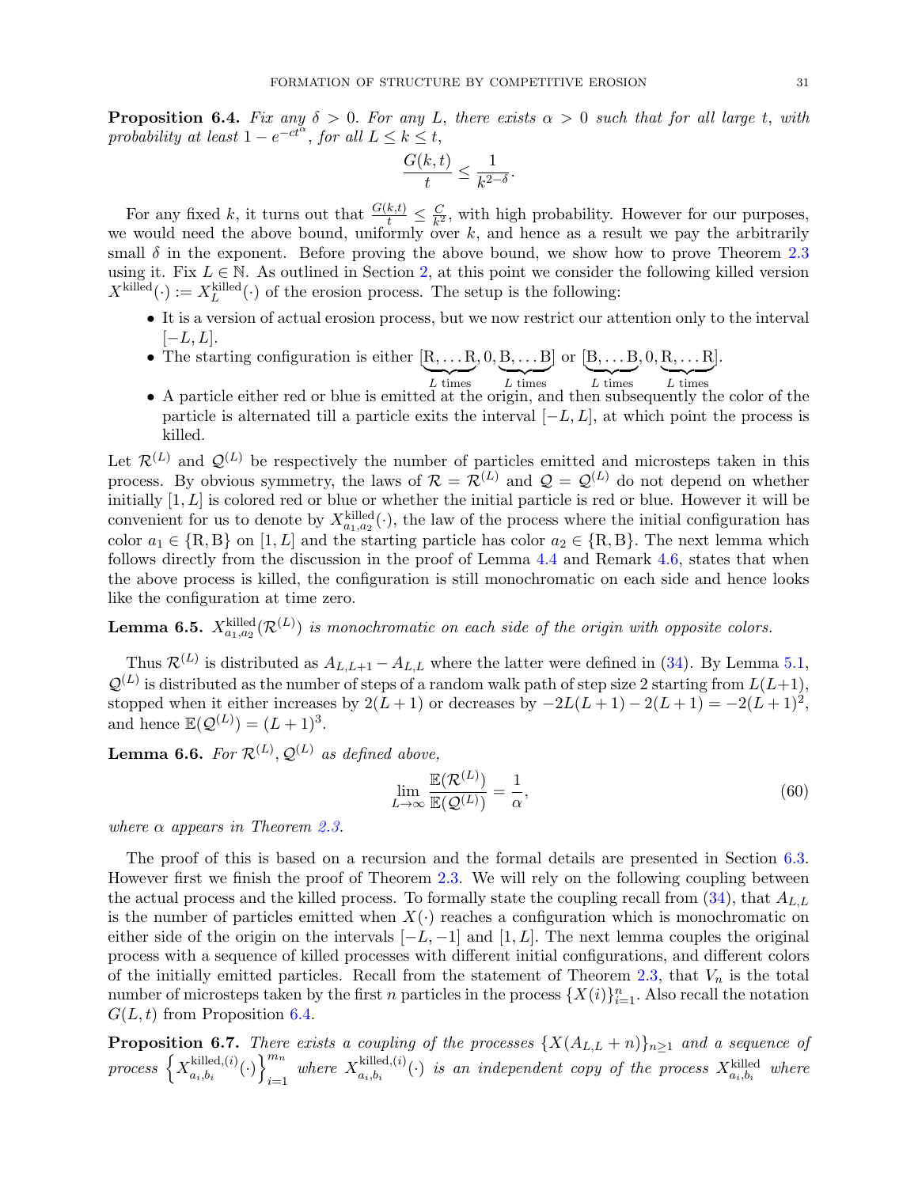**Proposition 6.4.** *Fix any $\delta > 0$. For any $L$, there exists $\alpha > 0$ such that for all large $t$, with probability at least $1 - e^{-ct^{\alpha}}$, for all $L \le k \le t$,*

$$\frac{G(k,t)}{t} \le \frac{1}{k^{2-\delta}}.$$

For any fixed $k$, it turns out that $\frac{G(k,t)}{t} \le \frac{C}{k^2}$, with high probability. However for our purposes, we would need the above bound, uniformly over $k$, and hence as a result we pay the arbitrarily small $\delta$ in the exponent. Before proving the above bound, we show how to prove Theorem 2.3 using it. Fix $L \in \mathbb{N}$. As outlined in Section 2, at this point we consider the following killed version $X^{\text{killed}}(\cdot) := X_L^{\text{killed}}(\cdot)$ of the erosion process. The setup is the following:

- It is a version of actual erosion process, but we now restrict our attention only to the interval $[-L, L]$.
- The starting configuration is either $[\underbrace{\mathrm{R}, \ldots \mathrm{R}}_{L \text{ times}}, 0, \underbrace{\mathrm{B}, \ldots \mathrm{B}}_{L \text{ times}}]$ or $[\underbrace{\mathrm{B}, \ldots \mathrm{B}}_{L \text{ times}}, 0, \underbrace{\mathrm{R}, \ldots \mathrm{R}}_{L \text{ times}}]$.
- A particle either red or blue is emitted at the origin, and then subsequently the color of the particle is alternated till a particle exits the interval $[-L, L]$, at which point the process is killed.

Let $\mathcal{R}^{(L)}$ and $\mathcal{Q}^{(L)}$ be respectively the number of particles emitted and microsteps taken in this process. By obvious symmetry, the laws of $\mathcal{R} = \mathcal{R}^{(L)}$ and $\mathcal{Q} = \mathcal{Q}^{(L)}$ do not depend on whether initially $[1, L]$ is colored red or blue or whether the initial particle is red or blue. However it will be convenient for us to denote by $X_{a_1,a_2}^{\text{killed}}(\cdot)$, the law of the process where the initial configuration has color $a_1 \in \{\mathrm{R}, \mathrm{B}\}$ on $[1, L]$ and the starting particle has color $a_2 \in \{\mathrm{R}, \mathrm{B}\}$. The next lemma which follows directly from the discussion in the proof of Lemma 4.4 and Remark 4.6, states that when the above process is killed, the configuration is still monochromatic on each side and hence looks like the configuration at time zero.

**Lemma 6.5.** *$X_{a_1,a_2}^{\text{killed}}(\mathcal{R}^{(L)})$ is monochromatic on each side of the origin with opposite colors.*

Thus $\mathcal{R}^{(L)}$ is distributed as $A_{L,L+1} - A_{L,L}$ where the latter were defined in (34). By Lemma 5.1, $\mathcal{Q}^{(L)}$ is distributed as the number of steps of a random walk path of step size 2 starting from $L(L+1)$, stopped when it either increases by $2(L+1)$ or decreases by $-2L(L+1) - 2(L+1) = -2(L+1)^2$, and hence $\mathbb{E}(\mathcal{Q}^{(L)}) = (L+1)^3$.

**Lemma 6.6.** *For $\mathcal{R}^{(L)}, \mathcal{Q}^{(L)}$ as defined above,*

$$\lim_{L \to \infty} \frac{\mathbb{E}(\mathcal{R}^{(L)})}{\mathbb{E}(\mathcal{Q}^{(L)})} = \frac{1}{\alpha}, \tag{60}$$

*where $\alpha$ appears in Theorem 2.3.*

The proof of this is based on a recursion and the formal details are presented in Section 6.3. However first we finish the proof of Theorem 2.3. We will rely on the following coupling between the actual process and the killed process. To formally state the coupling recall from (34), that $A_{L,L}$ is the number of particles emitted when $X(\cdot)$ reaches a configuration which is monochromatic on either side of the origin on the intervals $[-L, -1]$ and $[1, L]$. The next lemma couples the original process with a sequence of killed processes with different initial configurations, and different colors of the initially emitted particles. Recall from the statement of Theorem 2.3, that $V_n$ is the total number of microsteps taken by the first $n$ particles in the process $\{X(i)\}_{i=1}^n$. Also recall the notation $G(L,t)$ from Proposition 6.4.

**Proposition 6.7.** *There exists a coupling of the processes $\{X(A_{L,L} + n)\}_{n \ge 1}$ and a sequence of process $\left\{X_{a_i,b_i}^{\text{killed},(i)}(\cdot)\right\}_{i=1}^{m_n}$ where $X_{a_i,b_i}^{\text{killed},(i)}(\cdot)$ is an independent copy of the process $X_{a_i,b_i}^{\text{killed}}$ where*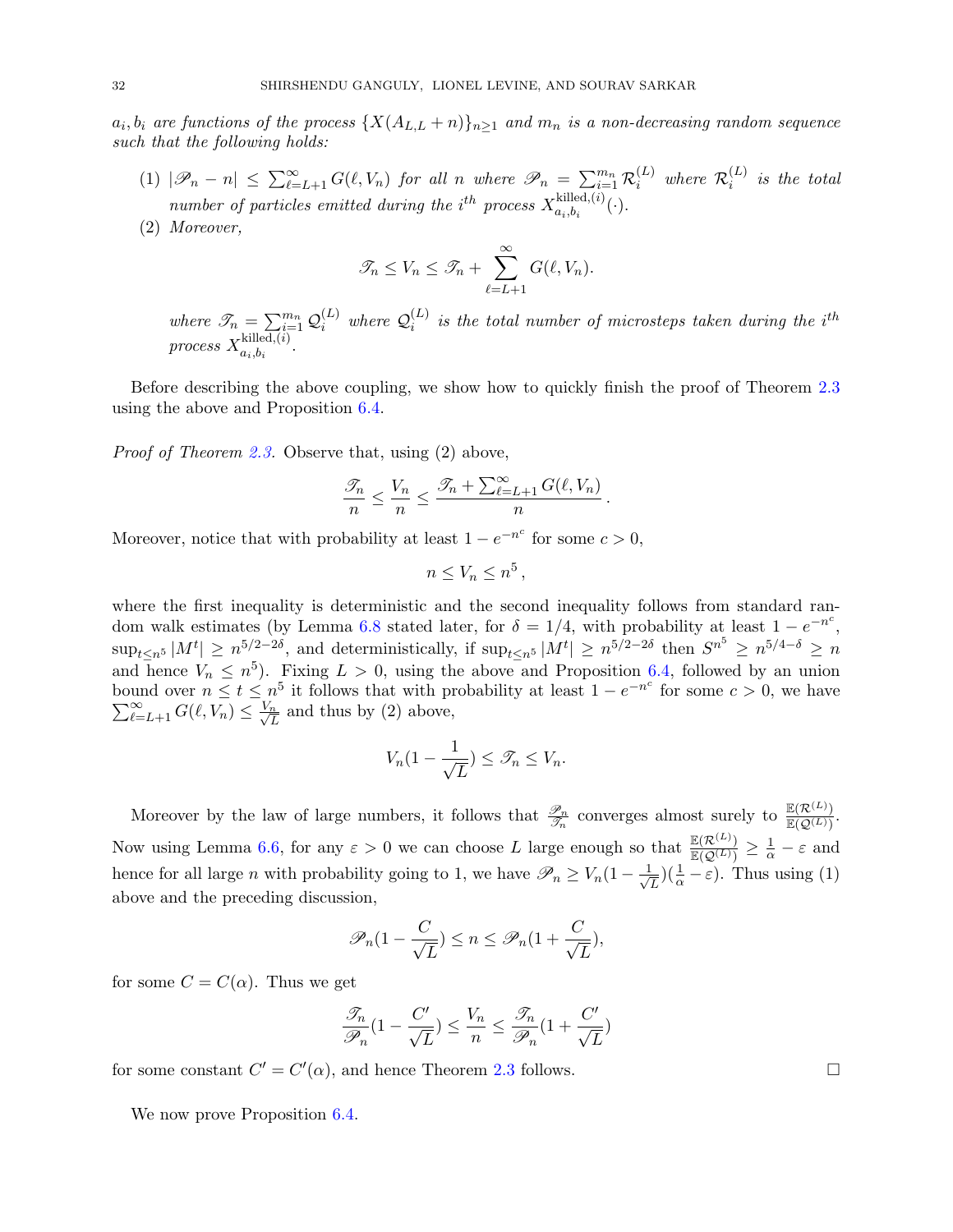*$a_i, b_i$ are functions of the process $\{X(A_{L,L}+n)\}_{n\geq 1}$ and $m_n$ is a non-decreasing random sequence such that the following holds:*

1. *$|\mathscr{P}_n - n| \leq \sum_{\ell=L+1}^{\infty} G(\ell, V_n)$ for all $n$ where $\mathscr{P}_n = \sum_{i=1}^{m_n} \mathcal{R}_i^{(L)}$ where $\mathcal{R}_i^{(L)}$ is the total number of particles emitted during the $i^{th}$ process $X_{a_i,b_i}^{\text{killed},(i)}(\cdot)$.*
2. *Moreover,*

$$\mathscr{T}_n \leq V_n \leq \mathscr{T}_n + \sum_{\ell=L+1}^{\infty} G(\ell, V_n).$$

*where $\mathscr{T}_n = \sum_{i=1}^{m_n} \mathcal{Q}_i^{(L)}$ where $\mathcal{Q}_i^{(L)}$ is the total number of microsteps taken during the $i^{th}$ process $X_{a_i,b_i}^{\text{killed},(i)}$.*

Before describing the above coupling, we show how to quickly finish the proof of Theorem 2.3 using the above and Proposition 6.4.

*Proof of Theorem 2.3.* Observe that, using (2) above,

$$\frac{\mathscr{T}_n}{n} \leq \frac{V_n}{n} \leq \frac{\mathscr{T}_n + \sum_{\ell=L+1}^{\infty} G(\ell, V_n)}{n}.$$

Moreover, notice that with probability at least $1 - e^{-n^c}$ for some $c > 0$,

$$n \leq V_n \leq n^5,$$

where the first inequality is deterministic and the second inequality follows from standard random walk estimates (by Lemma 6.8 stated later, for $\delta = 1/4$, with probability at least $1 - e^{-n^c}$, $\sup_{t \leq n^5} |M^t| \geq n^{5/2-2\delta}$, and deterministically, if $\sup_{t\leq n^5} |M^t| \geq n^{5/2-2\delta}$ then $S^{n^5} \geq n^{5/4-\delta} \geq n$ and hence $V_n \leq n^5$). Fixing $L > 0$, using the above and Proposition 6.4, followed by an union bound over $n \leq t \leq n^5$ it follows that with probability at least $1 - e^{-n^c}$ for some $c > 0$, we have $\sum_{\ell=L+1}^{\infty} G(\ell, V_n) \leq \frac{V_n}{\sqrt{L}}$ and thus by (2) above,

$$V_n(1 - \frac{1}{\sqrt{L}}) \leq \mathscr{T}_n \leq V_n.$$

Moreover by the law of large numbers, it follows that $\frac{\mathscr{P}_n}{\mathscr{T}_n}$ converges almost surely to $\frac{\mathbb{E}(\mathcal{R}^{(L)})}{\mathbb{E}(\mathcal{Q}^{(L)})}$. Now using Lemma 6.6, for any $\varepsilon > 0$ we can choose $L$ large enough so that $\frac{\mathbb{E}(\mathcal{R}^{(L)})}{\mathbb{E}(\mathcal{Q}^{(L)})} \geq \frac{1}{\alpha} - \varepsilon$ and hence for all large $n$ with probability going to 1, we have $\mathscr{P}_n \geq V_n(1 - \frac{1}{\sqrt{L}})(\frac{1}{\alpha} - \varepsilon)$. Thus using (1) above and the preceding discussion,

$$\mathscr{P}_n(1 - \frac{C}{\sqrt{L}}) \leq n \leq \mathscr{P}_n(1 + \frac{C}{\sqrt{L}}),$$

for some $C = C(\alpha)$. Thus we get

$$\frac{\mathscr{T}_n}{\mathscr{P}_n}(1 - \frac{C'}{\sqrt{L}}) \leq \frac{V_n}{n} \leq \frac{\mathscr{T}_n}{\mathscr{P}_n}(1 + \frac{C'}{\sqrt{L}})$$

for some constant $C' = C'(\alpha)$, and hence Theorem 2.3 follows. $\square$

We now prove Proposition 6.4.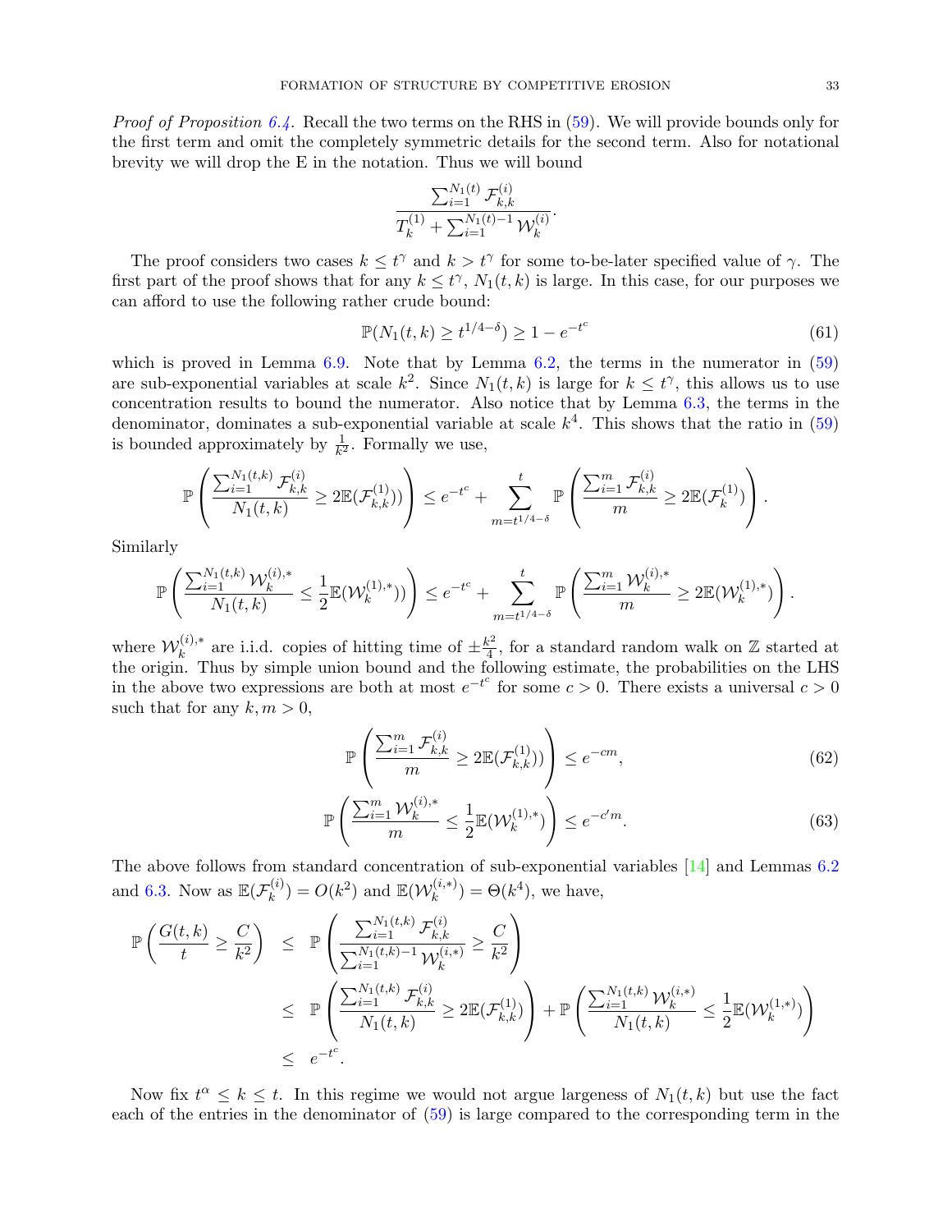*Proof of Proposition 6.4.* Recall the two terms on the RHS in (59). We will provide bounds only for the first term and omit the completely symmetric details for the second term. Also for notational brevity we will drop the E in the notation. Thus we will bound

$$\frac{\sum_{i=1}^{N_1(t)} \mathcal{F}_{k,k}^{(i)}}{T_k^{(1)} + \sum_{i=1}^{N_1(t)-1} \mathcal{W}_k^{(i)}}.$$

The proof considers two cases $k \leq t^\gamma$ and $k > t^\gamma$ for some to-be-later specified value of $\gamma$. The first part of the proof shows that for any $k \leq t^\gamma$, $N_1(t,k)$ is large. In this case, for our purposes we can afford to use the following rather crude bound:

$$\mathbb{P}(N_1(t,k) \geq t^{1/4-\delta}) \geq 1 - e^{-t^c} \tag{61}$$

which is proved in Lemma 6.9. Note that by Lemma 6.2, the terms in the numerator in (59) are sub-exponential variables at scale $k^2$. Since $N_1(t,k)$ is large for $k \leq t^\gamma$, this allows us to use concentration results to bound the numerator. Also notice that by Lemma 6.3, the terms in the denominator, dominates a sub-exponential variable at scale $k^4$. This shows that the ratio in (59) is bounded approximately by $\frac{1}{k^2}$. Formally we use,

$$\mathbb{P}\left(\frac{\sum_{i=1}^{N_1(t,k)} \mathcal{F}_{k,k}^{(i)}}{N_1(t,k)} \geq 2\mathbb{E}(\mathcal{F}_{k,k}^{(1)})\right) \leq e^{-t^c} + \sum_{m=t^{1/4-\delta}}^{t} \mathbb{P}\left(\frac{\sum_{i=1}^{m} \mathcal{F}_{k,k}^{(i)}}{m} \geq 2\mathbb{E}(\mathcal{F}_k^{(1)})\right).$$

Similarly

$$\mathbb{P}\left(\frac{\sum_{i=1}^{N_1(t,k)} \mathcal{W}_k^{(i),*}}{N_1(t,k)} \leq \frac{1}{2}\mathbb{E}(\mathcal{W}_k^{(1),*})\right) \leq e^{-t^c} + \sum_{m=t^{1/4-\delta}}^{t} \mathbb{P}\left(\frac{\sum_{i=1}^{m} \mathcal{W}_k^{(i),*}}{m} \geq 2\mathbb{E}(\mathcal{W}_k^{(1),*})\right).$$

where $\mathcal{W}_k^{(i),*}$ are i.i.d. copies of hitting time of $\pm\frac{k^2}{4}$, for a standard random walk on $\mathbb{Z}$ started at the origin. Thus by simple union bound and the following estimate, the probabilities on the LHS in the above two expressions are both at most $e^{-t^c}$ for some $c > 0$. There exists a universal $c > 0$ such that for any $k, m > 0$,

$$\mathbb{P}\left(\frac{\sum_{i=1}^{m} \mathcal{F}_{k,k}^{(i)}}{m} \geq 2\mathbb{E}(\mathcal{F}_{k,k}^{(1)})\right) \leq e^{-cm}, \tag{62}$$

$$\mathbb{P}\left(\frac{\sum_{i=1}^{m} \mathcal{W}_k^{(i),*}}{m} \leq \frac{1}{2}\mathbb{E}(\mathcal{W}_k^{(1),*})\right) \leq e^{-c'm}. \tag{63}$$

The above follows from standard concentration of sub-exponential variables [14] and Lemmas 6.2 and 6.3. Now as $\mathbb{E}(\mathcal{F}_k^{(i)}) = O(k^2)$ and $\mathbb{E}(\mathcal{W}_k^{(i,*)}) = \Theta(k^4)$, we have,

$$\begin{aligned}
\mathbb{P}\left(\frac{G(t,k)}{t} \geq \frac{C}{k^2}\right) &\leq \mathbb{P}\left(\frac{\sum_{i=1}^{N_1(t,k)} \mathcal{F}_{k,k}^{(i)}}{\sum_{i=1}^{N_1(t,k)-1} \mathcal{W}_k^{(i,*)}} \geq \frac{C}{k^2}\right) \\
&\leq \mathbb{P}\left(\frac{\sum_{i=1}^{N_1(t,k)} \mathcal{F}_{k,k}^{(i)}}{N_1(t,k)} \geq 2\mathbb{E}(\mathcal{F}_{k,k}^{(1)})\right) + \mathbb{P}\left(\frac{\sum_{i=1}^{N_1(t,k)} \mathcal{W}_k^{(i,*)}}{N_1(t,k)} \leq \frac{1}{2}\mathbb{E}(\mathcal{W}_k^{(1,*)})\right) \\
&\leq e^{-t^c}.
\end{aligned}$$

Now fix $t^\alpha \leq k \leq t$. In this regime we would not argue largeness of $N_1(t,k)$ but use the fact each of the entries in the denominator of (59) is large compared to the corresponding term in the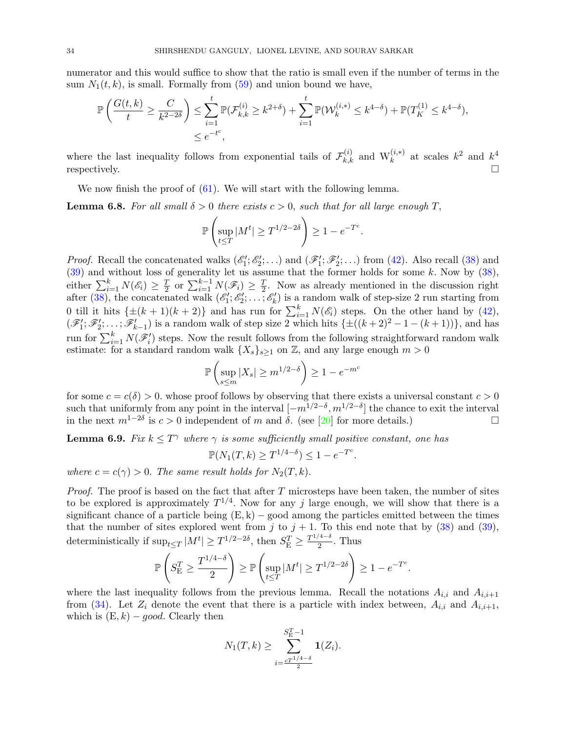numerator and this would suffice to show that the ratio is small even if the number of terms in the sum $N_1(t,k)$, is small. Formally from (59) and union bound we have,

$$
\begin{aligned}
\mathbb{P}\left(\frac{G(t,k)}{t} \geq \frac{C}{k^{2-2\delta}}\right) &\leq \sum_{i=1}^{t} \mathbb{P}(\mathcal{F}_{k,k}^{(i)} \geq k^{2+\delta}) + \sum_{i=1}^{t} \mathbb{P}(\mathcal{W}_k^{(i,*)} \leq k^{4-\delta}) + \mathbb{P}(T_K^{(1)} \leq k^{4-\delta}), \\
&\leq e^{-t^c},
\end{aligned}
$$

where the last inequality follows from exponential tails of $\mathcal{F}_{k,k}^{(i)}$ and $\mathrm{W}_k^{(i,*)}$ at scales $k^2$ and $k^4$ respectively. $\square$

We now finish the proof of (61). We will start with the following lemma.

**Lemma 6.8.** *For all small $\delta > 0$ there exists $c > 0$, such that for all large enough $T$,*

$$
\mathbb{P}\left(\sup_{t \leq T} |M^t| \geq T^{1/2-2\delta}\right) \geq 1 - e^{-T^c}.
$$

*Proof.* Recall the concatenated walks $(\mathscr{E}_1'; \mathscr{E}_2'; \ldots)$ and $(\mathscr{F}_1'; \mathscr{F}_2'; \ldots)$ from (42). Also recall (38) and (39) and without loss of generality let us assume that the former holds for some $k$. Now by (38), either $\sum_{i=1}^{k} N(\mathscr{E}_i) \geq \frac{T}{2}$ or $\sum_{i=1}^{k-1} N(\mathscr{F}_i) \geq \frac{T}{2}$. Now as already mentioned in the discussion right after (38), the concatenated walk $(\mathscr{E}_1'; \mathscr{E}_2'; \ldots; \mathscr{E}_k')$ is a random walk of step-size 2 run starting from 0 till it hits $\{\pm(k+1)(k+2)\}$ and has run for $\sum_{i=1}^{k} N(\mathscr{E}_i)$ steps. On the other hand by (42), $(\mathscr{F}_1'; \mathscr{F}_2'; \ldots; \mathscr{F}_{k-1}')$ is a random walk of step size 2 which hits $\{\pm((k+2)^2 - 1 - (k+1))\}$, and has run for $\sum_{i=1}^{k} N(\mathscr{F}_i')$ steps. Now the result follows from the following straightforward random walk estimate: for a standard random walk $\{X_s\}_{s \geq 1}$ on $\mathbb{Z}$, and any large enough $m > 0$

$$
\mathbb{P}\left(\sup_{s \leq m} |X_s| \geq m^{1/2-\delta}\right) \geq 1 - e^{-m^c}
$$

for some $c = c(\delta) > 0$. whose proof follows by observing that there exists a universal constant $c > 0$ such that uniformly from any point in the interval $[-m^{1/2-\delta}, m^{1/2-\delta}]$ the chance to exit the interval in the next $m^{1-2\delta}$ is $c > 0$ independent of $m$ and $\delta$. (see [20] for more details.) $\square$

**Lemma 6.9.** *Fix $k \leq T^{\gamma}$ where $\gamma$ is some sufficiently small positive constant, one has*

$$
\mathbb{P}(N_1(T,k) \geq T^{1/4-\delta}) \leq 1 - e^{-T^c}.
$$

*where $c = c(\gamma) > 0$. The same result holds for $N_2(T,k)$.*

*Proof.* The proof is based on the fact that after $T$ microsteps have been taken, the number of sites to be explored is approximately $T^{1/4}$. Now for any $j$ large enough, we will show that there is a significant chance of a particle being $(\mathrm{E}, \mathrm{k})$ – good among the particles emitted between the times that the number of sites explored went from $j$ to $j+1$. To this end note that by (38) and (39), deterministically if $\sup_{t \leq T} |M^t| \geq T^{1/2-2\delta}$, then $S_{\mathrm{E}}^T \geq \frac{T^{1/4-\delta}}{2}$. Thus

$$
\mathbb{P}\left(S_{\mathrm{E}}^T \geq \frac{T^{1/4-\delta}}{2}\right) \geq \mathbb{P}\left(\sup_{t \leq T} |M^t| \geq T^{1/2-2\delta}\right) \geq 1 - e^{-T^c}.
$$

where the last inequality follows from the previous lemma. Recall the notations $A_{i,i}$ and $A_{i,i+1}$ from (34). Let $Z_i$ denote the event that there is a particle with index between, $A_{i,i}$ and $A_{i,i+1}$, which is $(\mathrm{E}, k)$ – *good*. Clearly then

$$
N_1(T,k) \geq \sum_{i=\frac{cT^{1/4-\delta}}{2}}^{S_{\mathrm{E}}^T - 1} \mathbf{1}(Z_i).
$$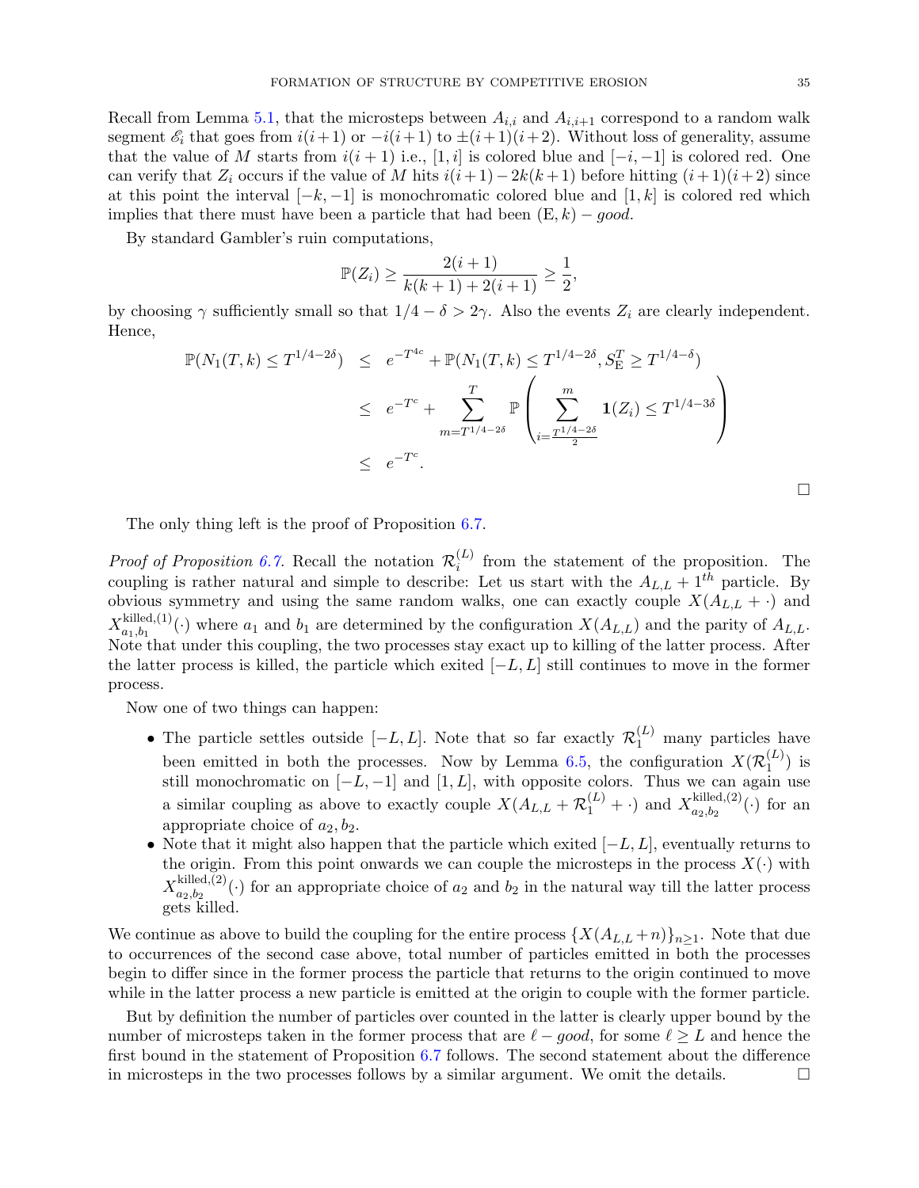Recall from Lemma 5.1, that the microsteps between $A_{i,i}$ and $A_{i,i+1}$ correspond to a random walk segment $\mathscr{E}_i$ that goes from $i(i+1)$ or $-i(i+1)$ to $\pm(i+1)(i+2)$. Without loss of generality, assume that the value of $M$ starts from $i(i+1)$ i.e., $[1,i]$ is colored blue and $[-i,-1]$ is colored red. One can verify that $Z_i$ occurs if the value of $M$ hits $i(i+1) - 2k(k+1)$ before hitting $(i+1)(i+2)$ since at this point the interval $[-k,-1]$ is monochromatic colored blue and $[1,k]$ is colored red which implies that there must have been a particle that had been $(\mathrm{E},k) - good$.

By standard Gambler's ruin computations,

$$\mathbb{P}(Z_i) \geq \frac{2(i+1)}{k(k+1) + 2(i+1)} \geq \frac{1}{2},$$

by choosing $\gamma$ sufficiently small so that $1/4 - \delta > 2\gamma$. Also the events $Z_i$ are clearly independent. Hence,

$$\begin{aligned}
\mathbb{P}(N_1(T,k) \leq T^{1/4-2\delta}) &\leq e^{-T^{4c}} + \mathbb{P}(N_1(T,k) \leq T^{1/4-2\delta}, S_{\mathrm{E}}^T \geq T^{1/4-\delta}) \\
&\leq e^{-T^c} + \sum_{m=T^{1/4-2\delta}}^{T} \mathbb{P}\left( \sum_{i=\frac{T^{1/4-2\delta}}{2}}^{m} \mathbf{1}(Z_i) \leq T^{1/4-3\delta} \right) \\
&\leq e^{-T^c}.
\end{aligned}$$

□

The only thing left is the proof of Proposition 6.7.

*Proof of Proposition 6.7.* Recall the notation $\mathcal{R}_i^{(L)}$ from the statement of the proposition. The coupling is rather natural and simple to describe: Let us start with the $A_{L,L} + 1^{th}$ particle. By obvious symmetry and using the same random walks, one can exactly couple $X(A_{L,L} + \cdot)$ and $X_{a_1,b_1}^{\text{killed},(1)}(\cdot)$ where $a_1$ and $b_1$ are determined by the configuration $X(A_{L,L})$ and the parity of $A_{L,L}$. Note that under this coupling, the two processes stay exact up to killing of the latter process. After the latter process is killed, the particle which exited $[-L,L]$ still continues to move in the former process.

Now one of two things can happen:

- The particle settles outside $[-L,L]$. Note that so far exactly $\mathcal{R}_1^{(L)}$ many particles have been emitted in both the processes. Now by Lemma 6.5, the configuration $X(\mathcal{R}_1^{(L)})$ is still monochromatic on $[-L,-1]$ and $[1,L]$, with opposite colors. Thus we can again use a similar coupling as above to exactly couple $X(A_{L,L} + \mathcal{R}_1^{(L)} + \cdot)$ and $X_{a_2,b_2}^{\text{killed},(2)}(\cdot)$ for an appropriate choice of $a_2, b_2$.
- Note that it might also happen that the particle which exited $[-L,L]$, eventually returns to the origin. From this point onwards we can couple the microsteps in the process $X(\cdot)$ with $X_{a_2,b_2}^{\text{killed},(2)}(\cdot)$ for an appropriate choice of $a_2$ and $b_2$ in the natural way till the latter process gets killed.

We continue as above to build the coupling for the entire process $\{X(A_{L,L}+n)\}_{n\geq 1}$. Note that due to occurrences of the second case above, total number of particles emitted in both the processes begin to differ since in the former process the particle that returns to the origin continued to move while in the latter process a new particle is emitted at the origin to couple with the former particle.

But by definition the number of particles over counted in the latter is clearly upper bound by the number of microsteps taken in the former process that are $\ell - good$, for some $\ell \geq L$ and hence the first bound in the statement of Proposition 6.7 follows. The second statement about the difference in microsteps in the two processes follows by a similar argument. We omit the details. □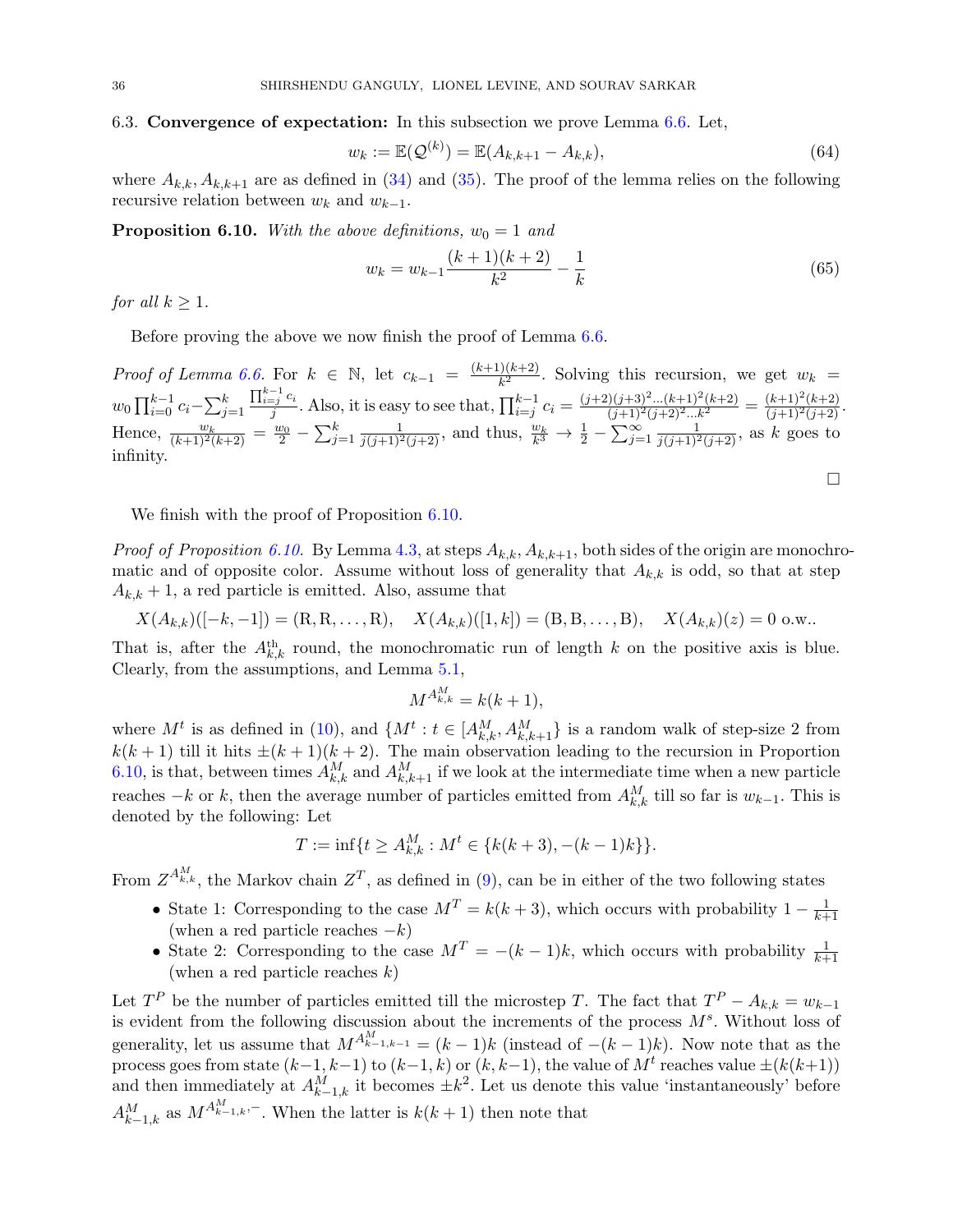6.3. **Convergence of expectation:** In this subsection we prove Lemma 6.6. Let,

$$w_k := \mathbb{E}(\mathcal{Q}^{(k)}) = \mathbb{E}(A_{k,k+1} - A_{k,k}), \tag{64}$$

where $A_{k,k}, A_{k,k+1}$ are as defined in (34) and (35). The proof of the lemma relies on the following recursive relation between $w_k$ and $w_{k-1}$.

**Proposition 6.10.** *With the above definitions, $w_0 = 1$ and*

$$w_k = w_{k-1}\frac{(k+1)(k+2)}{k^2} - \frac{1}{k} \tag{65}$$

*for all $k \geq 1$.*

Before proving the above we now finish the proof of Lemma 6.6.

*Proof of Lemma 6.6.* For $k \in \mathbb{N}$, let $c_{k-1} = \frac{(k+1)(k+2)}{k^2}$. Solving this recursion, we get $w_k = w_0 \prod_{i=0}^{k-1} c_i - \sum_{j=1}^{k} \frac{\prod_{i=j}^{k-1} c_i}{j}$. Also, it is easy to see that, $\prod_{i=j}^{k-1} c_i = \frac{(j+2)(j+3)^2\ldots(k+1)^2(k+2)}{(j+1)^2(j+2)^2\ldots k^2} = \frac{(k+1)^2(k+2)}{(j+1)^2(j+2)}$. Hence, $\frac{w_k}{(k+1)^2(k+2)} = \frac{w_0}{2} - \sum_{j=1}^{k} \frac{1}{j(j+1)^2(j+2)}$, and thus, $\frac{w_k}{k^3} \to \frac{1}{2} - \sum_{j=1}^{\infty} \frac{1}{j(j+1)^2(j+2)}$, as $k$ goes to infinity.

□

We finish with the proof of Proposition 6.10.

*Proof of Proposition 6.10.* By Lemma 4.3, at steps $A_{k,k}, A_{k,k+1}$, both sides of the origin are monochromatic and of opposite color. Assume without loss of generality that $A_{k,k}$ is odd, so that at step $A_{k,k}+1$, a red particle is emitted. Also, assume that

$$X(A_{k,k})([-k,-1]) = (\mathrm{R}, \mathrm{R}, \ldots, \mathrm{R}), \quad X(A_{k,k})([1,k]) = (\mathrm{B}, \mathrm{B}, \ldots, \mathrm{B}), \quad X(A_{k,k})(z) = 0 \text{ o.w..}$$

That is, after the $A_{k,k}^{\text{th}}$ round, the monochromatic run of length $k$ on the positive axis is blue. Clearly, from the assumptions, and Lemma 5.1,

$$M^{A^M_{k,k}} = k(k+1),$$

where $M^t$ is as defined in (10), and $\{M^t : t \in [A^M_{k,k}, A^M_{k,k+1}\}$ is a random walk of step-size 2 from $k(k+1)$ till it hits $\pm(k+1)(k+2)$. The main observation leading to the recursion in Proportion 6.10, is that, between times $A^M_{k,k}$ and $A^M_{k,k+1}$ if we look at the intermediate time when a new particle reaches $-k$ or $k$, then the average number of particles emitted from $A^M_{k,k}$ till so far is $w_{k-1}$. This is denoted by the following: Let

$$T := \inf\{t \geq A^M_{k,k} : M^t \in \{k(k+3), -(k-1)k\}\}.$$

From $Z^{A^M_{k,k}}$, the Markov chain $Z^T$, as defined in (9), can be in either of the two following states

- State 1: Corresponding to the case $M^T = k(k+3)$, which occurs with probability $1 - \frac{1}{k+1}$ (when a red particle reaches $-k$)
- State 2: Corresponding to the case $M^T = -(k-1)k$, which occurs with probability $\frac{1}{k+1}$ (when a red particle reaches $k$)

Let $T^P$ be the number of particles emitted till the microstep $T$. The fact that $T^P - A_{k,k} = w_{k-1}$ is evident from the following discussion about the increments of the process $M^s$. Without loss of generality, let us assume that $M^{A^M_{k-1,k-1}} = (k-1)k$ (instead of $-(k-1)k$). Now note that as the process goes from state $(k-1, k-1)$ to $(k-1, k)$ or $(k, k-1)$, the value of $M^t$ reaches value $\pm(k(k+1))$ and then immediately at $A^M_{k-1,k}$ it becomes $\pm k^2$. Let us denote this value 'instantaneously' before $A^M_{k-1,k}$ as $M^{A^M_{k-1,k},-}$. When the latter is $k(k+1)$ then note that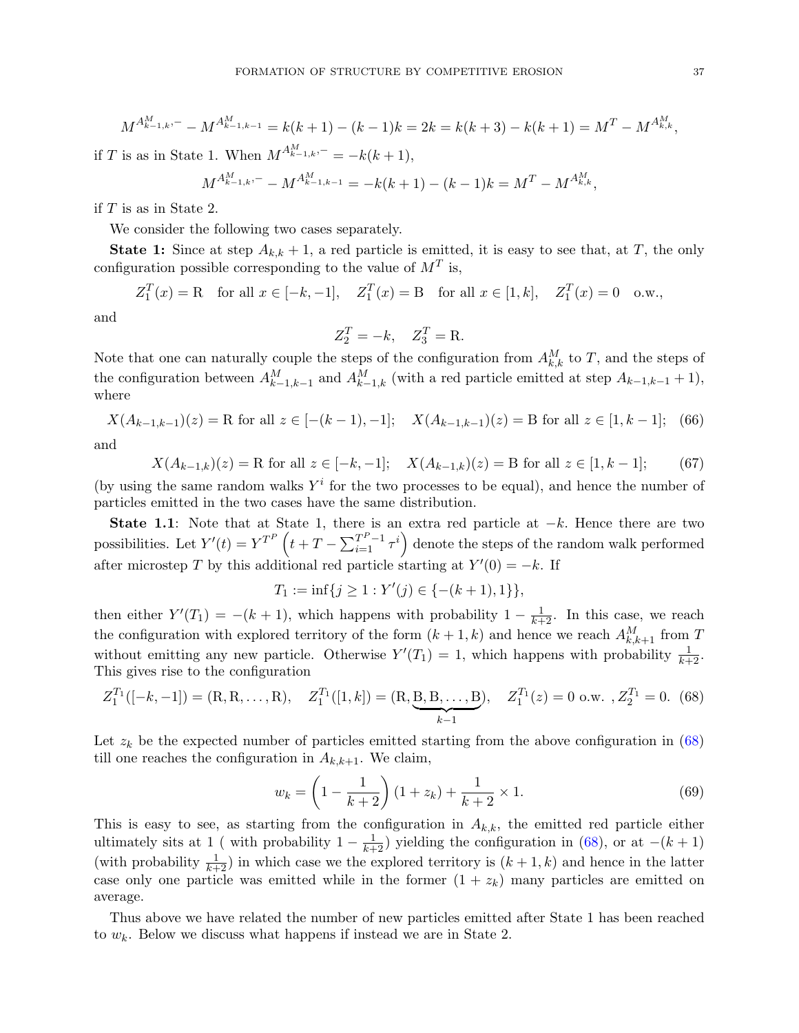$$M^{A^M_{k-1,k},-} - M^{A^M_{k-1,k-1}} = k(k+1) - (k-1)k = 2k = k(k+3) - k(k+1) = M^T - M^{A^M_{k,k}},$$

if $T$ is as in State 1. When $M^{A^M_{k-1,k},-} = -k(k+1)$,

$$M^{A^M_{k-1,k},-} - M^{A^M_{k-1,k-1}} = -k(k+1) - (k-1)k = M^T - M^{A^M_{k,k}},$$

if $T$ is as in State 2.

We consider the following two cases separately.

**State 1:** Since at step $A_{k,k}+1$, a red particle is emitted, it is easy to see that, at $T$, the only configuration possible corresponding to the value of $M^T$ is,

$$Z_1^T(x) = \text{R} \quad \text{for all } x \in [-k,-1], \quad Z_1^T(x) = \text{B} \quad \text{for all } x \in [1,k], \quad Z_1^T(x) = 0 \quad \text{o.w.},$$

and

$$Z_2^T = -k, \quad Z_3^T = \text{R}.$$

Note that one can naturally couple the steps of the configuration from $A^M_{k,k}$ to $T$, and the steps of the configuration between $A^M_{k-1,k-1}$ and $A^M_{k-1,k}$ (with a red particle emitted at step $A_{k-1,k-1}+1$), where

$$X(A_{k-1,k-1})(z) = \text{R for all } z \in [-(k-1),-1]; \quad X(A_{k-1,k-1})(z) = \text{B for all } z \in [1,k-1]; \tag{66}$$

and

$$X(A_{k-1,k})(z) = \text{R for all } z \in [-k,-1]; \quad X(A_{k-1,k})(z) = \text{B for all } z \in [1,k-1]; \tag{67}$$

(by using the same random walks $Y^i$ for the two processes to be equal), and hence the number of particles emitted in the two cases have the same distribution.

**State 1.1**: Note that at State 1, there is an extra red particle at $-k$. Hence there are two possibilities. Let $Y'(t) = Y^{T^P}\left(t + T - \sum_{i=1}^{T^P-1}\tau^i\right)$ denote the steps of the random walk performed after microstep $T$ by this additional red particle starting at $Y'(0) = -k$. If

$$T_1 := \inf\{j \geq 1 : Y'(j) \in \{-(k+1), 1\}\},$$

then either $Y'(T_1) = -(k+1)$, which happens with probability $1 - \frac{1}{k+2}$. In this case, we reach the configuration with explored territory of the form $(k+1,k)$ and hence we reach $A^M_{k,k+1}$ from $T$ without emitting any new particle. Otherwise $Y'(T_1) = 1$, which happens with probability $\frac{1}{k+2}$. This gives rise to the configuration

$$Z_1^{T_1}([-k,-1]) = (\text{R},\text{R},\ldots,\text{R}), \quad Z_1^{T_1}([1,k]) = (\text{R},\underbrace{\text{B},\text{B},\ldots,\text{B}}_{k-1}), \quad Z_1^{T_1}(z) = 0 \text{ o.w. }, Z_2^{T_1} = 0. \tag{68}$$

Let $z_k$ be the expected number of particles emitted starting from the above configuration in (68) till one reaches the configuration in $A_{k,k+1}$. We claim,

$$w_k = \left(1 - \frac{1}{k+2}\right)(1 + z_k) + \frac{1}{k+2} \times 1. \tag{69}$$

This is easy to see, as starting from the configuration in $A_{k,k}$, the emitted red particle either ultimately sits at 1 ( with probability $1 - \frac{1}{k+2}$) yielding the configuration in (68), or at $-(k+1)$ (with probability $\frac{1}{k+2}$) in which case we the explored territory is $(k+1,k)$ and hence in the latter case only one particle was emitted while in the former $(1+z_k)$ many particles are emitted on average.

Thus above we have related the number of new particles emitted after State 1 has been reached to $w_k$. Below we discuss what happens if instead we are in State 2.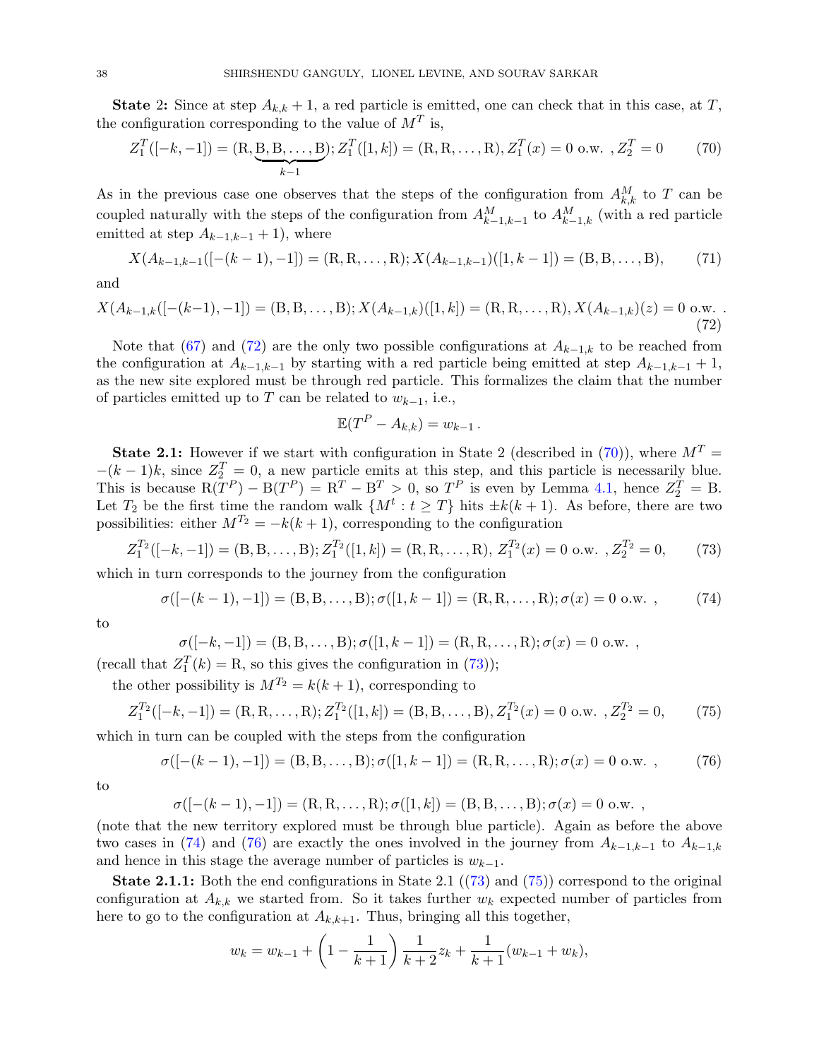**State 2:** Since at step $A_{k,k}+1$, a red particle is emitted, one can check that in this case, at $T$, the configuration corresponding to the value of $M^T$ is,

$$Z_1^T([-k,-1]) = (\mathrm{R}, \underbrace{\mathrm{B}, \mathrm{B}, \ldots, \mathrm{B}}_{k-1}); Z_1^T([1,k]) = (\mathrm{R}, \mathrm{R}, \ldots, \mathrm{R}), Z_1^T(x) = 0 \text{ o.w. }, Z_2^T = 0 \tag{70}$$

As in the previous case one observes that the steps of the configuration from $A_{k,k}^M$ to $T$ can be coupled naturally with the steps of the configuration from $A_{k-1,k-1}^M$ to $A_{k-1,k}^M$ (with a red particle emitted at step $A_{k-1,k-1}+1$), where

$$X(A_{k-1,k-1}([-(k-1),-1]) = (\mathrm{R}, \mathrm{R}, \ldots, \mathrm{R}); X(A_{k-1,k-1})([1,k-1]) = (\mathrm{B}, \mathrm{B}, \ldots, \mathrm{B}), \tag{71}$$

and

$$X(A_{k-1,k}([-(k-1),-1]) = (\mathrm{B}, \mathrm{B}, \ldots, \mathrm{B}); X(A_{k-1,k})([1,k]) = (\mathrm{R}, \mathrm{R}, \ldots, \mathrm{R}), X(A_{k-1,k})(z) = 0 \text{ o.w. }. \tag{72}$$

Note that (67) and (72) are the only two possible configurations at $A_{k-1,k}$ to be reached from the configuration at $A_{k-1,k-1}$ by starting with a red particle being emitted at step $A_{k-1,k-1}+1$, as the new site explored must be through red particle. This formalizes the claim that the number of particles emitted up to $T$ can be related to $w_{k-1}$, i.e.,

$$\mathbb{E}(T^P - A_{k,k}) = w_{k-1}\,.$$

**State 2.1:** However if we start with configuration in State 2 (described in (70)), where $M^T = -(k-1)k$, since $Z_2^T = 0$, a new particle emits at this step, and this particle is necessarily blue. This is because $\mathrm{R}(T^P) - \mathrm{B}(T^P) = \mathrm{R}^T - \mathrm{B}^T > 0$, so $T^P$ is even by Lemma 4.1, hence $Z_2^T = \mathrm{B}$. Let $T_2$ be the first time the random walk $\{M^t : t \geq T\}$ hits $\pm k(k+1)$. As before, there are two possibilities: either $M^{T_2} = -k(k+1)$, corresponding to the configuration

$$Z_1^{T_2}([-k,-1]) = (\mathrm{B}, \mathrm{B}, \ldots, \mathrm{B}); Z_1^{T_2}([1,k]) = (\mathrm{R}, \mathrm{R}, \ldots, \mathrm{R}),\ Z_1^{T_2}(x) = 0 \text{ o.w. }, Z_2^{T_2} = 0, \tag{73}$$

which in turn corresponds to the journey from the configuration

$$\sigma([-(k-1),-1]) = (\mathrm{B}, \mathrm{B}, \ldots, \mathrm{B}); \sigma([1,k-1]) = (\mathrm{R}, \mathrm{R}, \ldots, \mathrm{R}); \sigma(x) = 0 \text{ o.w. }, \tag{74}$$

to

$$\sigma([-k,-1]) = (\mathrm{B}, \mathrm{B}, \ldots, \mathrm{B}); \sigma([1,k-1]) = (\mathrm{R}, \mathrm{R}, \ldots, \mathrm{R}); \sigma(x) = 0 \text{ o.w. },$$

(recall that $Z_1^T(k) = \mathrm{R}$, so this gives the configuration in (73));

the other possibility is $M^{T_2} = k(k+1)$, corresponding to

$$Z_1^{T_2}([-k,-1]) = (\mathrm{R}, \mathrm{R}, \ldots, \mathrm{R}); Z_1^{T_2}([1,k]) = (\mathrm{B}, \mathrm{B}, \ldots, \mathrm{B}), Z_1^{T_2}(x) = 0 \text{ o.w. }, Z_2^{T_2} = 0, \tag{75}$$

which in turn can be coupled with the steps from the configuration

$$\sigma([-(k-1),-1]) = (\mathrm{B}, \mathrm{B}, \ldots, \mathrm{B}); \sigma([1,k-1]) = (\mathrm{R}, \mathrm{R}, \ldots, \mathrm{R}); \sigma(x) = 0 \text{ o.w. }, \tag{76}$$

to

$$\sigma([-(k-1),-1]) = (\mathrm{R}, \mathrm{R}, \ldots, \mathrm{R}); \sigma([1,k]) = (\mathrm{B}, \mathrm{B}, \ldots, \mathrm{B}); \sigma(x) = 0 \text{ o.w. },$$

(note that the new territory explored must be through blue particle). Again as before the above two cases in (74) and (76) are exactly the ones involved in the journey from $A_{k-1,k-1}$ to $A_{k-1,k}$ and hence in this stage the average number of particles is $w_{k-1}$.

**State 2.1.1:** Both the end configurations in State 2.1 ((73) and (75)) correspond to the original configuration at $A_{k,k}$ we started from. So it takes further $w_k$ expected number of particles from here to go to the configuration at $A_{k,k+1}$. Thus, bringing all this together,

$$w_k = w_{k-1} + \left(1 - \frac{1}{k+1}\right)\frac{1}{k+2}z_k + \frac{1}{k+1}(w_{k-1} + w_k),$$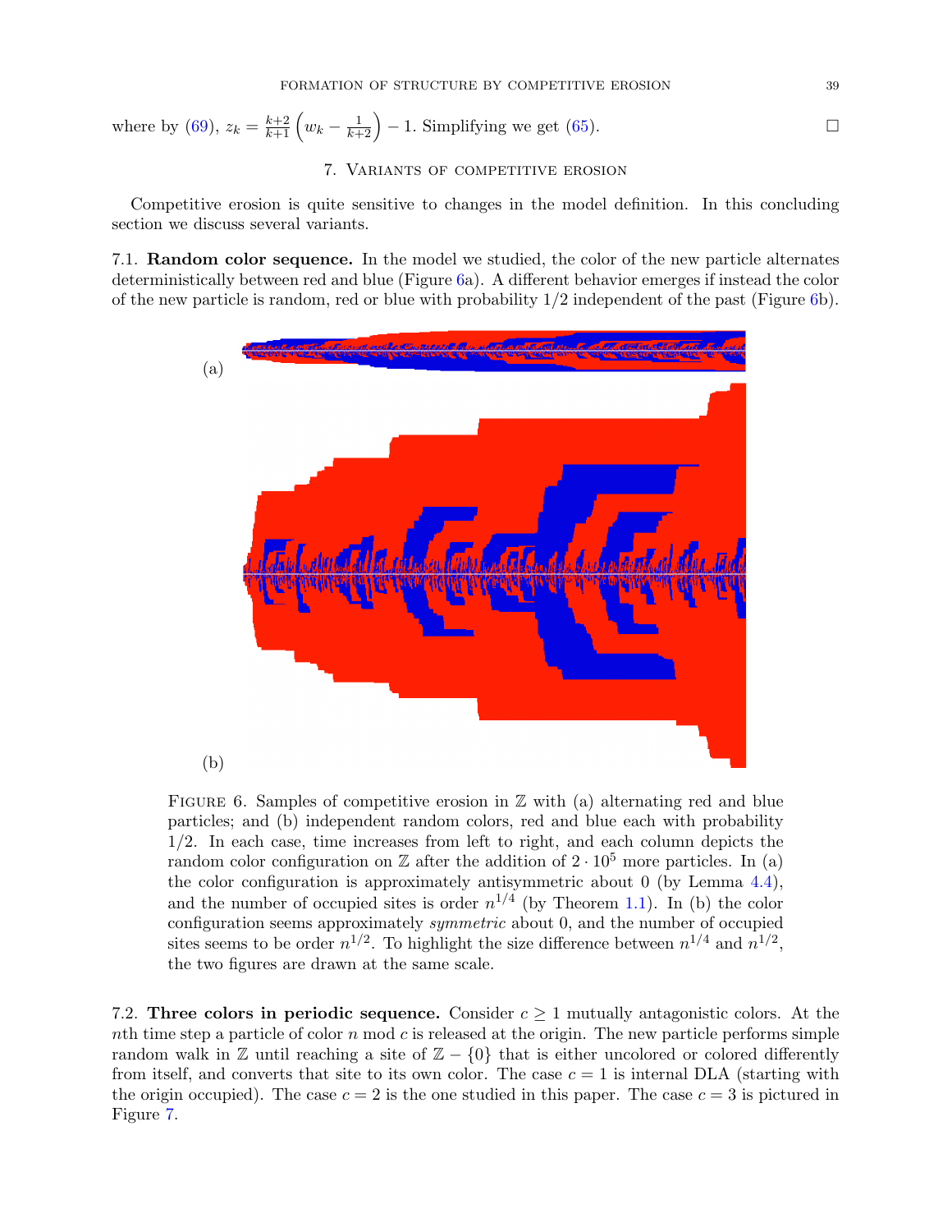where by (69), $z_k = \frac{k+2}{k+1}\left(w_k - \frac{1}{k+2}\right) - 1$. Simplifying we get (65). $\square$

## 7. Variants of competitive erosion

Competitive erosion is quite sensitive to changes in the model definition. In this concluding section we discuss several variants.

7.1. **Random color sequence.** In the model we studied, the color of the new particle alternates deterministically between red and blue (Figure 6a). A different behavior emerges if instead the color of the new particle is random, red or blue with probability $1/2$ independent of the past (Figure 6b).

(a)

(b)

Figure 6. Samples of competitive erosion in $\mathbb{Z}$ with (a) alternating red and blue particles; and (b) independent random colors, red and blue each with probability $1/2$. In each case, time increases from left to right, and each column depicts the random color configuration on $\mathbb{Z}$ after the addition of $2 \cdot 10^5$ more particles. In (a) the color configuration is approximately antisymmetric about 0 (by Lemma 4.4), and the number of occupied sites is order $n^{1/4}$ (by Theorem 1.1). In (b) the color configuration seems approximately *symmetric* about 0, and the number of occupied sites seems to be order $n^{1/2}$. To highlight the size difference between $n^{1/4}$ and $n^{1/2}$, the two figures are drawn at the same scale.

7.2. **Three colors in periodic sequence.** Consider $c \geq 1$ mutually antagonistic colors. At the $n$th time step a particle of color $n \bmod c$ is released at the origin. The new particle performs simple random walk in $\mathbb{Z}$ until reaching a site of $\mathbb{Z} - \{0\}$ that is either uncolored or colored differently from itself, and converts that site to its own color. The case $c = 1$ is internal DLA (starting with the origin occupied). The case $c = 2$ is the one studied in this paper. The case $c = 3$ is pictured in Figure 7.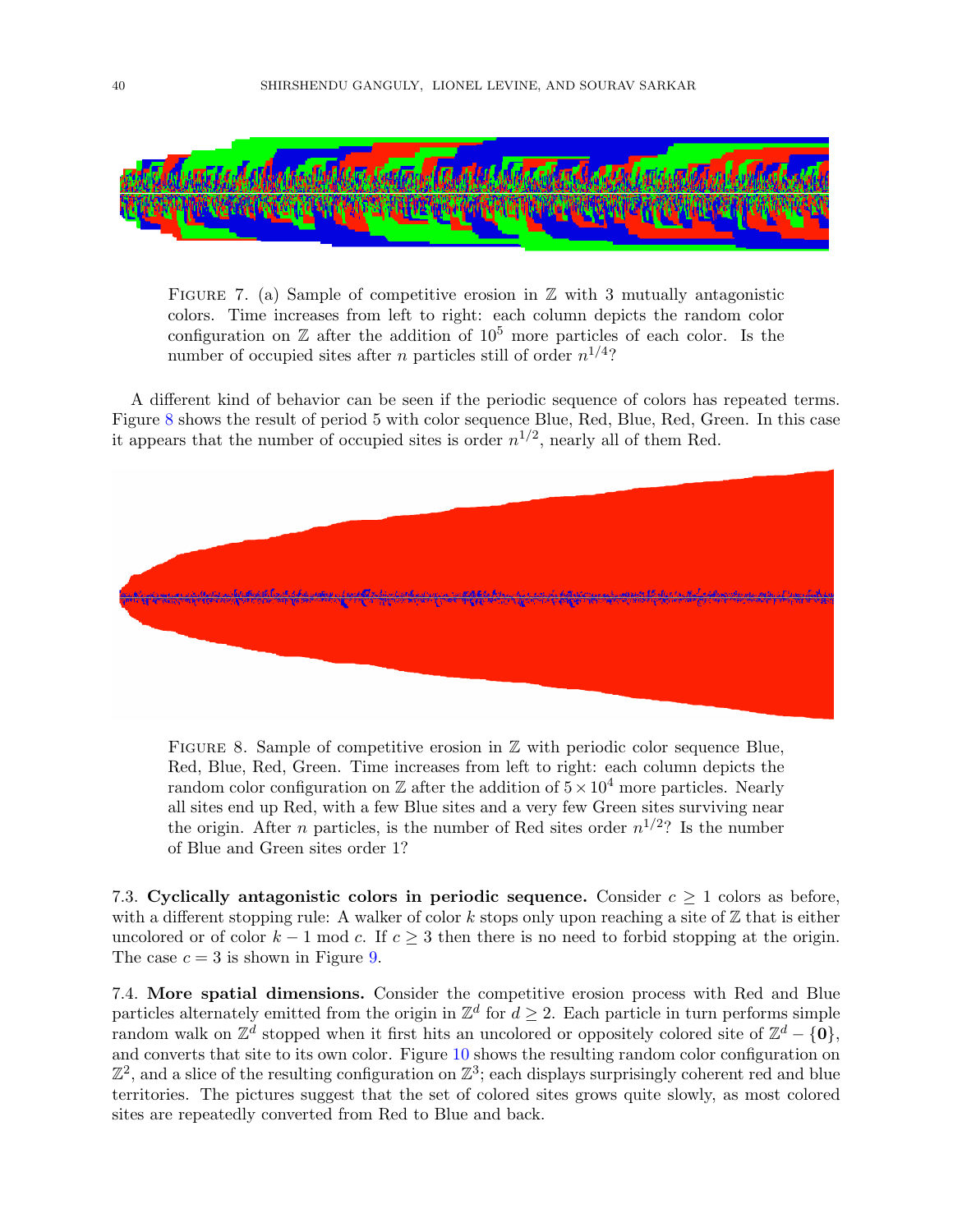Figure 7. (a) Sample of competitive erosion in $\mathbb{Z}$ with 3 mutually antagonistic colors. Time increases from left to right: each column depicts the random color configuration on $\mathbb{Z}$ after the addition of $10^5$ more particles of each color. Is the number of occupied sites after $n$ particles still of order $n^{1/4}$?

A different kind of behavior can be seen if the periodic sequence of colors has repeated terms. Figure 8 shows the result of period 5 with color sequence Blue, Red, Blue, Red, Green. In this case it appears that the number of occupied sites is order $n^{1/2}$, nearly all of them Red.

Figure 8. Sample of competitive erosion in $\mathbb{Z}$ with periodic color sequence Blue, Red, Blue, Red, Green. Time increases from left to right: each column depicts the random color configuration on $\mathbb{Z}$ after the addition of $5 \times 10^4$ more particles. Nearly all sites end up Red, with a few Blue sites and a very few Green sites surviving near the origin. After $n$ particles, is the number of Red sites order $n^{1/2}$? Is the number of Blue and Green sites order 1?

7.3. **Cyclically antagonistic colors in periodic sequence.** Consider $c \geq 1$ colors as before, with a different stopping rule: A walker of color $k$ stops only upon reaching a site of $\mathbb{Z}$ that is either uncolored or of color $k - 1 \bmod c$. If $c \geq 3$ then there is no need to forbid stopping at the origin. The case $c = 3$ is shown in Figure 9.

7.4. **More spatial dimensions.** Consider the competitive erosion process with Red and Blue particles alternately emitted from the origin in $\mathbb{Z}^d$ for $d \geq 2$. Each particle in turn performs simple random walk on $\mathbb{Z}^d$ stopped when it first hits an uncolored or oppositely colored site of $\mathbb{Z}^d - \{\mathbf{0}\}$, and converts that site to its own color. Figure 10 shows the resulting random color configuration on $\mathbb{Z}^2$, and a slice of the resulting configuration on $\mathbb{Z}^3$; each displays surprisingly coherent red and blue territories. The pictures suggest that the set of colored sites grows quite slowly, as most colored sites are repeatedly converted from Red to Blue and back.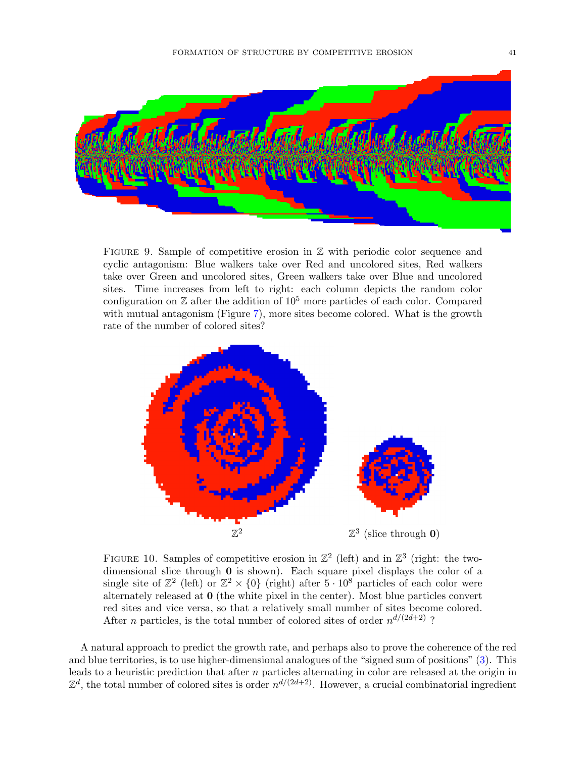Figure 9. Sample of competitive erosion in $\mathbb{Z}$ with periodic color sequence and cyclic antagonism: Blue walkers take over Red and uncolored sites, Red walkers take over Green and uncolored sites, Green walkers take over Blue and uncolored sites. Time increases from left to right: each column depicts the random color configuration on $\mathbb{Z}$ after the addition of $10^5$ more particles of each color. Compared with mutual antagonism (Figure 7), more sites become colored. What is the growth rate of the number of colored sites?

$\mathbb{Z}^2$ $\qquad\qquad$ $\mathbb{Z}^3$ (slice through $\mathbf{0}$)

Figure 10. Samples of competitive erosion in $\mathbb{Z}^2$ (left) and in $\mathbb{Z}^3$ (right: the two-dimensional slice through $\mathbf{0}$ is shown). Each square pixel displays the color of a single site of $\mathbb{Z}^2$ (left) or $\mathbb{Z}^2 \times \{0\}$ (right) after $5 \cdot 10^8$ particles of each color were alternately released at $\mathbf{0}$ (the white pixel in the center). Most blue particles convert red sites and vice versa, so that a relatively small number of sites become colored. After $n$ particles, is the total number of colored sites of order $n^{d/(2d+2)}$ ?

A natural approach to predict the growth rate, and perhaps also to prove the coherence of the red and blue territories, is to use higher-dimensional analogues of the "signed sum of positions" (3). This leads to a heuristic prediction that after $n$ particles alternating in color are released at the origin in $\mathbb{Z}^d$, the total number of colored sites is order $n^{d/(2d+2)}$. However, a crucial combinatorial ingredient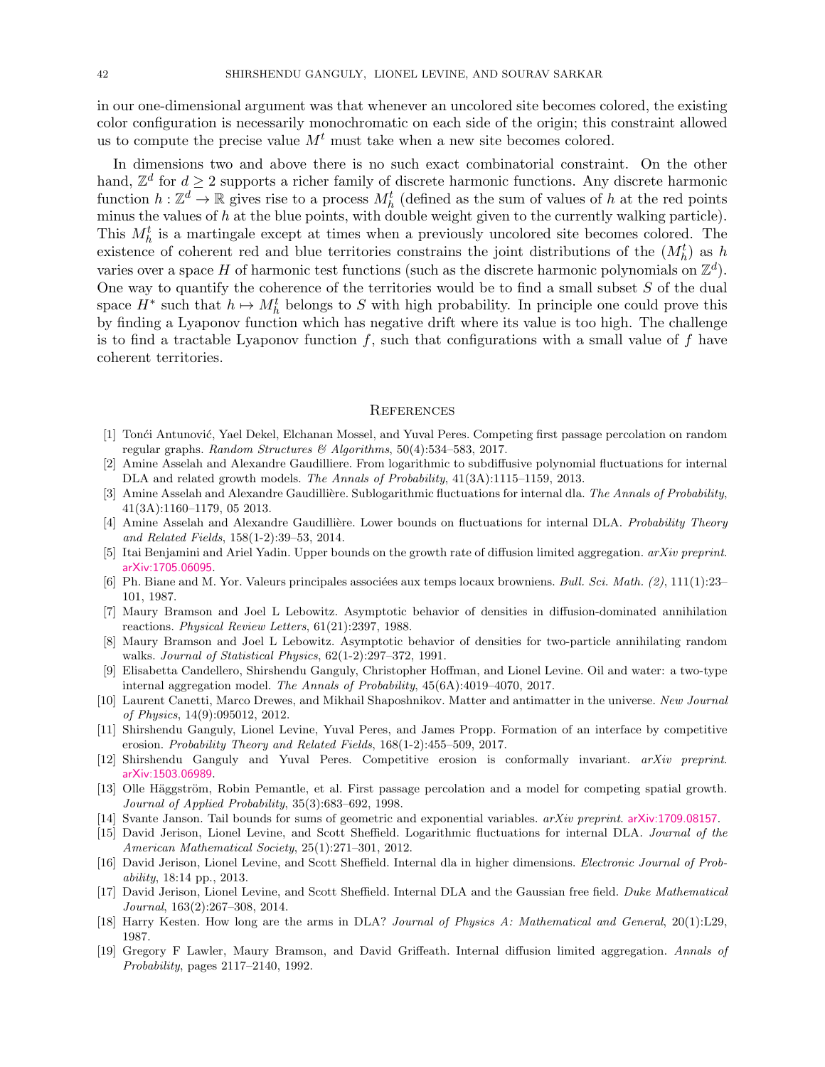in our one-dimensional argument was that whenever an uncolored site becomes colored, the existing color configuration is necessarily monochromatic on each side of the origin; this constraint allowed us to compute the precise value $M^t$ must take when a new site becomes colored.

In dimensions two and above there is no such exact combinatorial constraint. On the other hand, $\mathbb{Z}^d$ for $d \geq 2$ supports a richer family of discrete harmonic functions. Any discrete harmonic function $h : \mathbb{Z}^d \to \mathbb{R}$ gives rise to a process $M_h^t$ (defined as the sum of values of $h$ at the red points minus the values of $h$ at the blue points, with double weight given to the currently walking particle). This $M_h^t$ is a martingale except at times when a previously uncolored site becomes colored. The existence of coherent red and blue territories constrains the joint distributions of the $(M_h^t)$ as $h$ varies over a space $H$ of harmonic test functions (such as the discrete harmonic polynomials on $\mathbb{Z}^d$). One way to quantify the coherence of the territories would be to find a small subset $S$ of the dual space $H^*$ such that $h \mapsto M_h^t$ belongs to $S$ with high probability. In principle one could prove this by finding a Lyapunov function which has negative drift where its value is too high. The challenge is to find a tractable Lyapunov function $f$, such that configurations with a small value of $f$ have coherent territories.

## References

[1] Tonći Antunović, Yael Dekel, Elchanan Mossel, and Yuval Peres. Competing first passage percolation on random regular graphs. *Random Structures & Algorithms*, 50(4):534–583, 2017.

[2] Amine Asselah and Alexandre Gaudilliere. From logarithmic to subdiffusive polynomial fluctuations for internal DLA and related growth models. *The Annals of Probability*, 41(3A):1115–1159, 2013.

[3] Amine Asselah and Alexandre Gaudillière. Sublogarithmic fluctuations for internal dla. *The Annals of Probability*, 41(3A):1160–1179, 05 2013.

[4] Amine Asselah and Alexandre Gaudillière. Lower bounds on fluctuations for internal DLA. *Probability Theory and Related Fields*, 158(1-2):39–53, 2014.

[5] Itai Benjamini and Ariel Yadin. Upper bounds on the growth rate of diffusion limited aggregation. *arXiv preprint*. arXiv:1705.06095.

[6] Ph. Biane and M. Yor. Valeurs principales associées aux temps locaux browniens. *Bull. Sci. Math. (2)*, 111(1):23–101, 1987.

[7] Maury Bramson and Joel L Lebowitz. Asymptotic behavior of densities in diffusion-dominated annihilation reactions. *Physical Review Letters*, 61(21):2397, 1988.

[8] Maury Bramson and Joel L Lebowitz. Asymptotic behavior of densities for two-particle annihilating random walks. *Journal of Statistical Physics*, 62(1-2):297–372, 1991.

[9] Elisabetta Candellero, Shirshendu Ganguly, Christopher Hoffman, and Lionel Levine. Oil and water: a two-type internal aggregation model. *The Annals of Probability*, 45(6A):4019–4070, 2017.

[10] Laurent Canetti, Marco Drewes, and Mikhail Shaposhnikov. Matter and antimatter in the universe. *New Journal of Physics*, 14(9):095012, 2012.

[11] Shirshendu Ganguly, Lionel Levine, Yuval Peres, and James Propp. Formation of an interface by competitive erosion. *Probability Theory and Related Fields*, 168(1-2):455–509, 2017.

[12] Shirshendu Ganguly and Yuval Peres. Competitive erosion is conformally invariant. *arXiv preprint*. arXiv:1503.06989.

[13] Olle Häggström, Robin Pemantle, et al. First passage percolation and a model for competing spatial growth. *Journal of Applied Probability*, 35(3):683–692, 1998.

[14] Svante Janson. Tail bounds for sums of geometric and exponential variables. *arXiv preprint*. arXiv:1709.08157.

[15] David Jerison, Lionel Levine, and Scott Sheffield. Logarithmic fluctuations for internal DLA. *Journal of the American Mathematical Society*, 25(1):271–301, 2012.

[16] David Jerison, Lionel Levine, and Scott Sheffield. Internal dla in higher dimensions. *Electronic Journal of Probability*, 18:14 pp., 2013.

[17] David Jerison, Lionel Levine, and Scott Sheffield. Internal DLA and the Gaussian free field. *Duke Mathematical Journal*, 163(2):267–308, 2014.

[18] Harry Kesten. How long are the arms in DLA? *Journal of Physics A: Mathematical and General*, 20(1):L29, 1987.

[19] Gregory F Lawler, Maury Bramson, and David Griffeath. Internal diffusion limited aggregation. *Annals of Probability*, pages 2117–2140, 1992.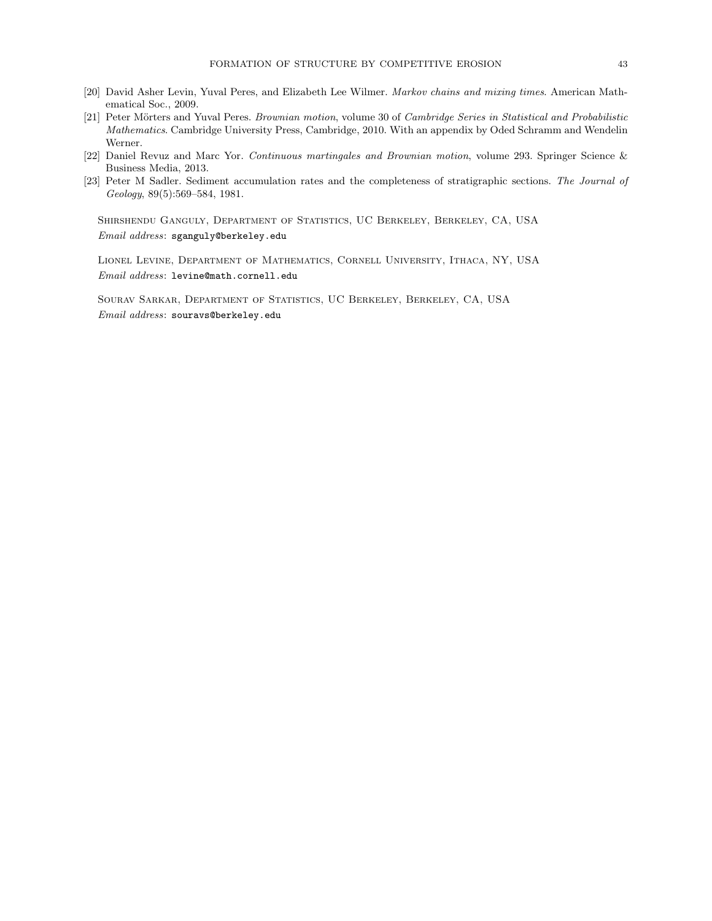[20] David Asher Levin, Yuval Peres, and Elizabeth Lee Wilmer. *Markov chains and mixing times*. American Mathematical Soc., 2009.

[21] Peter Mörters and Yuval Peres. *Brownian motion*, volume 30 of *Cambridge Series in Statistical and Probabilistic Mathematics*. Cambridge University Press, Cambridge, 2010. With an appendix by Oded Schramm and Wendelin Werner.

[22] Daniel Revuz and Marc Yor. *Continuous martingales and Brownian motion*, volume 293. Springer Science & Business Media, 2013.

[23] Peter M Sadler. Sediment accumulation rates and the completeness of stratigraphic sections. *The Journal of Geology*, 89(5):569–584, 1981.

Shirshendu Ganguly, Department of Statistics, UC Berkeley, Berkeley, CA, USA
*Email address*: `sganguly@berkeley.edu`

Lionel Levine, Department of Mathematics, Cornell University, Ithaca, NY, USA
*Email address*: `levine@math.cornell.edu`

Sourav Sarkar, Department of Statistics, UC Berkeley, Berkeley, CA, USA
*Email address*: `souravs@berkeley.edu`